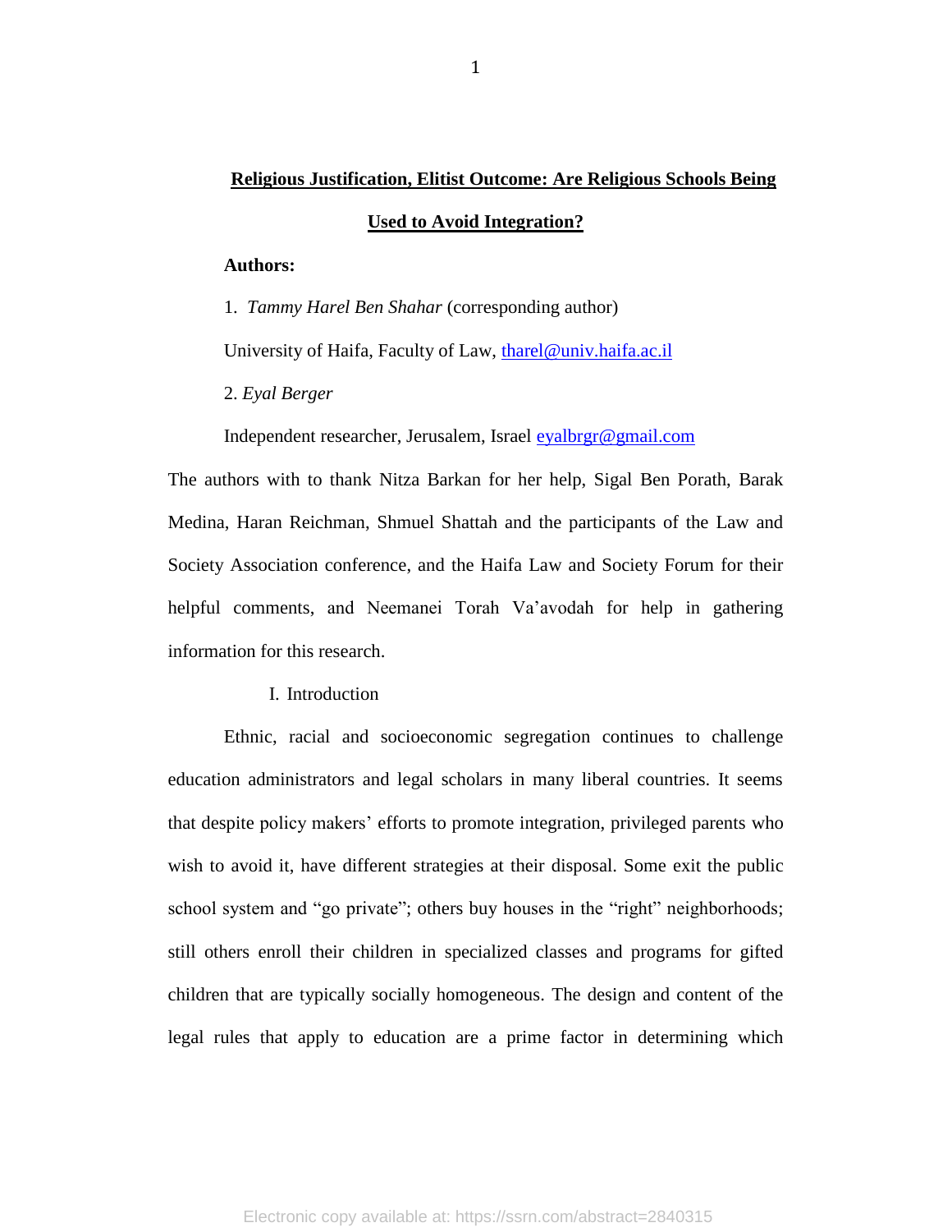# **Religious Justification, Elitist Outcome: Are Religious Schools Being Used to Avoid Integration?**

**Authors:**

1. *Tammy Harel Ben Shahar* (corresponding author)

University of Haifa, Faculty of Law, tharel@univ.haifa.ac.il

2. *Eyal Berger*

Independent researcher, Jerusalem, Israel eyalbrgr@gmail.com

The authors with to thank Nitza Barkan for her help, Sigal Ben Porath, Barak Medina, Haran Reichman, Shmuel Shattah and the participants of the Law and Society Association conference, and the Haifa Law and Society Forum for their helpful comments, and Neemanei Torah Va'avodah for help in gathering information for this research.

## I. Introduction

Ethnic, racial and socioeconomic segregation continues to challenge education administrators and legal scholars in many liberal countries. It seems that despite policy makers' efforts to promote integration, privileged parents who wish to avoid it, have different strategies at their disposal. Some exit the public school system and "go private"; others buy houses in the "right" neighborhoods; still others enroll their children in specialized classes and programs for gifted children that are typically socially homogeneous. The design and content of the legal rules that apply to education are a prime factor in determining which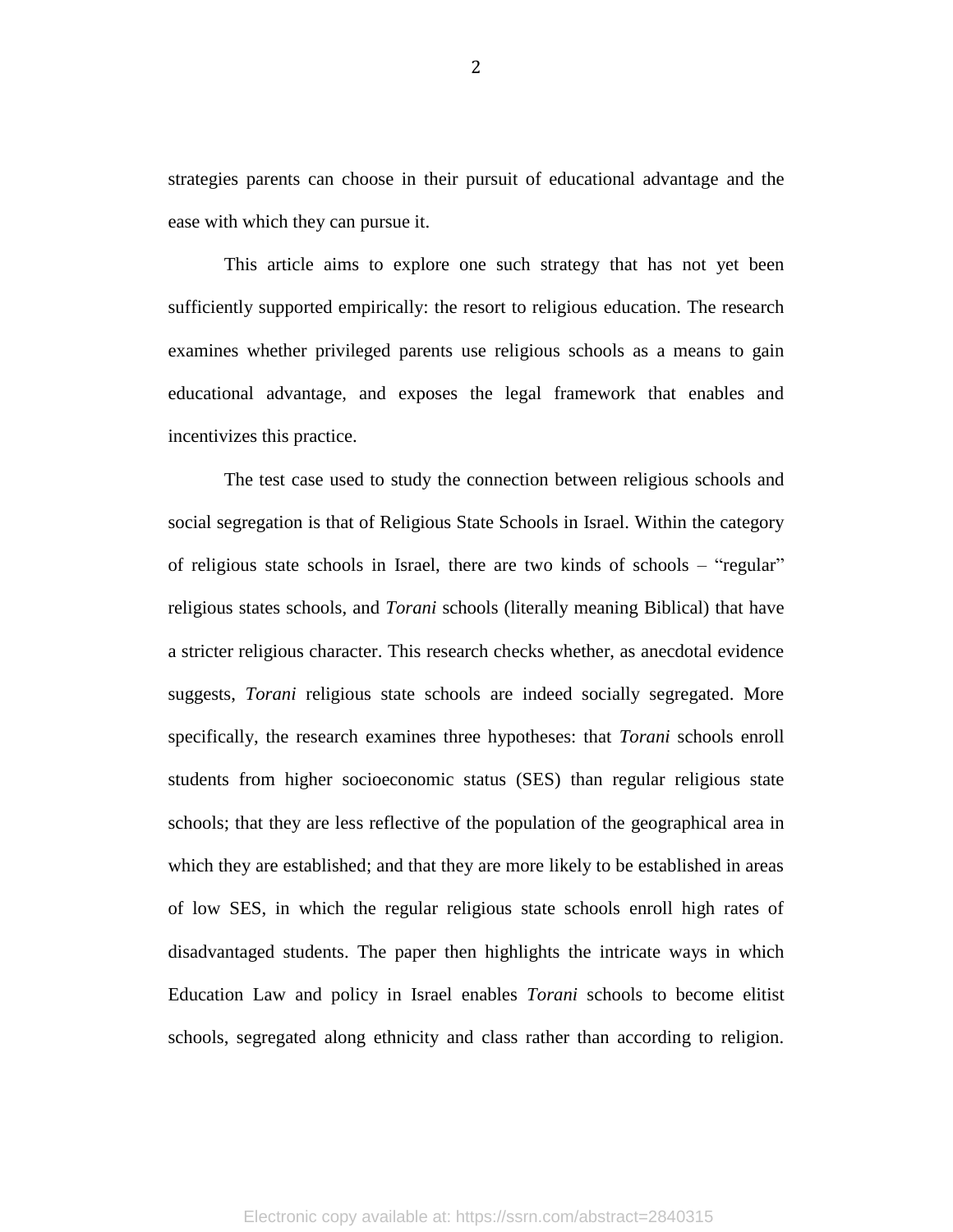strategies parents can choose in their pursuit of educational advantage and the ease with which they can pursue it.

This article aims to explore one such strategy that has not yet been sufficiently supported empirically: the resort to religious education. The research examines whether privileged parents use religious schools as a means to gain educational advantage, and exposes the legal framework that enables and incentivizes this practice.

The test case used to study the connection between religious schools and social segregation is that of Religious State Schools in Israel. Within the category of religious state schools in Israel, there are two kinds of schools – "regular" religious states schools, and *Torani* schools (literally meaning Biblical) that have a stricter religious character. This research checks whether, as anecdotal evidence suggests, *Torani* religious state schools are indeed socially segregated. More specifically, the research examines three hypotheses: that *Torani* schools enroll students from higher socioeconomic status (SES) than regular religious state schools; that they are less reflective of the population of the geographical area in which they are established; and that they are more likely to be established in areas of low SES, in which the regular religious state schools enroll high rates of disadvantaged students. The paper then highlights the intricate ways in which Education Law and policy in Israel enables *Torani* schools to become elitist schools, segregated along ethnicity and class rather than according to religion.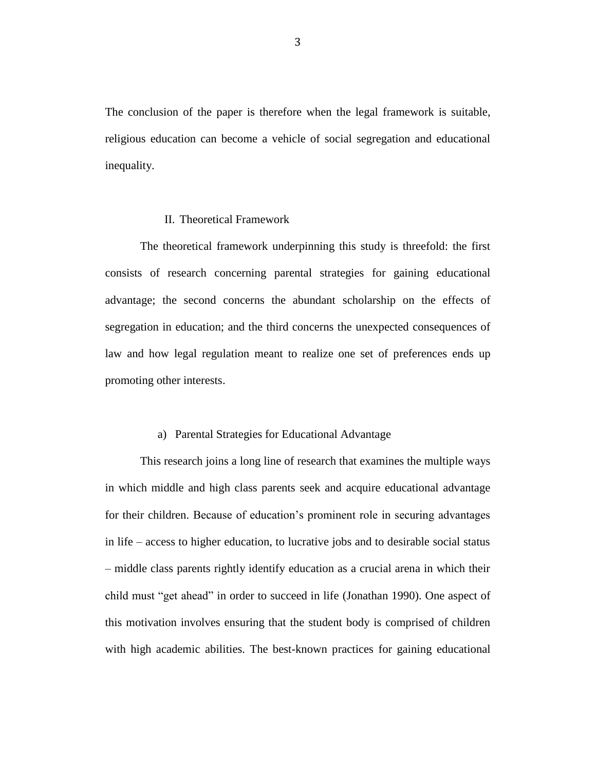The conclusion of the paper is therefore when the legal framework is suitable, religious education can become a vehicle of social segregation and educational inequality.

## II. Theoretical Framework

The theoretical framework underpinning this study is threefold: the first consists of research concerning parental strategies for gaining educational advantage; the second concerns the abundant scholarship on the effects of segregation in education; and the third concerns the unexpected consequences of law and how legal regulation meant to realize one set of preferences ends up promoting other interests.

### a) Parental Strategies for Educational Advantage

This research joins a long line of research that examines the multiple ways in which middle and high class parents seek and acquire educational advantage for their children. Because of education's prominent role in securing advantages in life – access to higher education, to lucrative jobs and to desirable social status – middle class parents rightly identify education as a crucial arena in which their child must "get ahead" in order to succeed in life (Jonathan 1990). One aspect of this motivation involves ensuring that the student body is comprised of children with high academic abilities. The best-known practices for gaining educational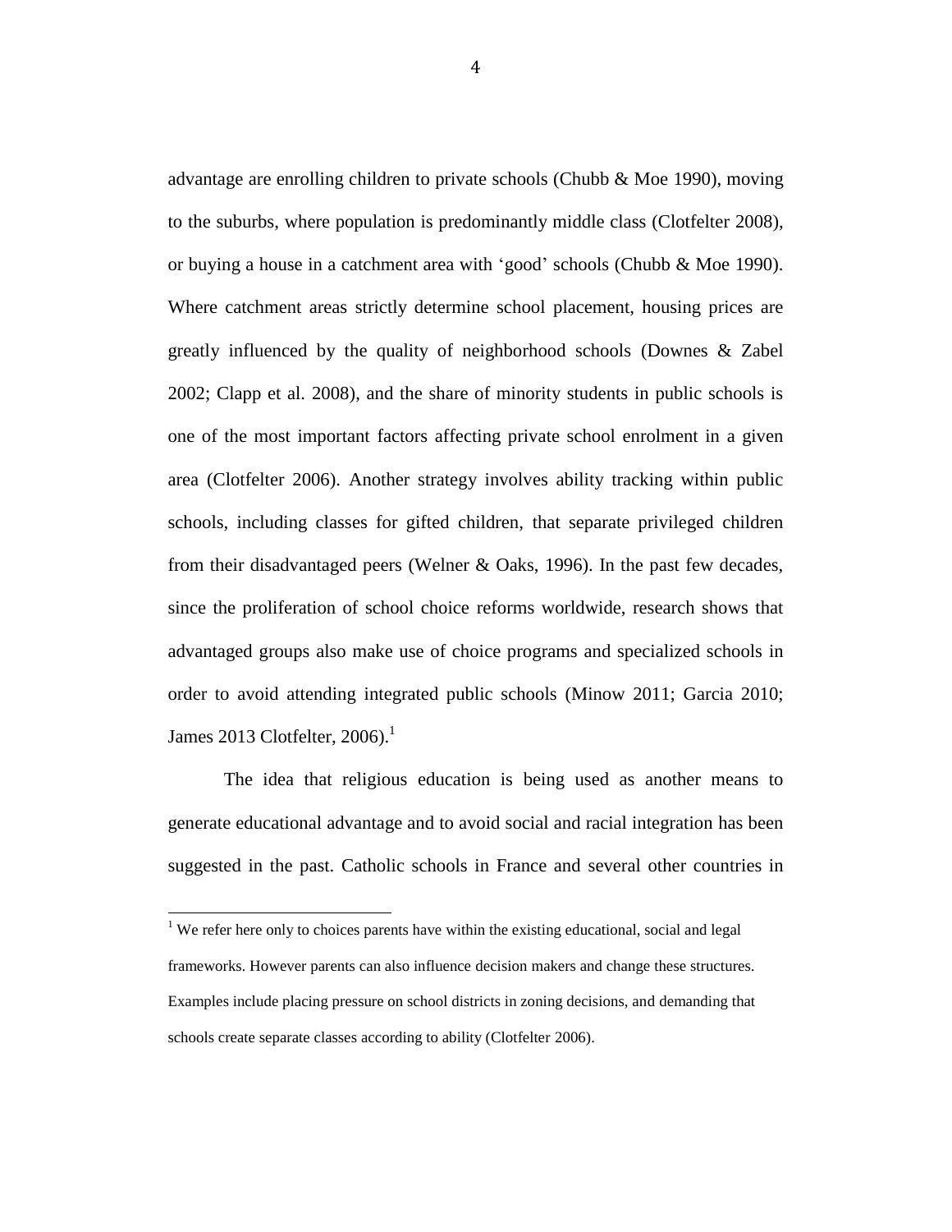advantage are enrolling children to private schools (Chubb & Moe 1990), moving to the suburbs, where population is predominantly middle class (Clotfelter 2008), or buying a house in a catchment area with 'good' schools (Chubb & Moe 1990). Where catchment areas strictly determine school placement, housing prices are greatly influenced by the quality of neighborhood schools (Downes & Zabel 2002; Clapp et al. 2008), and the share of minority students in public schools is one of the most important factors affecting private school enrolment in a given area (Clotfelter 2006). Another strategy involves ability tracking within public schools, including classes for gifted children, that separate privileged children from their disadvantaged peers (Welner & Oaks, 1996). In the past few decades, since the proliferation of school choice reforms worldwide, research shows that advantaged groups also make use of choice programs and specialized schools in order to avoid attending integrated public schools (Minow 2011; Garcia 2010; James 2013 Clotfelter, 2006).[1]

The idea that religious education is being used as another means to generate educational advantage and to avoid social and racial integration has been suggested in the past. Catholic schools in France and several other countries in

[1] We refer here only to choices parents have within the existing educational, social and legal frameworks. However parents can also influence decision makers and change these structures. Examples include placing pressure on school districts in zoning decisions, and demanding that schools create separate classes according to ability (Clotfelter 2006).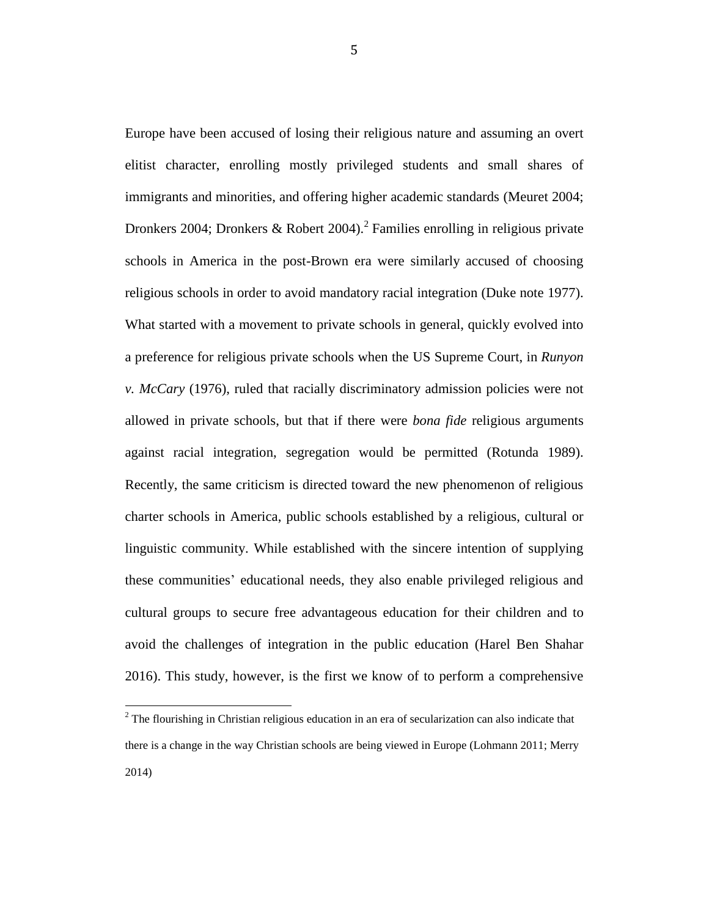Europe have been accused of losing their religious nature and assuming an overt elitist character, enrolling mostly privileged students and small shares of immigrants and minorities, and offering higher academic standards (Meuret 2004; Dronkers 2004; Dronkers & Robert 2004).[2] Families enrolling in religious private schools in America in the post-Brown era were similarly accused of choosing religious schools in order to avoid mandatory racial integration (Duke note 1977). What started with a movement to private schools in general, quickly evolved into a preference for religious private schools when the US Supreme Court, in *Runyon v. McCary* (1976), ruled that racially discriminatory admission policies were not allowed in private schools, but that if there were *bona fide* religious arguments against racial integration, segregation would be permitted (Rotunda 1989). Recently, the same criticism is directed toward the new phenomenon of religious charter schools in America, public schools established by a religious, cultural or linguistic community. While established with the sincere intention of supplying these communities' educational needs, they also enable privileged religious and cultural groups to secure free advantageous education for their children and to avoid the challenges of integration in the public education (Harel Ben Shahar 2016). This study, however, is the first we know of to perform a comprehensive

[2] The flourishing in Christian religious education in an era of secularization can also indicate that there is a change in the way Christian schools are being viewed in Europe (Lohmann 2011; Merry 2014)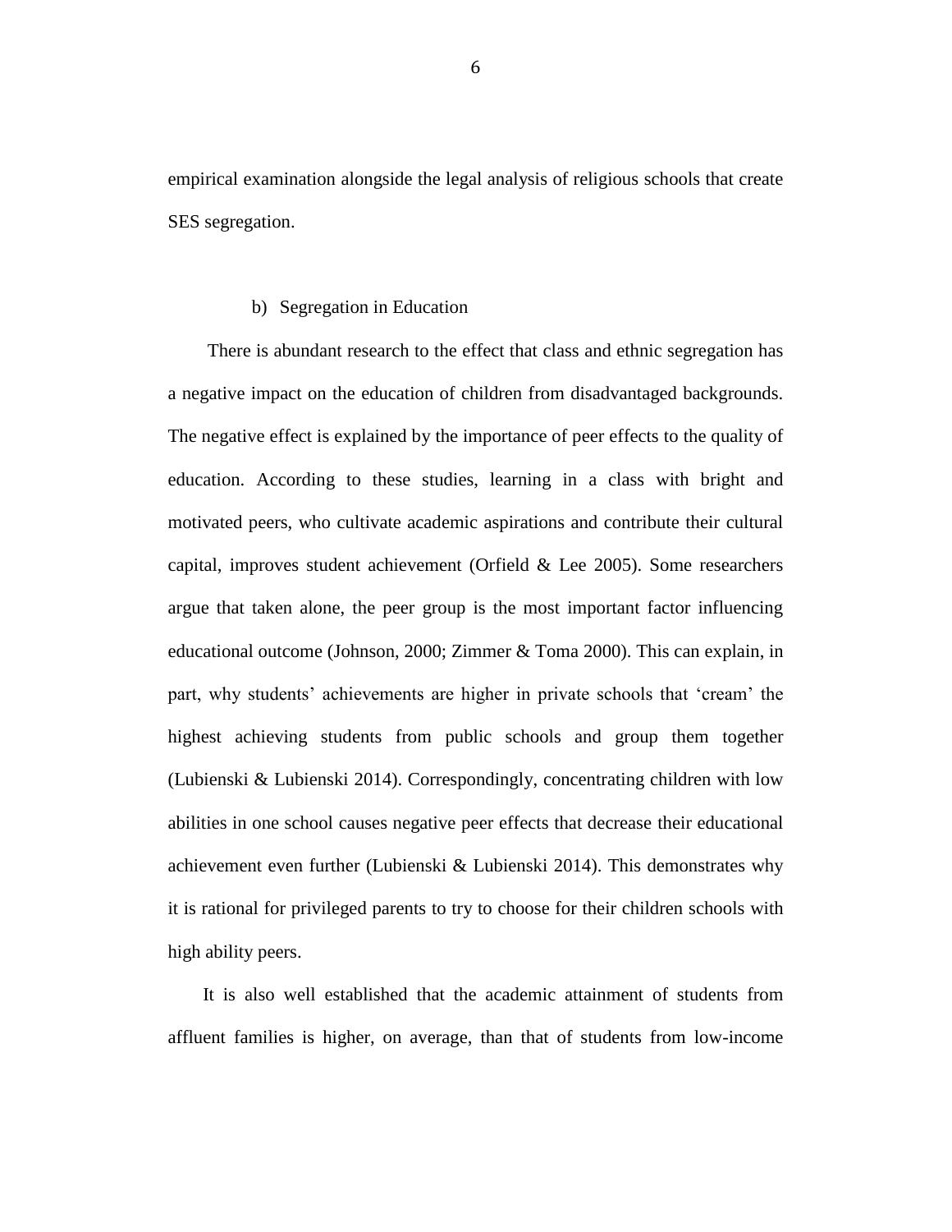empirical examination alongside the legal analysis of religious schools that create SES segregation.

### b) Segregation in Education

There is abundant research to the effect that class and ethnic segregation has a negative impact on the education of children from disadvantaged backgrounds. The negative effect is explained by the importance of peer effects to the quality of education. According to these studies, learning in a class with bright and motivated peers, who cultivate academic aspirations and contribute their cultural capital, improves student achievement (Orfield & Lee 2005). Some researchers argue that taken alone, the peer group is the most important factor influencing educational outcome (Johnson, 2000; Zimmer & Toma 2000). This can explain, in part, why students' achievements are higher in private schools that 'cream' the highest achieving students from public schools and group them together (Lubienski & Lubienski 2014). Correspondingly, concentrating children with low abilities in one school causes negative peer effects that decrease their educational achievement even further (Lubienski & Lubienski 2014). This demonstrates why it is rational for privileged parents to try to choose for their children schools with high ability peers.

It is also well established that the academic attainment of students from affluent families is higher, on average, than that of students from low-income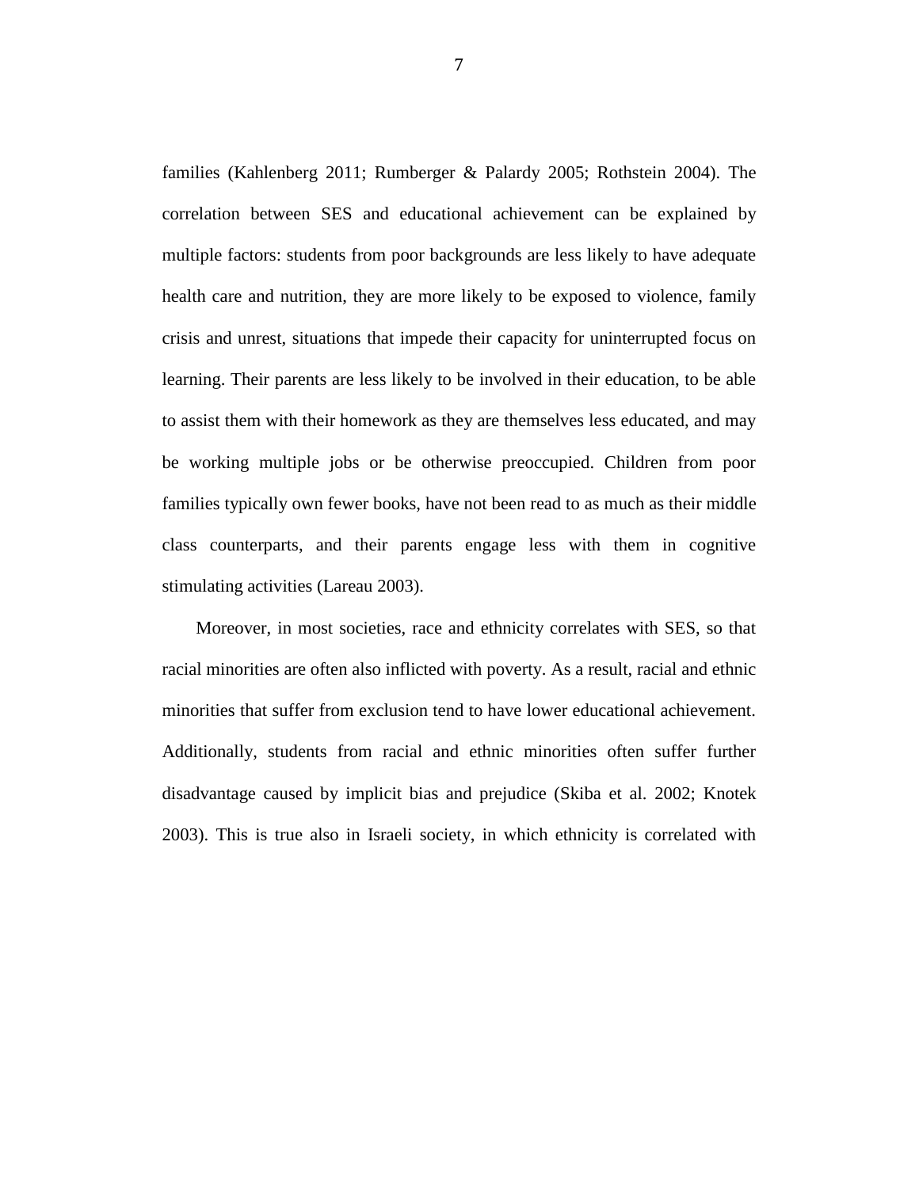families (Kahlenberg 2011; Rumberger & Palardy 2005; Rothstein 2004). The correlation between SES and educational achievement can be explained by multiple factors: students from poor backgrounds are less likely to have adequate health care and nutrition, they are more likely to be exposed to violence, family crisis and unrest, situations that impede their capacity for uninterrupted focus on learning. Their parents are less likely to be involved in their education, to be able to assist them with their homework as they are themselves less educated, and may be working multiple jobs or be otherwise preoccupied. Children from poor families typically own fewer books, have not been read to as much as their middle class counterparts, and their parents engage less with them in cognitive stimulating activities (Lareau 2003).

Moreover, in most societies, race and ethnicity correlates with SES, so that racial minorities are often also inflicted with poverty. As a result, racial and ethnic minorities that suffer from exclusion tend to have lower educational achievement. Additionally, students from racial and ethnic minorities often suffer further disadvantage caused by implicit bias and prejudice (Skiba et al. 2002; Knotek 2003). This is true also in Israeli society, in which ethnicity is correlated with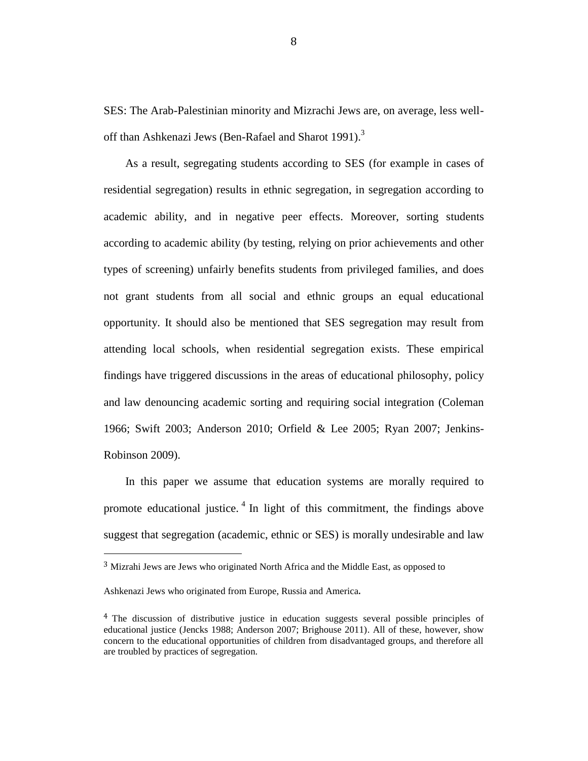SES: The Arab-Palestinian minority and Mizrachi Jews are, on average, less well-off than Ashkenazi Jews (Ben-Rafael and Sharot 1991).[3]

As a result, segregating students according to SES (for example in cases of residential segregation) results in ethnic segregation, in segregation according to academic ability, and in negative peer effects. Moreover, sorting students according to academic ability (by testing, relying on prior achievements and other types of screening) unfairly benefits students from privileged families, and does not grant students from all social and ethnic groups an equal educational opportunity. It should also be mentioned that SES segregation may result from attending local schools, when residential segregation exists. These empirical findings have triggered discussions in the areas of educational philosophy, policy and law denouncing academic sorting and requiring social integration (Coleman 1966; Swift 2003; Anderson 2010; Orfield & Lee 2005; Ryan 2007; Jenkins-Robinson 2009).

In this paper we assume that education systems are morally required to promote educational justice.[4] In light of this commitment, the findings above suggest that segregation (academic, ethnic or SES) is morally undesirable and law

---

[3] Mizrahi Jews are Jews who originated North Africa and the Middle East, as opposed to Ashkenazi Jews who originated from Europe, Russia and America.

[4] The discussion of distributive justice in education suggests several possible principles of educational justice (Jencks 1988; Anderson 2007; Brighouse 2011). All of these, however, show concern to the educational opportunities of children from disadvantaged groups, and therefore all are troubled by practices of segregation.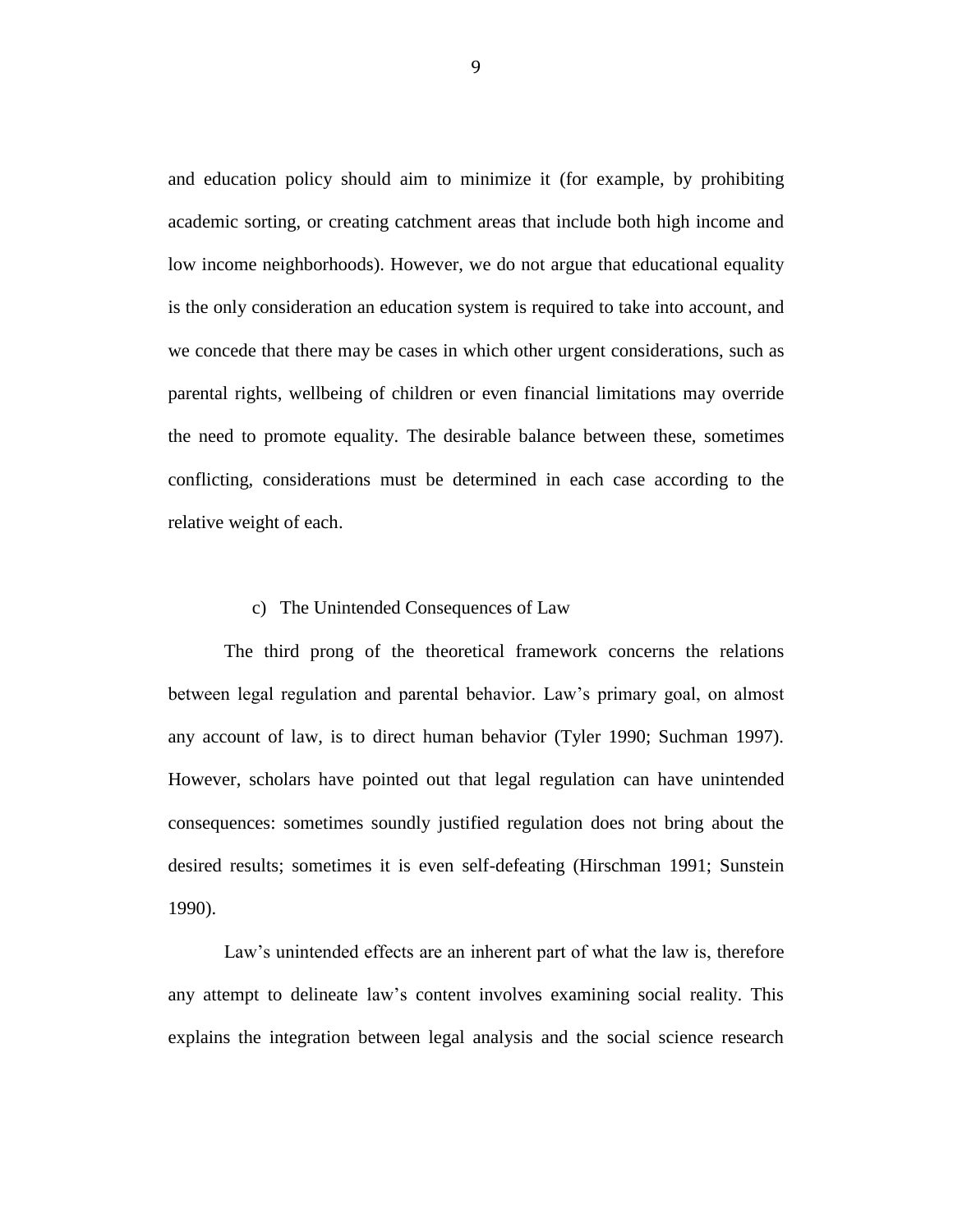and education policy should aim to minimize it (for example, by prohibiting academic sorting, or creating catchment areas that include both high income and low income neighborhoods). However, we do not argue that educational equality is the only consideration an education system is required to take into account, and we concede that there may be cases in which other urgent considerations, such as parental rights, wellbeing of children or even financial limitations may override the need to promote equality. The desirable balance between these, sometimes conflicting, considerations must be determined in each case according to the relative weight of each.

### c) The Unintended Consequences of Law

The third prong of the theoretical framework concerns the relations between legal regulation and parental behavior. Law's primary goal, on almost any account of law, is to direct human behavior (Tyler 1990; Suchman 1997). However, scholars have pointed out that legal regulation can have unintended consequences: sometimes soundly justified regulation does not bring about the desired results; sometimes it is even self-defeating (Hirschman 1991; Sunstein 1990).

Law's unintended effects are an inherent part of what the law is, therefore any attempt to delineate law's content involves examining social reality. This explains the integration between legal analysis and the social science research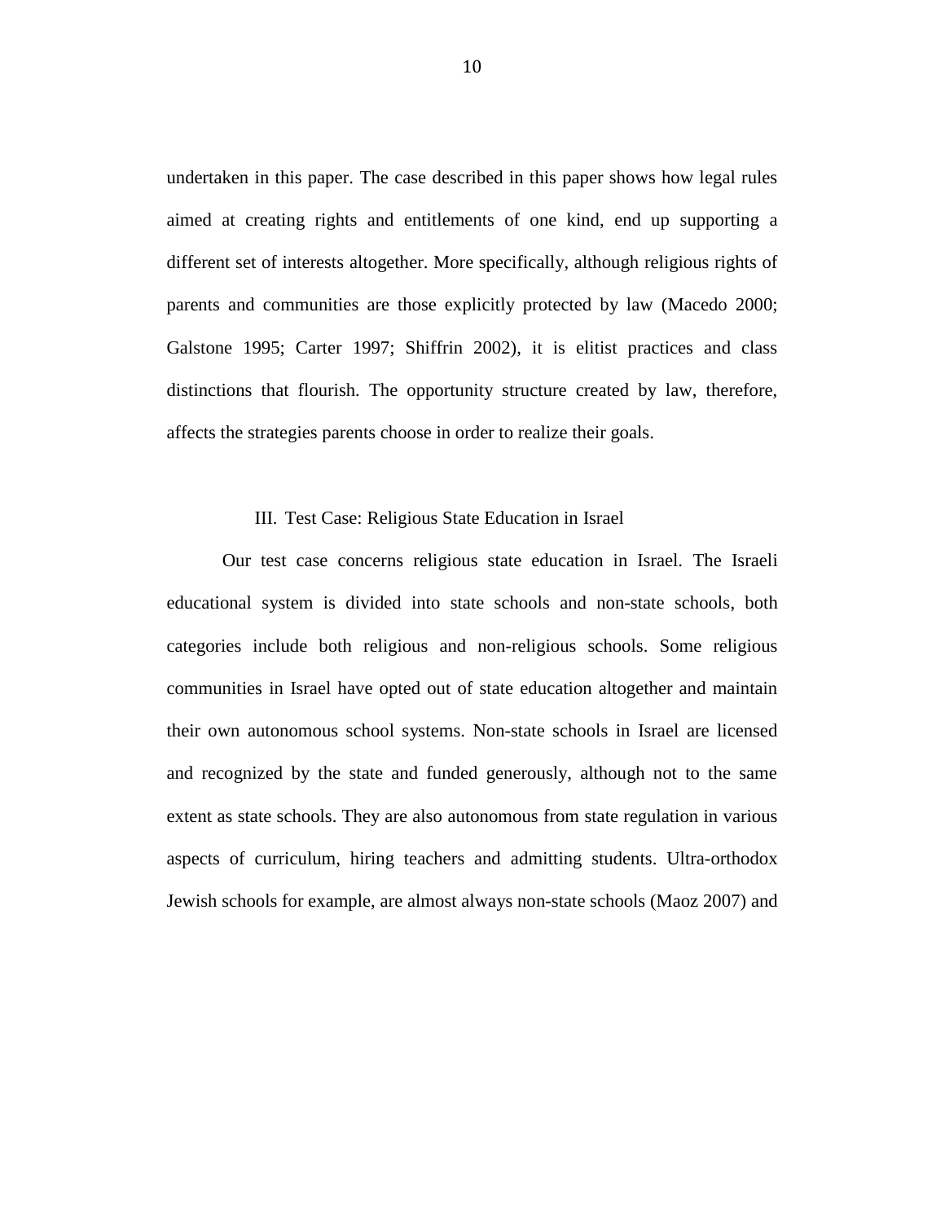undertaken in this paper. The case described in this paper shows how legal rules aimed at creating rights and entitlements of one kind, end up supporting a different set of interests altogether. More specifically, although religious rights of parents and communities are those explicitly protected by law (Macedo 2000; Galstone 1995; Carter 1997; Shiffrin 2002), it is elitist practices and class distinctions that flourish. The opportunity structure created by law, therefore, affects the strategies parents choose in order to realize their goals.

## III. Test Case: Religious State Education in Israel

Our test case concerns religious state education in Israel. The Israeli educational system is divided into state schools and non-state schools, both categories include both religious and non-religious schools. Some religious communities in Israel have opted out of state education altogether and maintain their own autonomous school systems. Non-state schools in Israel are licensed and recognized by the state and funded generously, although not to the same extent as state schools. They are also autonomous from state regulation in various aspects of curriculum, hiring teachers and admitting students. Ultra-orthodox Jewish schools for example, are almost always non-state schools (Maoz 2007) and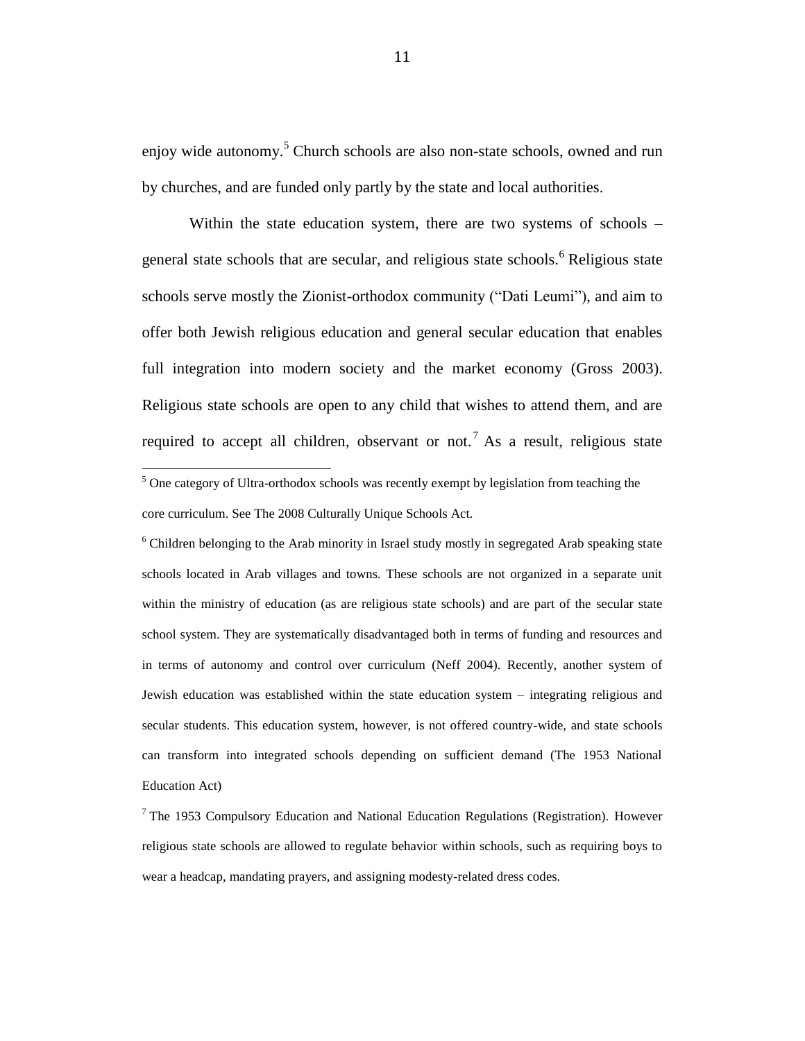enjoy wide autonomy.[5] Church schools are also non-state schools, owned and run by churches, and are funded only partly by the state and local authorities.

Within the state education system, there are two systems of schools – general state schools that are secular, and religious state schools.[6] Religious state schools serve mostly the Zionist-orthodox community ("Dati Leumi"), and aim to offer both Jewish religious education and general secular education that enables full integration into modern society and the market economy (Gross 2003). Religious state schools are open to any child that wishes to attend them, and are required to accept all children, observant or not.[7] As a result, religious state

---

[5] One category of Ultra-orthodox schools was recently exempt by legislation from teaching the core curriculum. See The 2008 Culturally Unique Schools Act.

[6] Children belonging to the Arab minority in Israel study mostly in segregated Arab speaking state schools located in Arab villages and towns. These schools are not organized in a separate unit within the ministry of education (as are religious state schools) and are part of the secular state school system. They are systematically disadvantaged both in terms of funding and resources and in terms of autonomy and control over curriculum (Neff 2004). Recently, another system of Jewish education was established within the state education system – integrating religious and secular students. This education system, however, is not offered country-wide, and state schools can transform into integrated schools depending on sufficient demand (The 1953 National Education Act)

[7] The 1953 Compulsory Education and National Education Regulations (Registration). However religious state schools are allowed to regulate behavior within schools, such as requiring boys to wear a headcap, mandating prayers, and assigning modesty-related dress codes.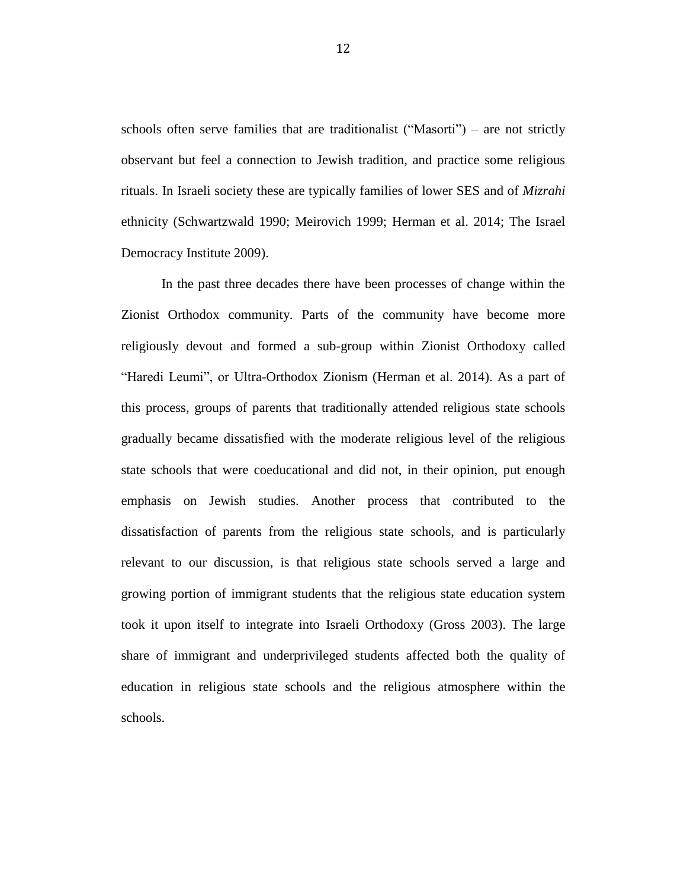schools often serve families that are traditionalist ("Masorti") – are not strictly observant but feel a connection to Jewish tradition, and practice some religious rituals. In Israeli society these are typically families of lower SES and of *Mizrahi* ethnicity (Schwartzwald 1990; Meirovich 1999; Herman et al. 2014; The Israel Democracy Institute 2009).

In the past three decades there have been processes of change within the Zionist Orthodox community. Parts of the community have become more religiously devout and formed a sub-group within Zionist Orthodoxy called "Haredi Leumi", or Ultra-Orthodox Zionism (Herman et al. 2014). As a part of this process, groups of parents that traditionally attended religious state schools gradually became dissatisfied with the moderate religious level of the religious state schools that were coeducational and did not, in their opinion, put enough emphasis on Jewish studies. Another process that contributed to the dissatisfaction of parents from the religious state schools, and is particularly relevant to our discussion, is that religious state schools served a large and growing portion of immigrant students that the religious state education system took it upon itself to integrate into Israeli Orthodoxy (Gross 2003). The large share of immigrant and underprivileged students affected both the quality of education in religious state schools and the religious atmosphere within the schools.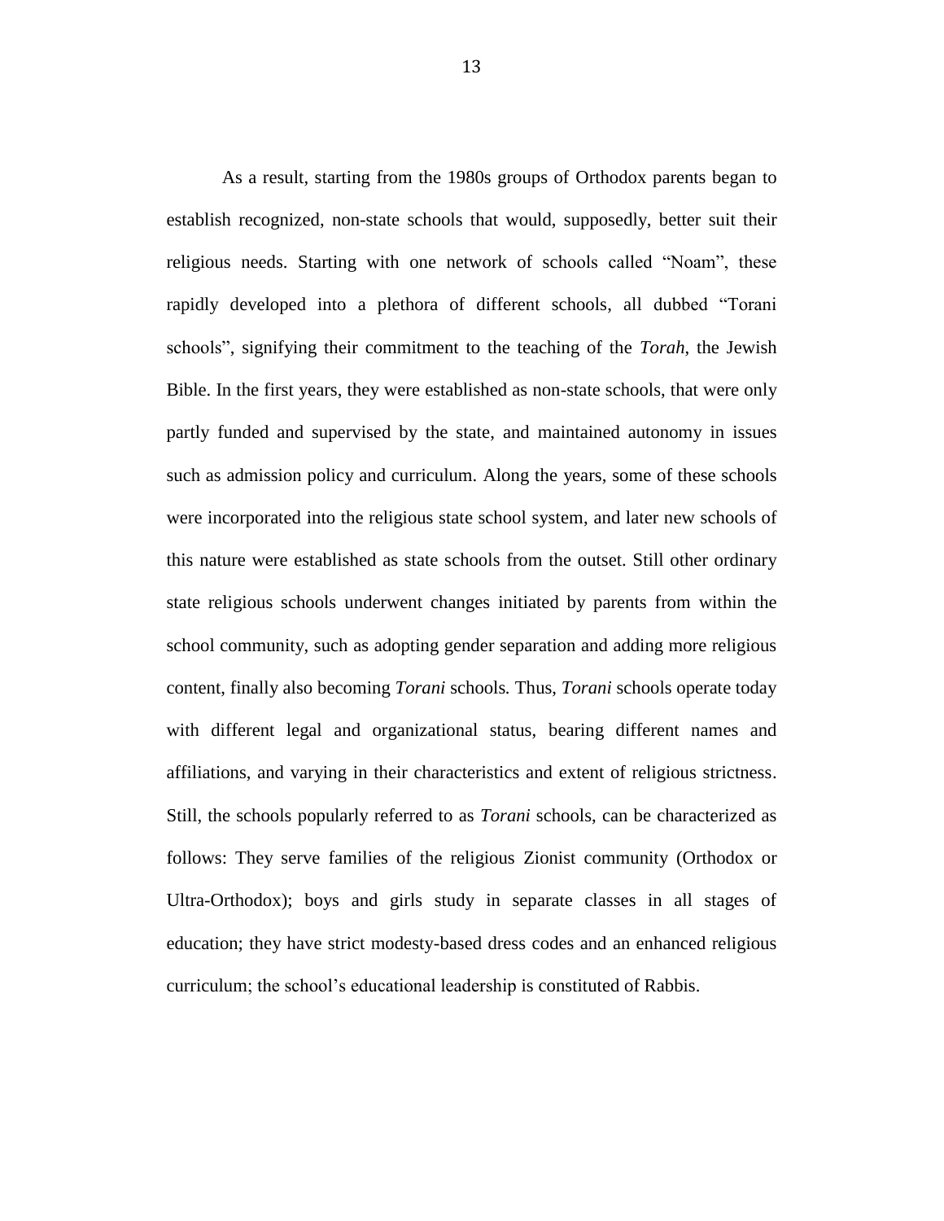As a result, starting from the 1980s groups of Orthodox parents began to establish recognized, non-state schools that would, supposedly, better suit their religious needs. Starting with one network of schools called "Noam", these rapidly developed into a plethora of different schools, all dubbed "Torani schools", signifying their commitment to the teaching of the *Torah*, the Jewish Bible. In the first years, they were established as non-state schools, that were only partly funded and supervised by the state, and maintained autonomy in issues such as admission policy and curriculum. Along the years, some of these schools were incorporated into the religious state school system, and later new schools of this nature were established as state schools from the outset. Still other ordinary state religious schools underwent changes initiated by parents from within the school community, such as adopting gender separation and adding more religious content, finally also becoming *Torani* schools. Thus, *Torani* schools operate today with different legal and organizational status, bearing different names and affiliations, and varying in their characteristics and extent of religious strictness. Still, the schools popularly referred to as *Torani* schools, can be characterized as follows: They serve families of the religious Zionist community (Orthodox or Ultra-Orthodox); boys and girls study in separate classes in all stages of education; they have strict modesty-based dress codes and an enhanced religious curriculum; the school's educational leadership is constituted of Rabbis.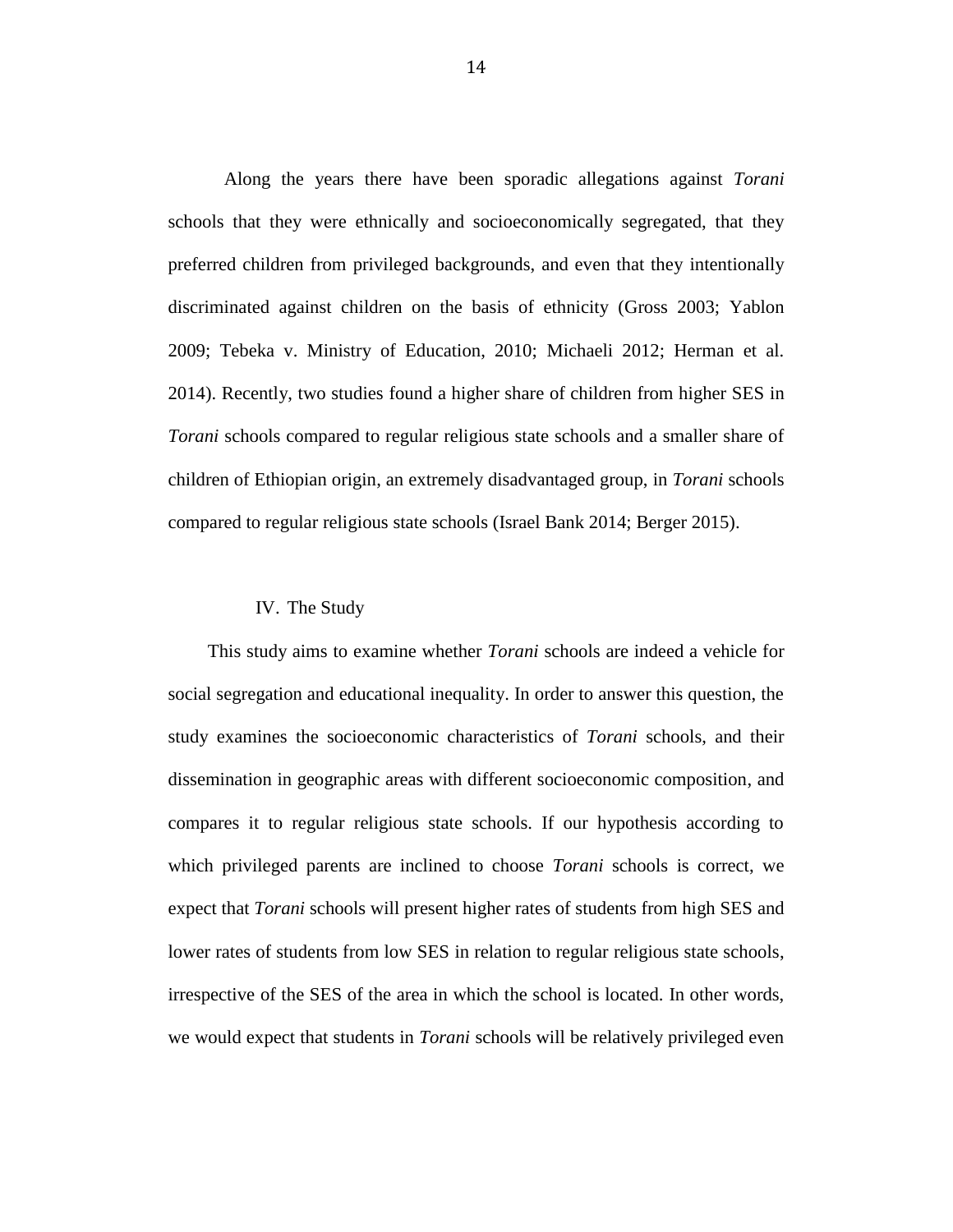Along the years there have been sporadic allegations against *Torani* schools that they were ethnically and socioeconomically segregated, that they preferred children from privileged backgrounds, and even that they intentionally discriminated against children on the basis of ethnicity (Gross 2003; Yablon 2009; Tebeka v. Ministry of Education, 2010; Michaeli 2012; Herman et al. 2014). Recently, two studies found a higher share of children from higher SES in *Torani* schools compared to regular religious state schools and a smaller share of children of Ethiopian origin, an extremely disadvantaged group, in *Torani* schools compared to regular religious state schools (Israel Bank 2014; Berger 2015).

## IV. The Study

This study aims to examine whether *Torani* schools are indeed a vehicle for social segregation and educational inequality. In order to answer this question, the study examines the socioeconomic characteristics of *Torani* schools, and their dissemination in geographic areas with different socioeconomic composition, and compares it to regular religious state schools. If our hypothesis according to which privileged parents are inclined to choose *Torani* schools is correct, we expect that *Torani* schools will present higher rates of students from high SES and lower rates of students from low SES in relation to regular religious state schools, irrespective of the SES of the area in which the school is located. In other words, we would expect that students in *Torani* schools will be relatively privileged even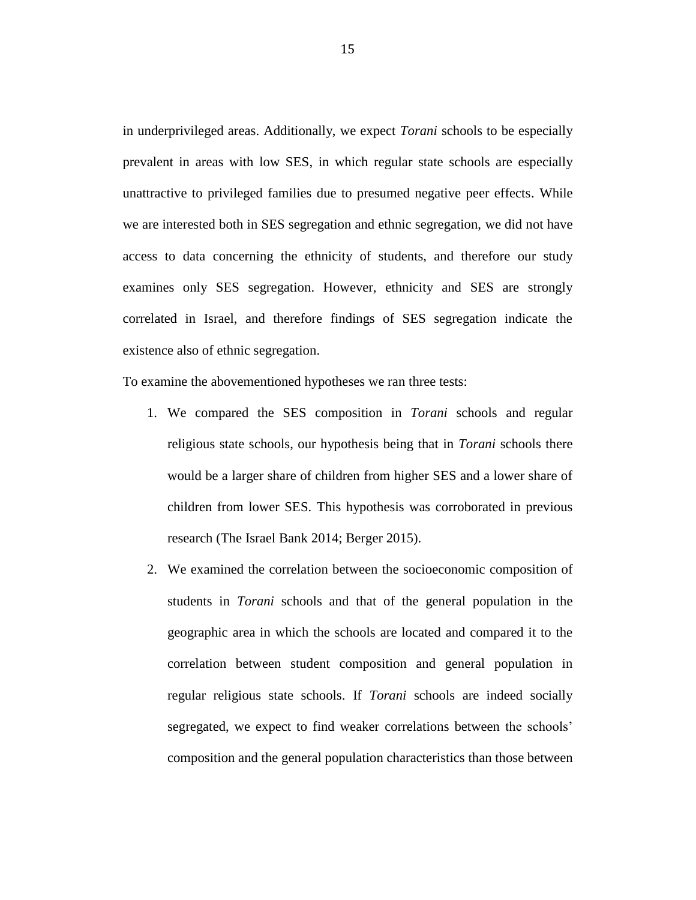in underprivileged areas. Additionally, we expect *Torani* schools to be especially prevalent in areas with low SES, in which regular state schools are especially unattractive to privileged families due to presumed negative peer effects. While we are interested both in SES segregation and ethnic segregation, we did not have access to data concerning the ethnicity of students, and therefore our study examines only SES segregation. However, ethnicity and SES are strongly correlated in Israel, and therefore findings of SES segregation indicate the existence also of ethnic segregation.

To examine the abovementioned hypotheses we ran three tests:

1. We compared the SES composition in *Torani* schools and regular religious state schools, our hypothesis being that in *Torani* schools there would be a larger share of children from higher SES and a lower share of children from lower SES. This hypothesis was corroborated in previous research (The Israel Bank 2014; Berger 2015).
2. We examined the correlation between the socioeconomic composition of students in *Torani* schools and that of the general population in the geographic area in which the schools are located and compared it to the correlation between student composition and general population in regular religious state schools. If *Torani* schools are indeed socially segregated, we expect to find weaker correlations between the schools' composition and the general population characteristics than those between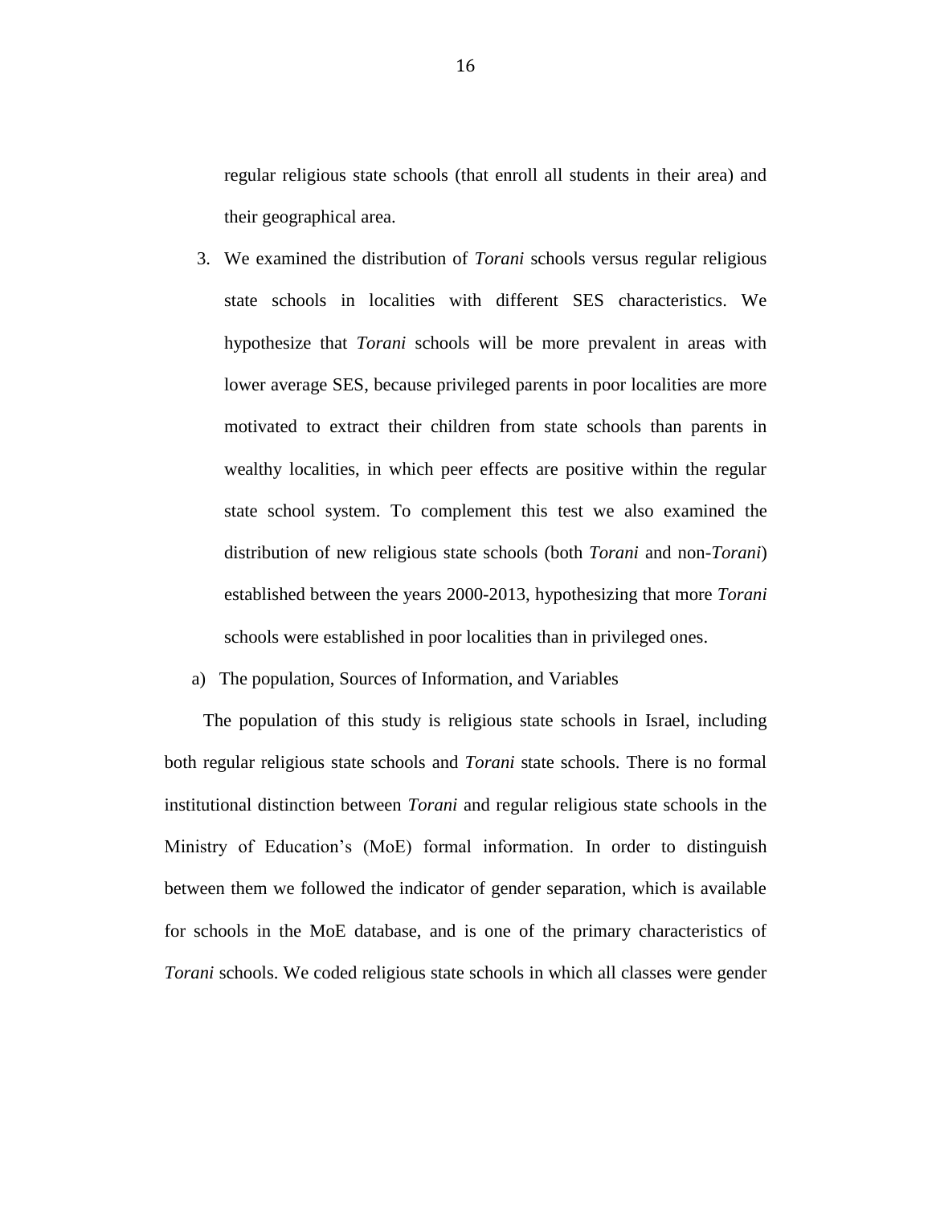regular religious state schools (that enroll all students in their area) and their geographical area.

3. We examined the distribution of *Torani* schools versus regular religious state schools in localities with different SES characteristics. We hypothesize that *Torani* schools will be more prevalent in areas with lower average SES, because privileged parents in poor localities are more motivated to extract their children from state schools than parents in wealthy localities, in which peer effects are positive within the regular state school system. To complement this test we also examined the distribution of new religious state schools (both *Torani* and non-*Torani*) established between the years 2000-2013, hypothesizing that more *Torani* schools were established in poor localities than in privileged ones.

a) The population, Sources of Information, and Variables

The population of this study is religious state schools in Israel, including both regular religious state schools and *Torani* state schools. There is no formal institutional distinction between *Torani* and regular religious state schools in the Ministry of Education's (MoE) formal information. In order to distinguish between them we followed the indicator of gender separation, which is available for schools in the MoE database, and is one of the primary characteristics of *Torani* schools. We coded religious state schools in which all classes were gender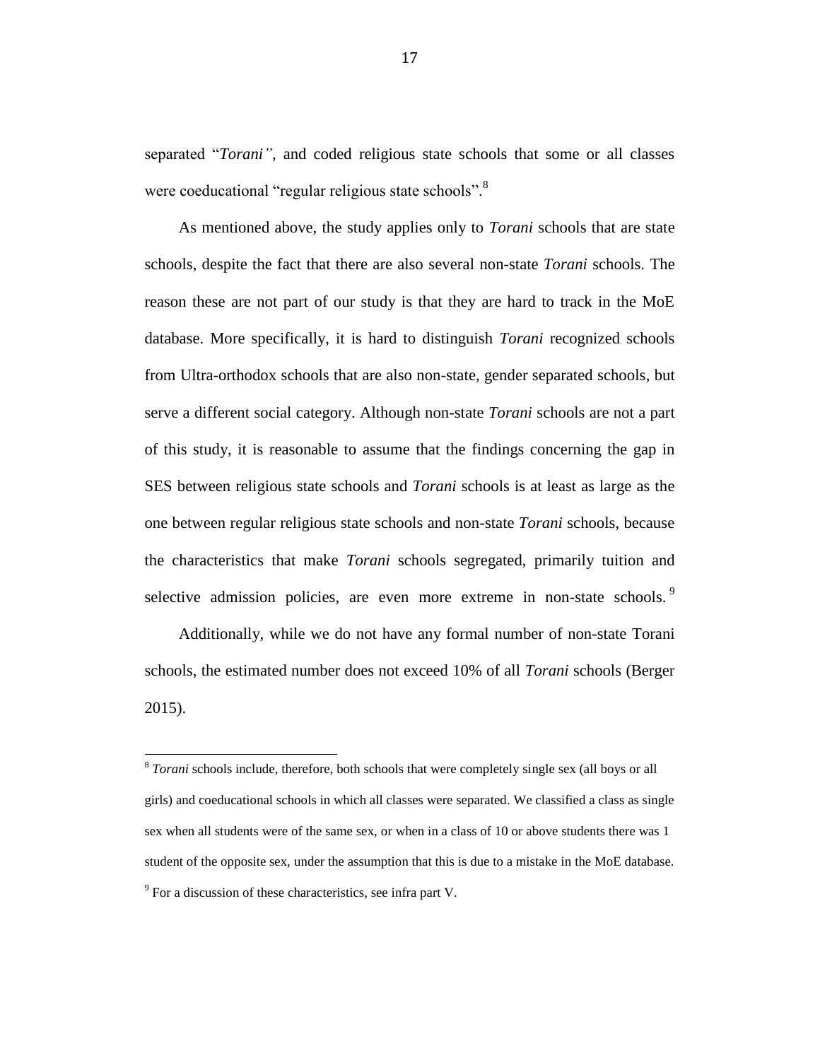separated "*Torani"*, and coded religious state schools that some or all classes were coeducational "regular religious state schools".[8]

As mentioned above, the study applies only to *Torani* schools that are state schools, despite the fact that there are also several non-state *Torani* schools. The reason these are not part of our study is that they are hard to track in the MoE database. More specifically, it is hard to distinguish *Torani* recognized schools from Ultra-orthodox schools that are also non-state, gender separated schools, but serve a different social category. Although non-state *Torani* schools are not a part of this study, it is reasonable to assume that the findings concerning the gap in SES between religious state schools and *Torani* schools is at least as large as the one between regular religious state schools and non-state *Torani* schools, because the characteristics that make *Torani* schools segregated, primarily tuition and selective admission policies, are even more extreme in non-state schools.[9]

Additionally, while we do not have any formal number of non-state Torani schools, the estimated number does not exceed 10% of all *Torani* schools (Berger 2015).

---

[8] *Torani* schools include, therefore, both schools that were completely single sex (all boys or all girls) and coeducational schools in which all classes were separated. We classified a class as single sex when all students were of the same sex, or when in a class of 10 or above students there was 1 student of the opposite sex, under the assumption that this is due to a mistake in the MoE database.

[9] For a discussion of these characteristics, see infra part V.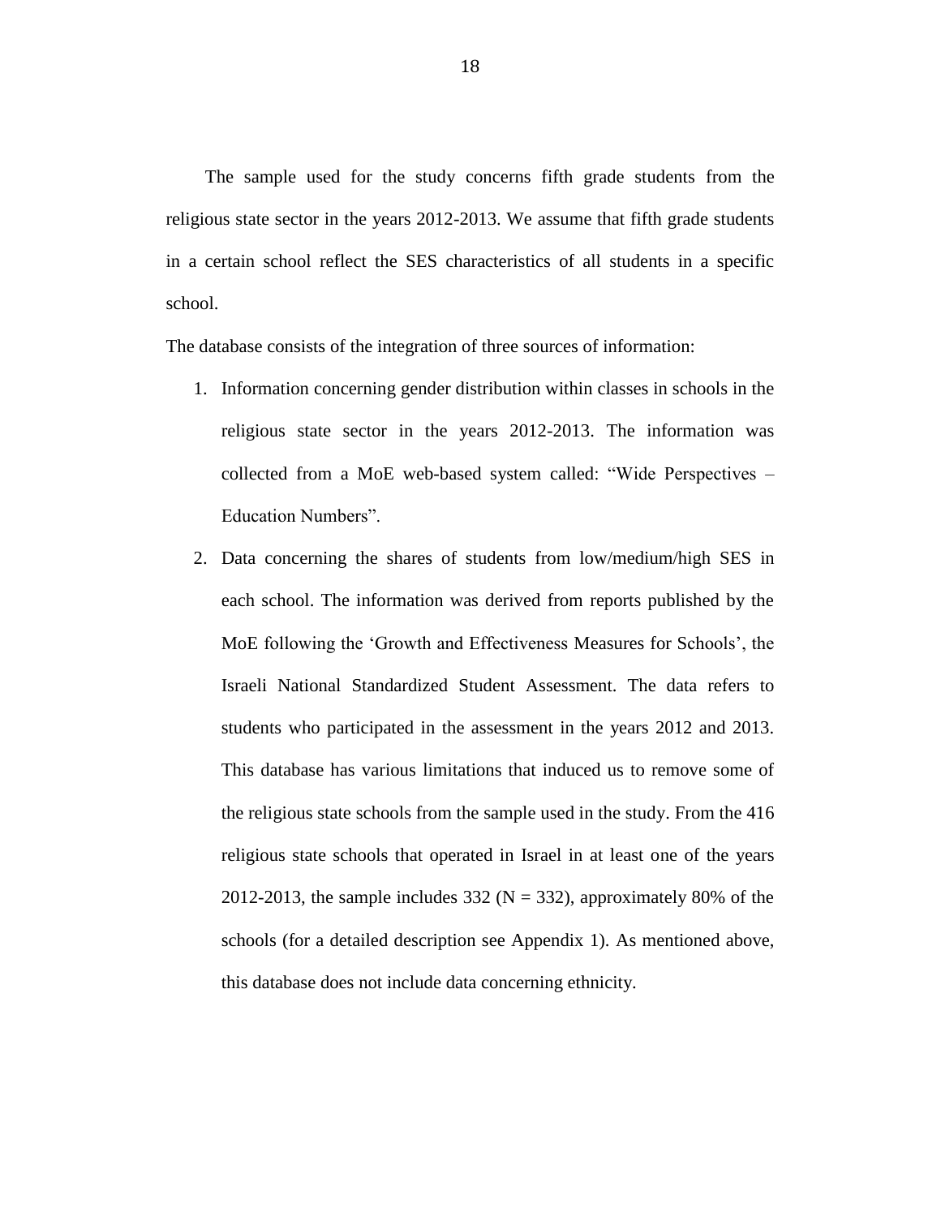The sample used for the study concerns fifth grade students from the religious state sector in the years 2012-2013. We assume that fifth grade students in a certain school reflect the SES characteristics of all students in a specific school.

The database consists of the integration of three sources of information:

1. Information concerning gender distribution within classes in schools in the religious state sector in the years 2012-2013. The information was collected from a MoE web-based system called: "Wide Perspectives – Education Numbers".
2. Data concerning the shares of students from low/medium/high SES in each school. The information was derived from reports published by the MoE following the 'Growth and Effectiveness Measures for Schools', the Israeli National Standardized Student Assessment. The data refers to students who participated in the assessment in the years 2012 and 2013. This database has various limitations that induced us to remove some of the religious state schools from the sample used in the study. From the 416 religious state schools that operated in Israel in at least one of the years 2012-2013, the sample includes 332 (N = 332), approximately 80% of the schools (for a detailed description see Appendix 1). As mentioned above, this database does not include data concerning ethnicity.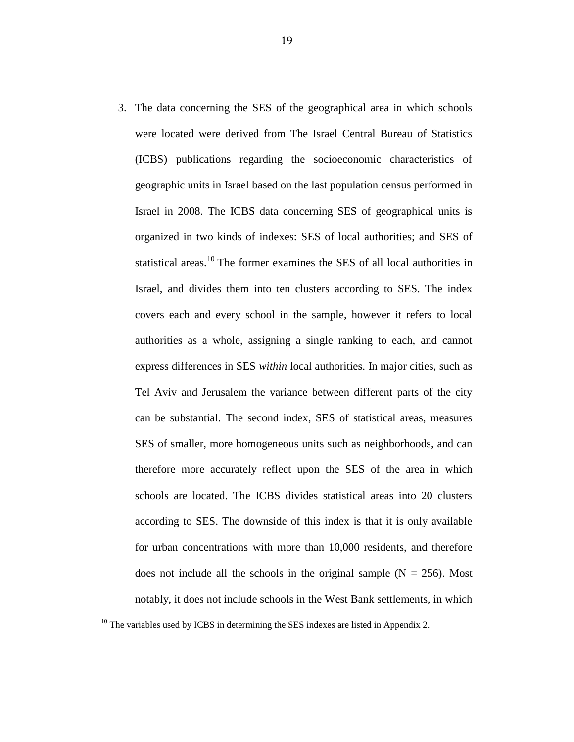3. The data concerning the SES of the geographical area in which schools were located were derived from The Israel Central Bureau of Statistics (ICBS) publications regarding the socioeconomic characteristics of geographic units in Israel based on the last population census performed in Israel in 2008. The ICBS data concerning SES of geographical units is organized in two kinds of indexes: SES of local authorities; and SES of statistical areas.[10] The former examines the SES of all local authorities in Israel, and divides them into ten clusters according to SES. The index covers each and every school in the sample, however it refers to local authorities as a whole, assigning a single ranking to each, and cannot express differences in SES *within* local authorities. In major cities, such as Tel Aviv and Jerusalem the variance between different parts of the city can be substantial. The second index, SES of statistical areas, measures SES of smaller, more homogeneous units such as neighborhoods, and can therefore more accurately reflect upon the SES of the area in which schools are located. The ICBS divides statistical areas into 20 clusters according to SES. The downside of this index is that it is only available for urban concentrations with more than 10,000 residents, and therefore does not include all the schools in the original sample (N = 256). Most notably, it does not include schools in the West Bank settlements, in which

[10] The variables used by ICBS in determining the SES indexes are listed in Appendix 2.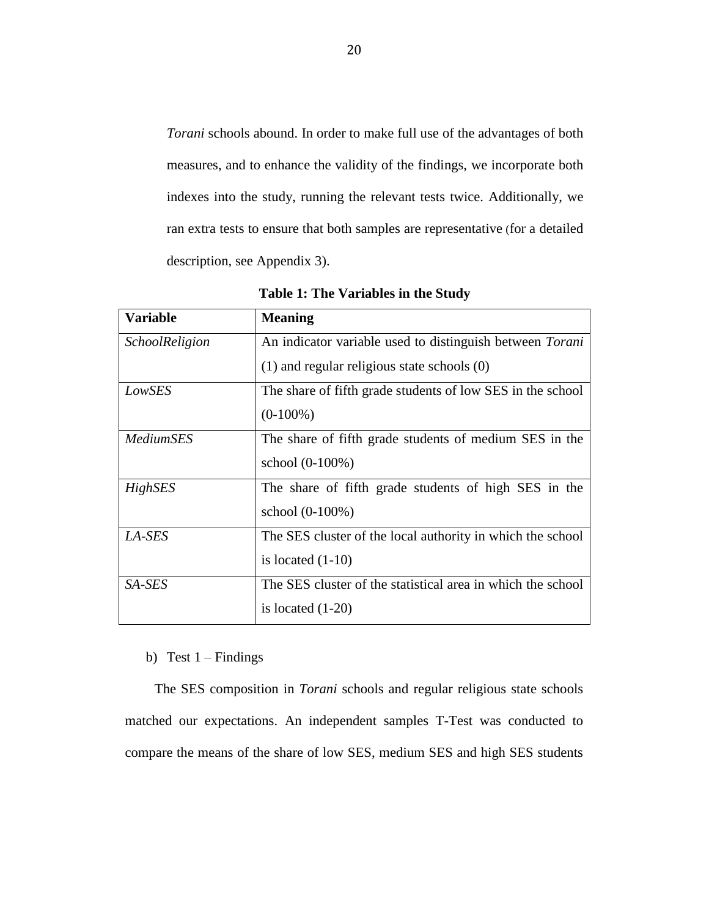*Torani* schools abound. In order to make full use of the advantages of both measures, and to enhance the validity of the findings, we incorporate both indexes into the study, running the relevant tests twice. Additionally, we ran extra tests to ensure that both samples are representative (for a detailed description, see Appendix 3).

**Table 1: The Variables in the Study**

| **Variable** | **Meaning** |
|---|---|
| *SchoolReligion* | An indicator variable used to distinguish between *Torani* (1) and regular religious state schools (0) |
| *LowSES* | The share of fifth grade students of low SES in the school (0-100%) |
| *MediumSES* | The share of fifth grade students of medium SES in the school (0-100%) |
| *HighSES* | The share of fifth grade students of high SES in the school (0-100%) |
| *LA-SES* | The SES cluster of the local authority in which the school is located (1-10) |
| *SA-SES* | The SES cluster of the statistical area in which the school is located (1-20) |

b) Test 1 – Findings

The SES composition in *Torani* schools and regular religious state schools matched our expectations. An independent samples T-Test was conducted to compare the means of the share of low SES, medium SES and high SES students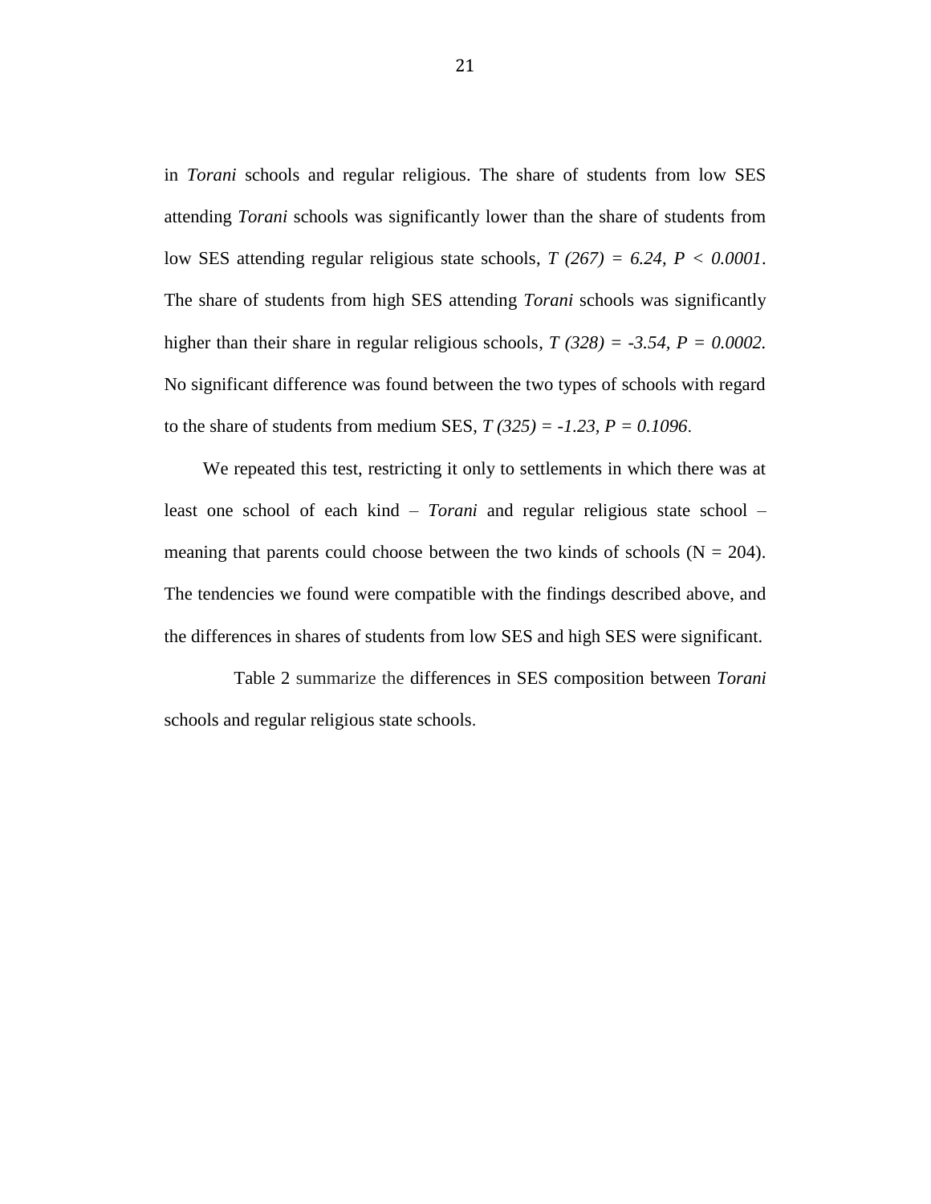in *Torani* schools and regular religious. The share of students from low SES attending *Torani* schools was significantly lower than the share of students from low SES attending regular religious state schools, $T(267) = 6.24$, $P < 0.0001$. The share of students from high SES attending *Torani* schools was significantly higher than their share in regular religious schools, $T(328) = -3.54$, $P = 0.0002$. No significant difference was found between the two types of schools with regard to the share of students from medium SES, $T(325) = -1.23$, $P = 0.1096$.

We repeated this test, restricting it only to settlements in which there was at least one school of each kind – *Torani* and regular religious state school – meaning that parents could choose between the two kinds of schools ($N = 204$). The tendencies we found were compatible with the findings described above, and the differences in shares of students from low SES and high SES were significant.

Table 2 summarize the differences in SES composition between *Torani* schools and regular religious state schools.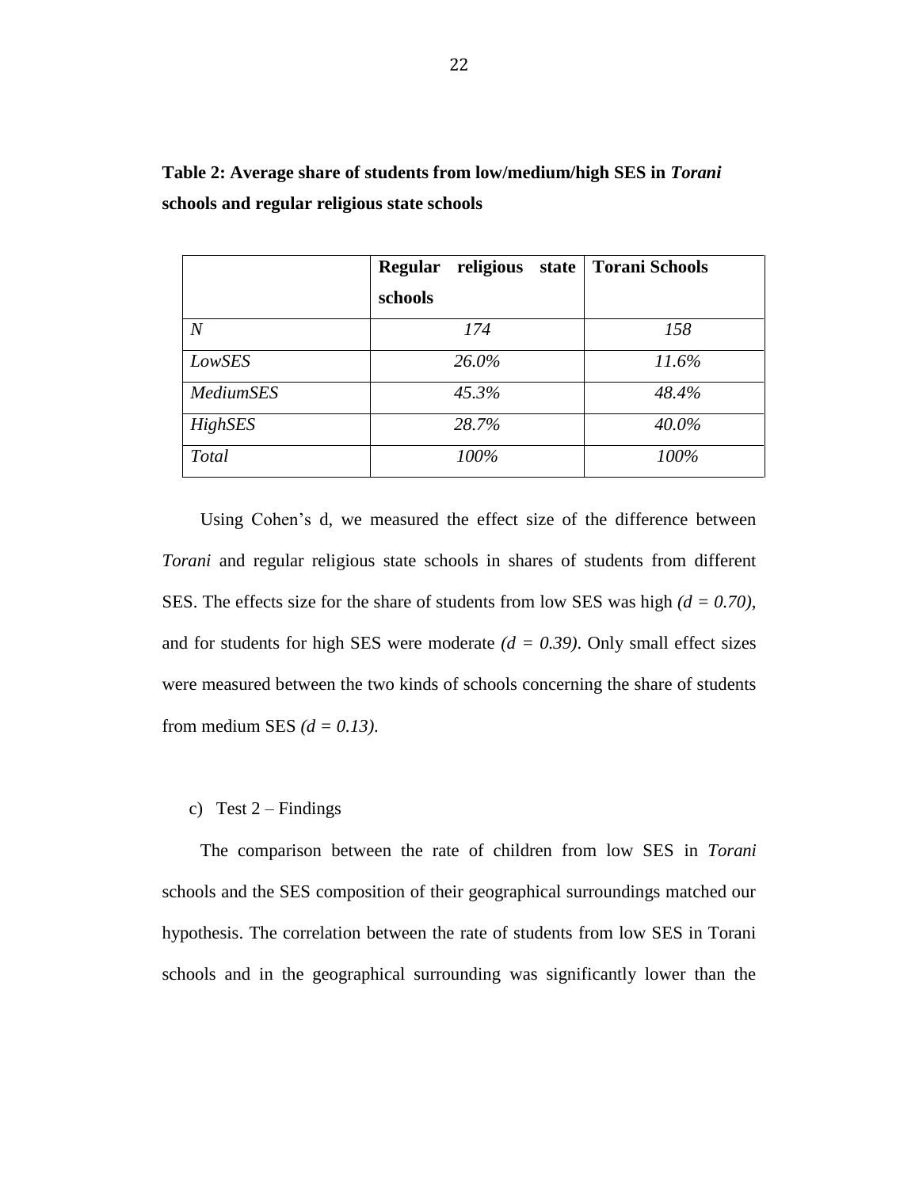**Table 2: Average share of students from low/medium/high SES in *Torani* schools and regular religious state schools**

| | Regular religious state schools | Torani Schools |
|---|---|---|
| *N* | *174* | *158* |
| *LowSES* | *26.0%* | *11.6%* |
| *MediumSES* | *45.3%* | *48.4%* |
| *HighSES* | *28.7%* | *40.0%* |
| *Total* | *100%* | *100%* |

Using Cohen's d, we measured the effect size of the difference between *Torani* and regular religious state schools in shares of students from different SES. The effects size for the share of students from low SES was high *($d = 0.70$)*, and for students for high SES were moderate *($d = 0.39$)*. Only small effect sizes were measured between the two kinds of schools concerning the share of students from medium SES *($d = 0.13$)*.

c) Test 2 – Findings

The comparison between the rate of children from low SES in *Torani* schools and the SES composition of their geographical surroundings matched our hypothesis. The correlation between the rate of students from low SES in Torani schools and in the geographical surrounding was significantly lower than the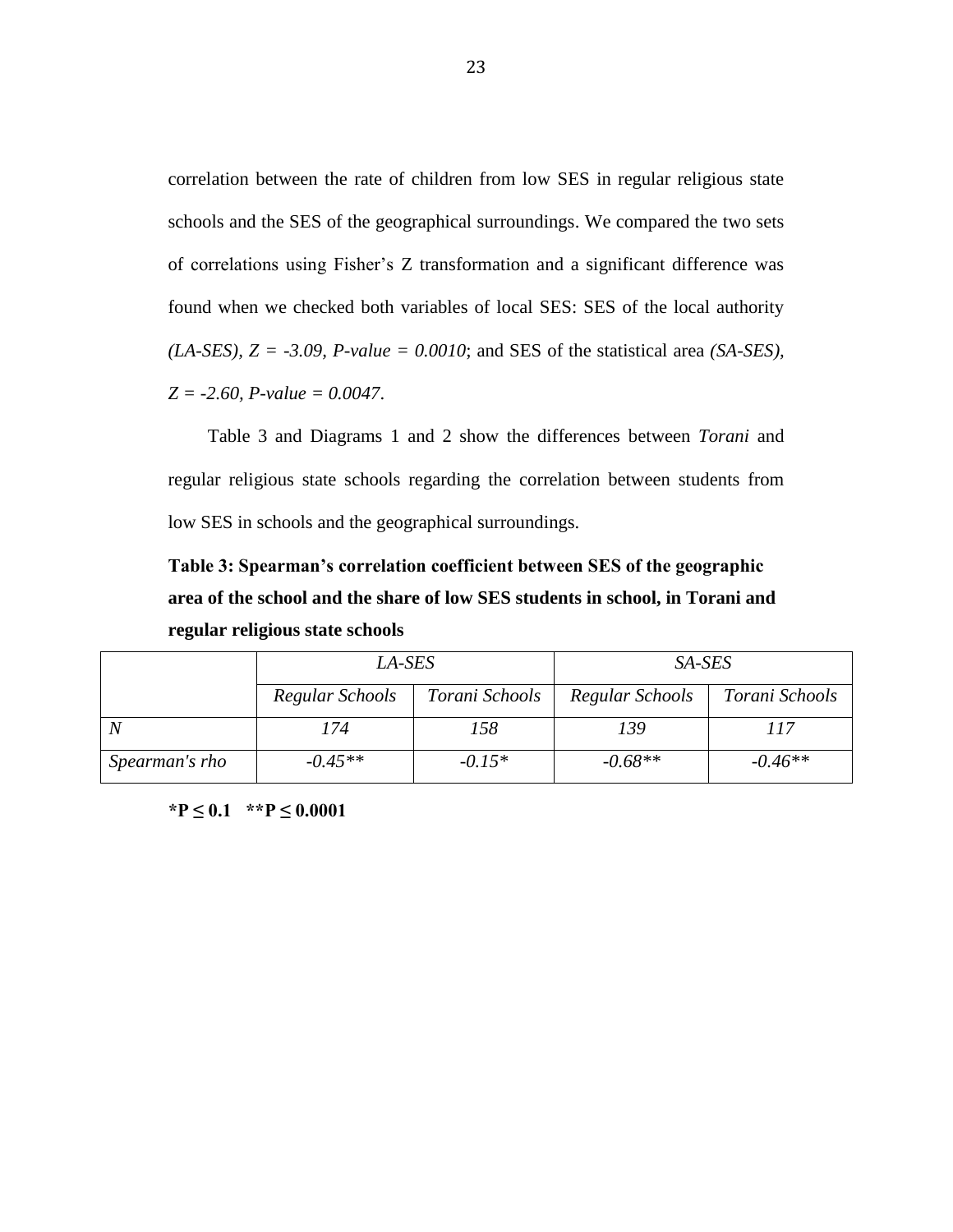correlation between the rate of children from low SES in regular religious state schools and the SES of the geographical surroundings. We compared the two sets of correlations using Fisher's Z transformation and a significant difference was found when we checked both variables of local SES: SES of the local authority *(LA-SES), Z = -3.09, P-value = 0.0010*; and SES of the statistical area *(SA-SES), Z = -2.60, P-value = 0.0047*.

Table 3 and Diagrams 1 and 2 show the differences between *Torani* and regular religious state schools regarding the correlation between students from low SES in schools and the geographical surroundings.

**Table 3: Spearman's correlation coefficient between SES of the geographic area of the school and the share of low SES students in school, in Torani and regular religious state schools**

| | *LA-SES* | | *SA-SES* | |
|---|---|---|---|---|
| | *Regular Schools* | *Torani Schools* | *Regular Schools* | *Torani Schools* |
| *N* | *174* | *158* | *139* | *117* |
| *Spearman's rho* | *-0.45*** | *-0.15** | *-0.68*** | *-0.46*** |

**\*P ≤ 0.1 \*\*P ≤ 0.0001**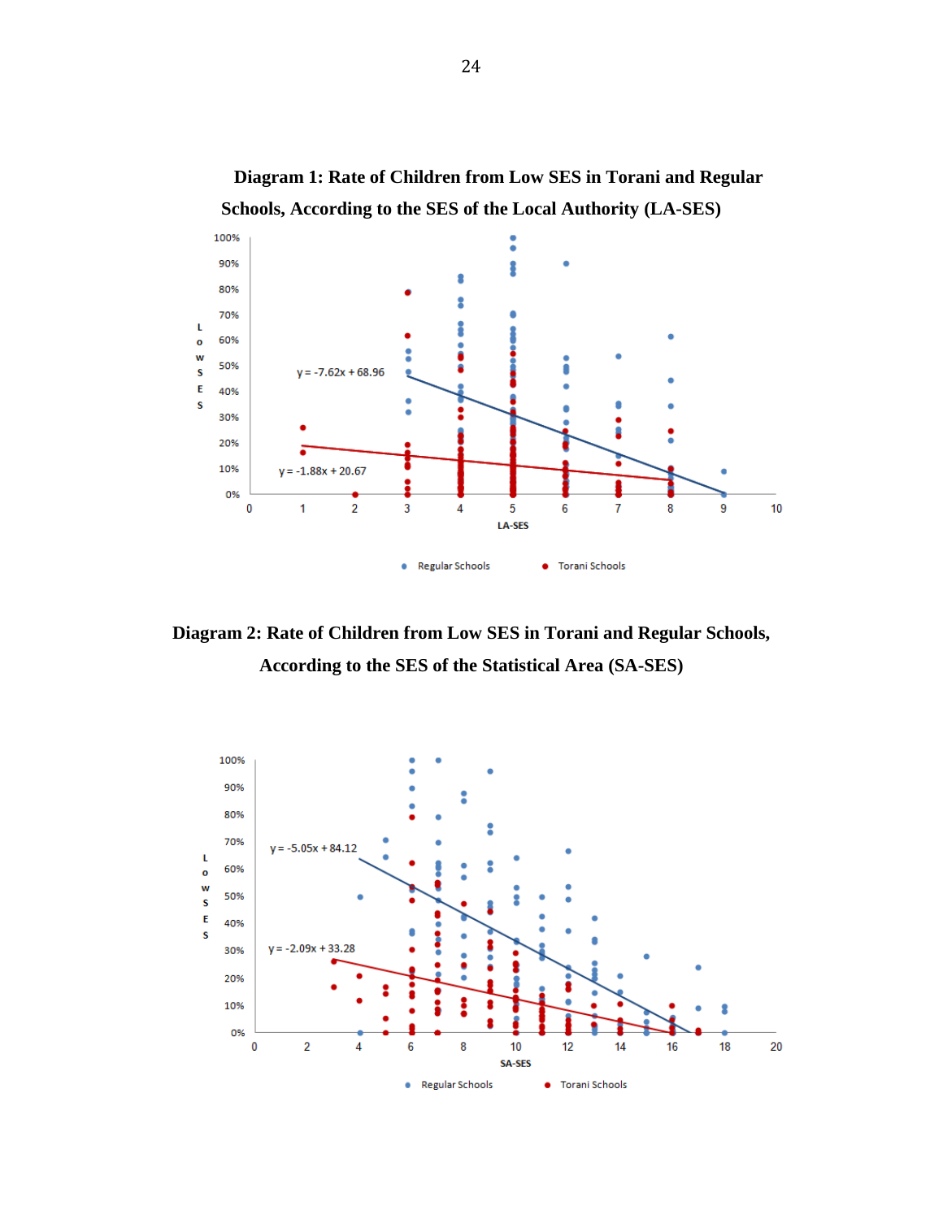**Diagram 1: Rate of Children from Low SES in Torani and Regular Schools, According to the SES of the Local Authority (LA-SES)**

**Diagram 2: Rate of Children from Low SES in Torani and Regular Schools, According to the SES of the Statistical Area (SA-SES)**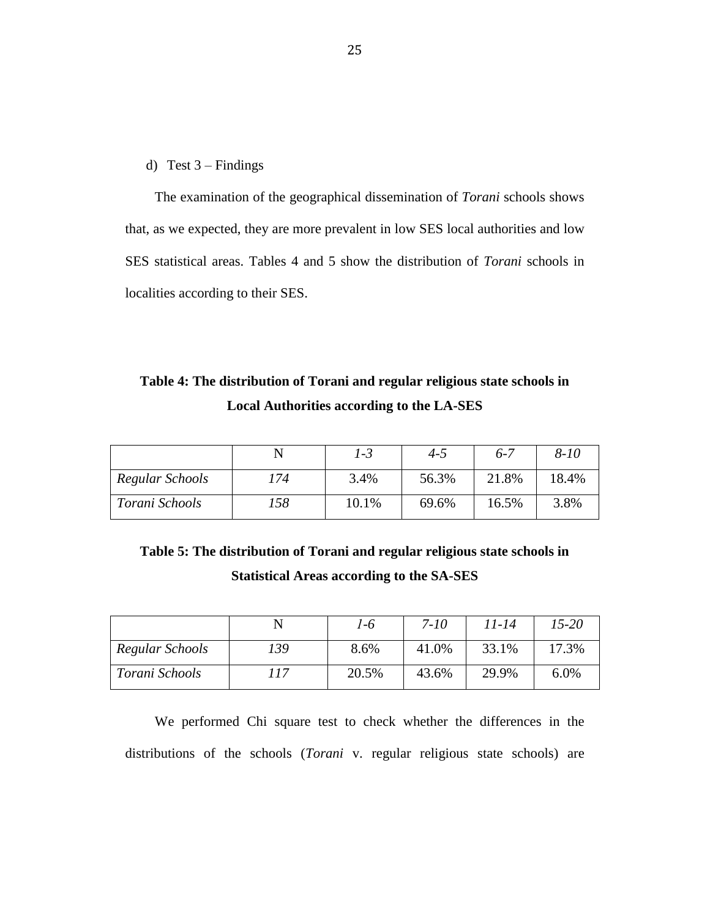d) Test 3 – Findings

The examination of the geographical dissemination of *Torani* schools shows that, as we expected, they are more prevalent in low SES local authorities and low SES statistical areas. Tables 4 and 5 show the distribution of *Torani* schools in localities according to their SES.

**Table 4: The distribution of Torani and regular religious state schools in Local Authorities according to the LA-SES**

| | N | *1-3* | *4-5* | *6-7* | *8-10* |
|---|---|---|---|---|---|
| *Regular Schools* | *174* | 3.4% | 56.3% | 21.8% | 18.4% |
| *Torani Schools* | *158* | 10.1% | 69.6% | 16.5% | 3.8% |

**Table 5: The distribution of Torani and regular religious state schools in Statistical Areas according to the SA-SES**

| | N | *1-6* | *7-10* | *11-14* | *15-20* |
|---|---|---|---|---|---|
| *Regular Schools* | *139* | 8.6% | 41.0% | 33.1% | 17.3% |
| *Torani Schools* | *117* | 20.5% | 43.6% | 29.9% | 6.0% |

We performed Chi square test to check whether the differences in the distributions of the schools (*Torani* v. regular religious state schools) are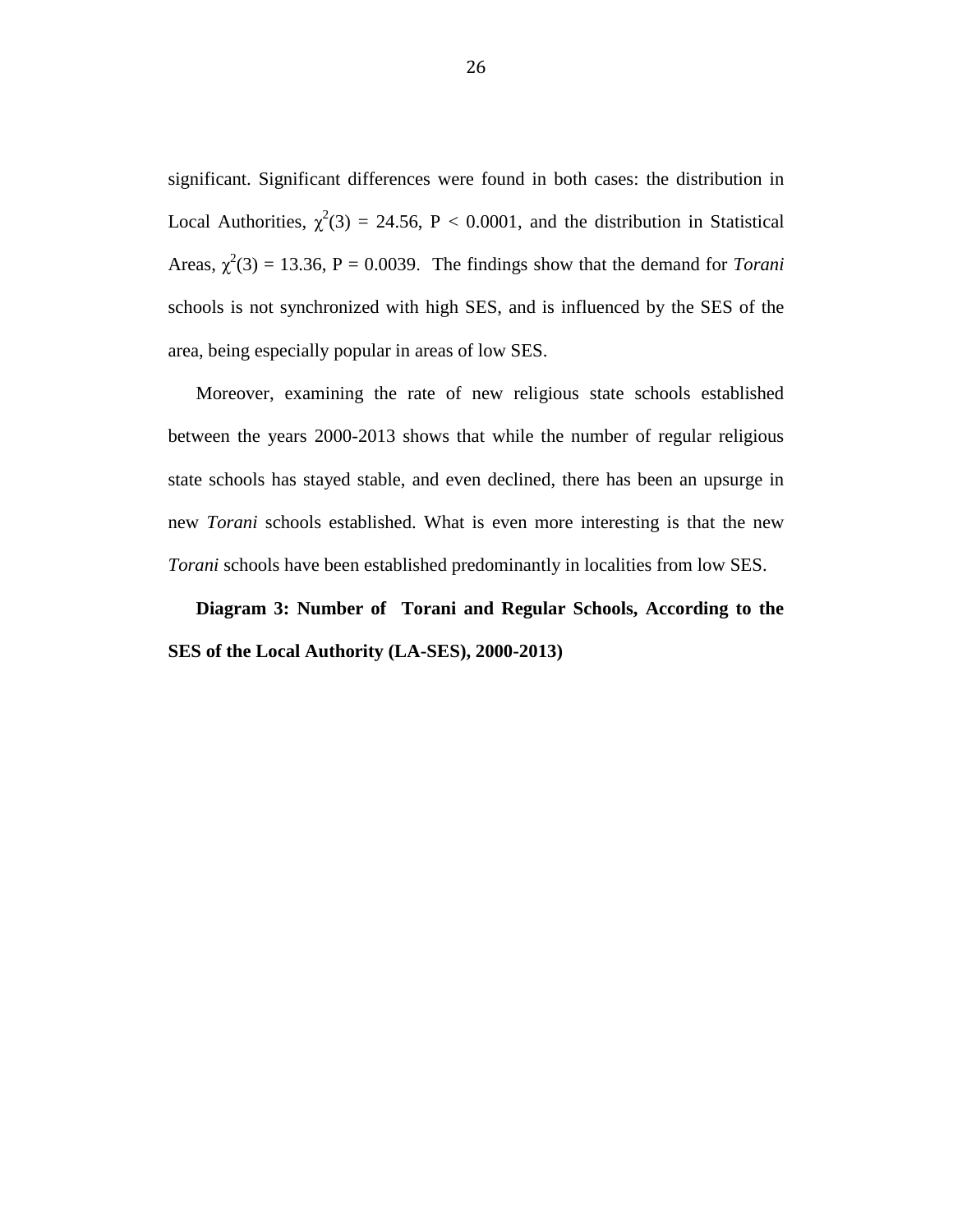significant. Significant differences were found in both cases: the distribution in Local Authorities, $\chi^2(3) = 24.56$, $P < 0.0001$, and the distribution in Statistical Areas, $\chi^2(3) = 13.36$, $P = 0.0039$. The findings show that the demand for *Torani* schools is not synchronized with high SES, and is influenced by the SES of the area, being especially popular in areas of low SES.

Moreover, examining the rate of new religious state schools established between the years 2000-2013 shows that while the number of regular religious state schools has stayed stable, and even declined, there has been an upsurge in new *Torani* schools established. What is even more interesting is that the new *Torani* schools have been established predominantly in localities from low SES.

**Diagram 3: Number of Torani and Regular Schools, According to the SES of the Local Authority (LA-SES), 2000-2013)**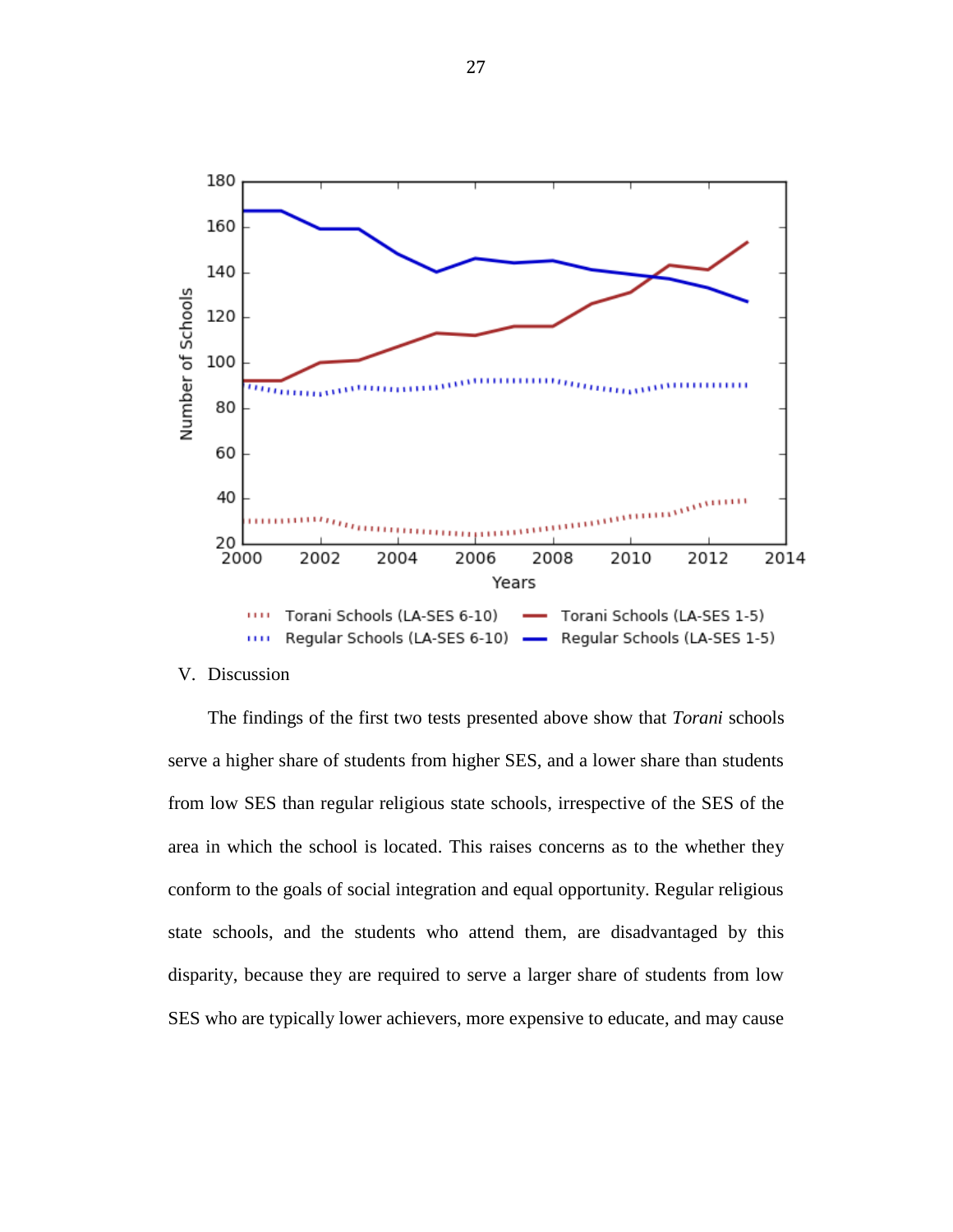V. Discussion

The findings of the first two tests presented above show that *Torani* schools serve a higher share of students from higher SES, and a lower share than students from low SES than regular religious state schools, irrespective of the SES of the area in which the school is located. This raises concerns as to the whether they conform to the goals of social integration and equal opportunity. Regular religious state schools, and the students who attend them, are disadvantaged by this disparity, because they are required to serve a larger share of students from low SES who are typically lower achievers, more expensive to educate, and may cause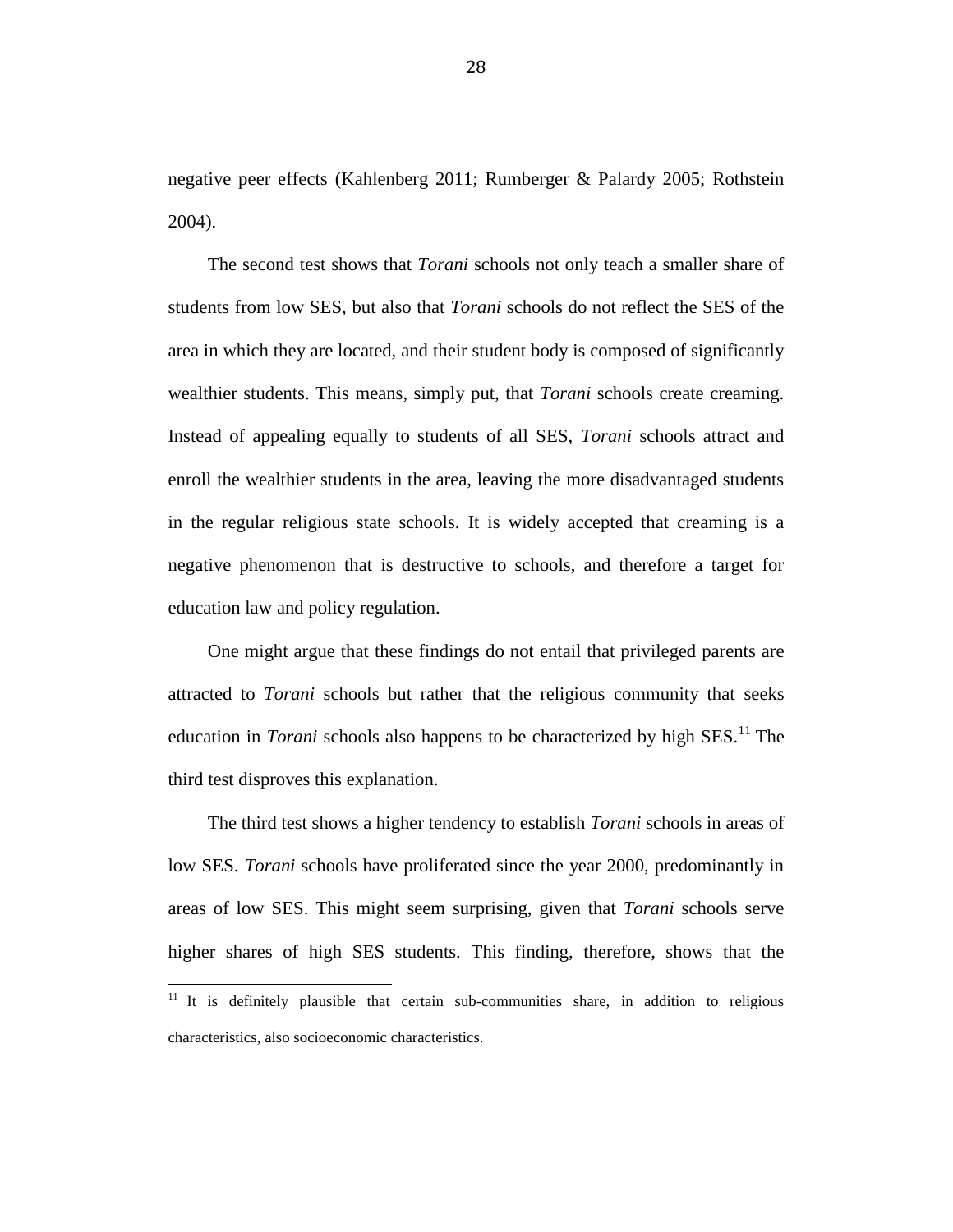negative peer effects (Kahlenberg 2011; Rumberger & Palardy 2005; Rothstein 2004).

The second test shows that *Torani* schools not only teach a smaller share of students from low SES, but also that *Torani* schools do not reflect the SES of the area in which they are located, and their student body is composed of significantly wealthier students. This means, simply put, that *Torani* schools create creaming. Instead of appealing equally to students of all SES, *Torani* schools attract and enroll the wealthier students in the area, leaving the more disadvantaged students in the regular religious state schools. It is widely accepted that creaming is a negative phenomenon that is destructive to schools, and therefore a target for education law and policy regulation.

One might argue that these findings do not entail that privileged parents are attracted to *Torani* schools but rather that the religious community that seeks education in *Torani* schools also happens to be characterized by high SES.[11] The third test disproves this explanation.

The third test shows a higher tendency to establish *Torani* schools in areas of low SES. *Torani* schools have proliferated since the year 2000, predominantly in areas of low SES. This might seem surprising, given that *Torani* schools serve higher shares of high SES students. This finding, therefore, shows that the

[11] It is definitely plausible that certain sub-communities share, in addition to religious characteristics, also socioeconomic characteristics.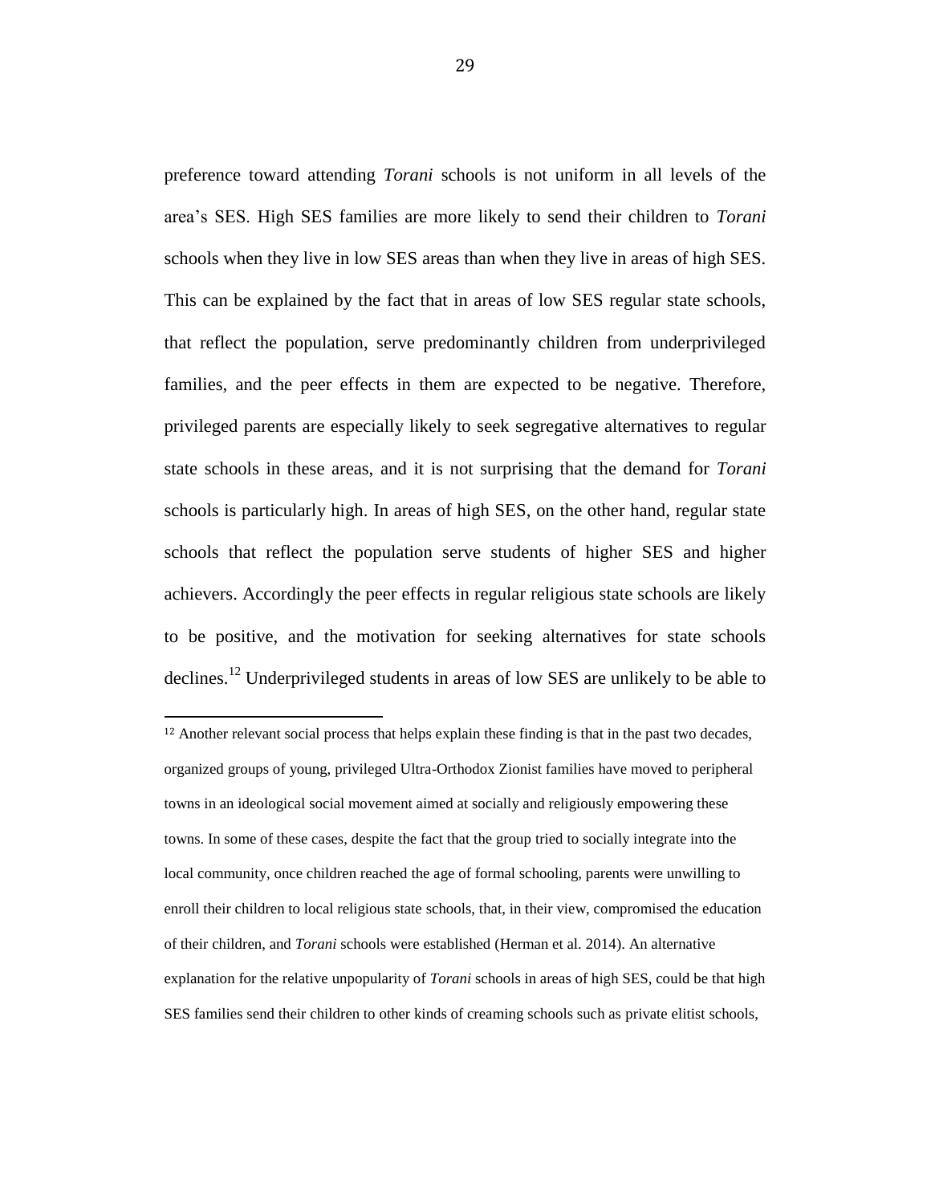preference toward attending *Torani* schools is not uniform in all levels of the area's SES. High SES families are more likely to send their children to *Torani* schools when they live in low SES areas than when they live in areas of high SES. This can be explained by the fact that in areas of low SES regular state schools, that reflect the population, serve predominantly children from underprivileged families, and the peer effects in them are expected to be negative. Therefore, privileged parents are especially likely to seek segregative alternatives to regular state schools in these areas, and it is not surprising that the demand for *Torani* schools is particularly high. In areas of high SES, on the other hand, regular state schools that reflect the population serve students of higher SES and higher achievers. Accordingly the peer effects in regular religious state schools are likely to be positive, and the motivation for seeking alternatives for state schools declines.[12] Underprivileged students in areas of low SES are unlikely to be able to

[12] Another relevant social process that helps explain these finding is that in the past two decades, organized groups of young, privileged Ultra-Orthodox Zionist families have moved to peripheral towns in an ideological social movement aimed at socially and religiously empowering these towns. In some of these cases, despite the fact that the group tried to socially integrate into the local community, once children reached the age of formal schooling, parents were unwilling to enroll their children to local religious state schools, that, in their view, compromised the education of their children, and *Torani* schools were established (Herman et al. 2014). An alternative explanation for the relative unpopularity of *Torani* schools in areas of high SES, could be that high SES families send their children to other kinds of creaming schools such as private elitist schools,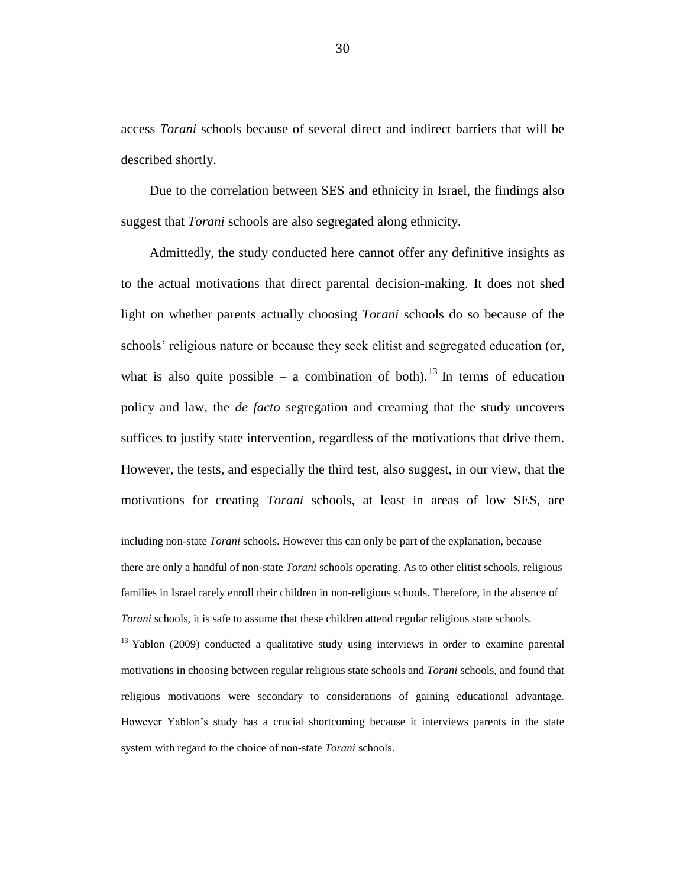access *Torani* schools because of several direct and indirect barriers that will be described shortly.

Due to the correlation between SES and ethnicity in Israel, the findings also suggest that *Torani* schools are also segregated along ethnicity.

Admittedly, the study conducted here cannot offer any definitive insights as to the actual motivations that direct parental decision-making. It does not shed light on whether parents actually choosing *Torani* schools do so because of the schools' religious nature or because they seek elitist and segregated education (or, what is also quite possible – a combination of both).[13] In terms of education policy and law, the *de facto* segregation and creaming that the study uncovers suffices to justify state intervention, regardless of the motivations that drive them. However, the tests, and especially the third test, also suggest, in our view, that the motivations for creating *Torani* schools, at least in areas of low SES, are

---

including non-state *Torani* schools. However this can only be part of the explanation, because there are only a handful of non-state *Torani* schools operating. As to other elitist schools, religious families in Israel rarely enroll their children in non-religious schools. Therefore, in the absence of *Torani* schools, it is safe to assume that these children attend regular religious state schools.

[13] Yablon (2009) conducted a qualitative study using interviews in order to examine parental motivations in choosing between regular religious state schools and *Torani* schools, and found that religious motivations were secondary to considerations of gaining educational advantage. However Yablon's study has a crucial shortcoming because it interviews parents in the state system with regard to the choice of non-state *Torani* schools.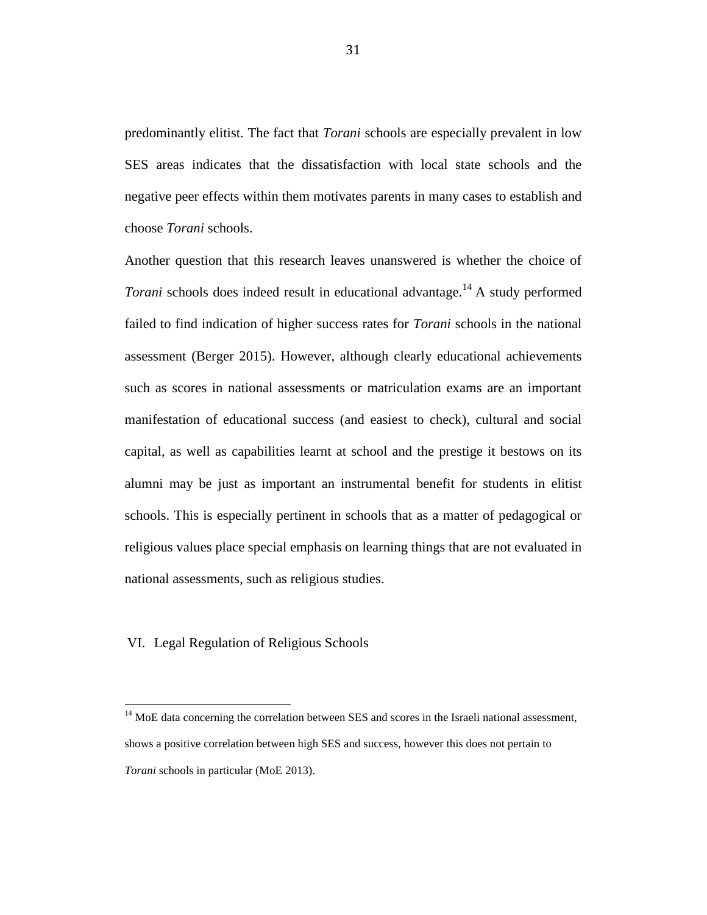predominantly elitist. The fact that *Torani* schools are especially prevalent in low SES areas indicates that the dissatisfaction with local state schools and the negative peer effects within them motivates parents in many cases to establish and choose *Torani* schools.

Another question that this research leaves unanswered is whether the choice of *Torani* schools does indeed result in educational advantage.[14] A study performed failed to find indication of higher success rates for *Torani* schools in the national assessment (Berger 2015). However, although clearly educational achievements such as scores in national assessments or matriculation exams are an important manifestation of educational success (and easiest to check), cultural and social capital, as well as capabilities learnt at school and the prestige it bestows on its alumni may be just as important an instrumental benefit for students in elitist schools. This is especially pertinent in schools that as a matter of pedagogical or religious values place special emphasis on learning things that are not evaluated in national assessments, such as religious studies.

## VI. Legal Regulation of Religious Schools

---

[14] MoE data concerning the correlation between SES and scores in the Israeli national assessment, shows a positive correlation between high SES and success, however this does not pertain to *Torani* schools in particular (MoE 2013).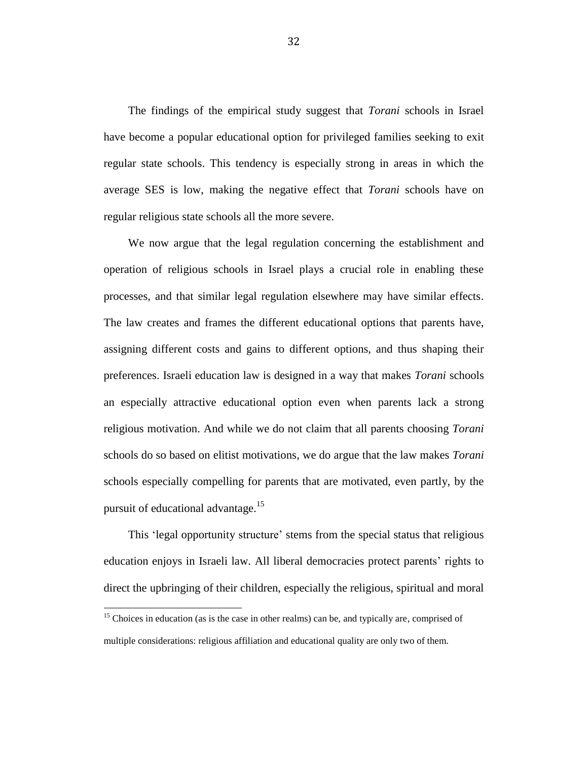The findings of the empirical study suggest that *Torani* schools in Israel have become a popular educational option for privileged families seeking to exit regular state schools. This tendency is especially strong in areas in which the average SES is low, making the negative effect that *Torani* schools have on regular religious state schools all the more severe.

We now argue that the legal regulation concerning the establishment and operation of religious schools in Israel plays a crucial role in enabling these processes, and that similar legal regulation elsewhere may have similar effects. The law creates and frames the different educational options that parents have, assigning different costs and gains to different options, and thus shaping their preferences. Israeli education law is designed in a way that makes *Torani* schools an especially attractive educational option even when parents lack a strong religious motivation. And while we do not claim that all parents choosing *Torani* schools do so based on elitist motivations, we do argue that the law makes *Torani* schools especially compelling for parents that are motivated, even partly, by the pursuit of educational advantage.[15]

This 'legal opportunity structure' stems from the special status that religious education enjoys in Israeli law. All liberal democracies protect parents' rights to direct the upbringing of their children, especially the religious, spiritual and moral

[15] Choices in education (as is the case in other realms) can be, and typically are, comprised of multiple considerations: religious affiliation and educational quality are only two of them.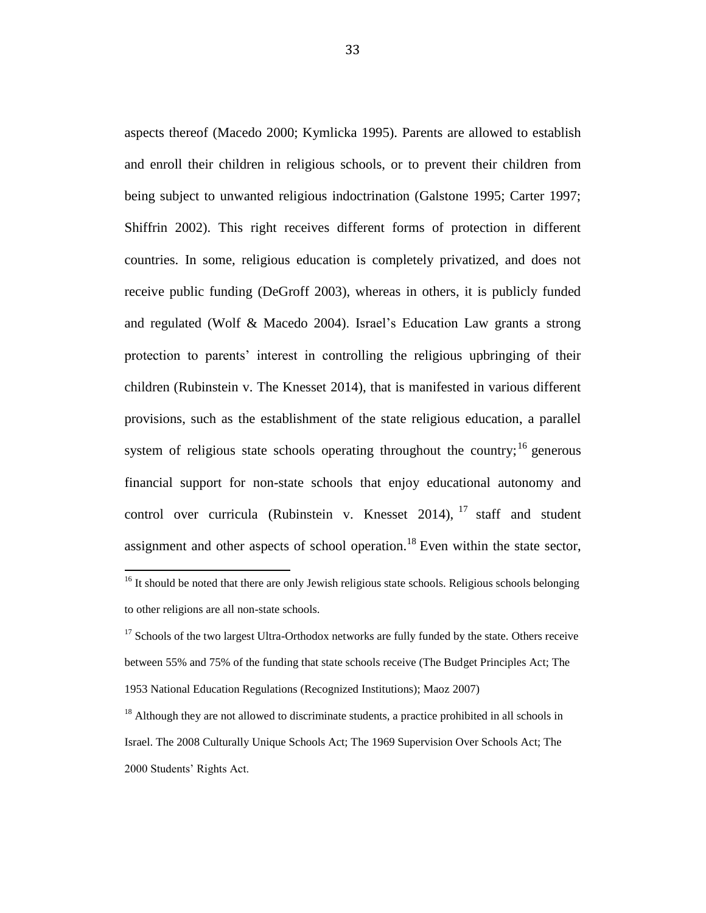aspects thereof (Macedo 2000; Kymlicka 1995). Parents are allowed to establish and enroll their children in religious schools, or to prevent their children from being subject to unwanted religious indoctrination (Galstone 1995; Carter 1997; Shiffrin 2002). This right receives different forms of protection in different countries. In some, religious education is completely privatized, and does not receive public funding (DeGroff 2003), whereas in others, it is publicly funded and regulated (Wolf & Macedo 2004). Israel's Education Law grants a strong protection to parents' interest in controlling the religious upbringing of their children (Rubinstein v. The Knesset 2014), that is manifested in various different provisions, such as the establishment of the state religious education, a parallel system of religious state schools operating throughout the country;[16] generous financial support for non-state schools that enjoy educational autonomy and control over curricula (Rubinstein v. Knesset 2014), [17] staff and student assignment and other aspects of school operation.[18] Even within the state sector,

---

[16] It should be noted that there are only Jewish religious state schools. Religious schools belonging to other religions are all non-state schools.

[17] Schools of the two largest Ultra-Orthodox networks are fully funded by the state. Others receive between 55% and 75% of the funding that state schools receive (The Budget Principles Act; The 1953 National Education Regulations (Recognized Institutions); Maoz 2007)

[18] Although they are not allowed to discriminate students, a practice prohibited in all schools in Israel. The 2008 Culturally Unique Schools Act; The 1969 Supervision Over Schools Act; The 2000 Students' Rights Act.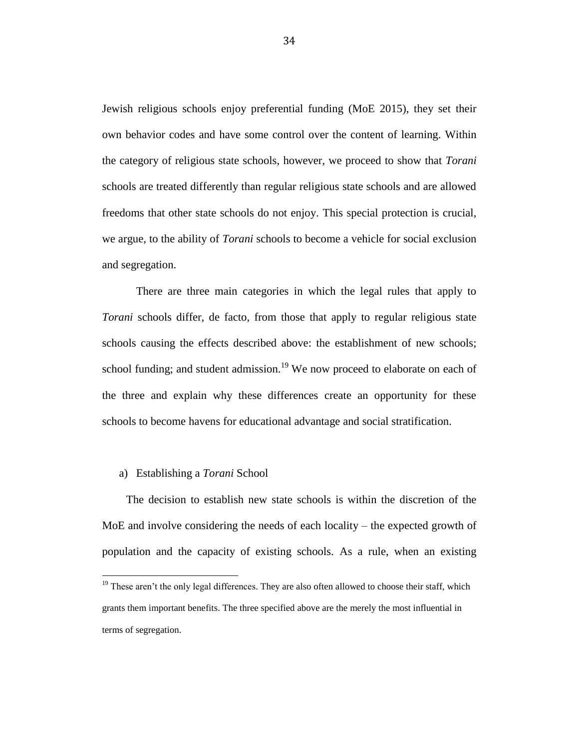Jewish religious schools enjoy preferential funding (MoE 2015), they set their own behavior codes and have some control over the content of learning. Within the category of religious state schools, however, we proceed to show that *Torani* schools are treated differently than regular religious state schools and are allowed freedoms that other state schools do not enjoy. This special protection is crucial, we argue, to the ability of *Torani* schools to become a vehicle for social exclusion and segregation.

There are three main categories in which the legal rules that apply to *Torani* schools differ, de facto, from those that apply to regular religious state schools causing the effects described above: the establishment of new schools; school funding; and student admission.[19] We now proceed to elaborate on each of the three and explain why these differences create an opportunity for these schools to become havens for educational advantage and social stratification.

a) Establishing a *Torani* School

The decision to establish new state schools is within the discretion of the MoE and involve considering the needs of each locality – the expected growth of population and the capacity of existing schools. As a rule, when an existing

[19] These aren't the only legal differences. They are also often allowed to choose their staff, which grants them important benefits. The three specified above are the merely the most influential in terms of segregation.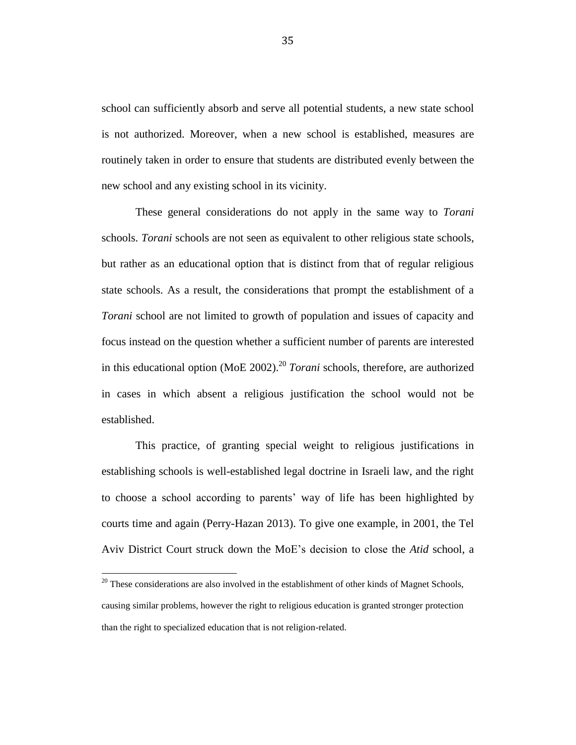school can sufficiently absorb and serve all potential students, a new state school is not authorized. Moreover, when a new school is established, measures are routinely taken in order to ensure that students are distributed evenly between the new school and any existing school in its vicinity.

These general considerations do not apply in the same way to *Torani* schools. *Torani* schools are not seen as equivalent to other religious state schools, but rather as an educational option that is distinct from that of regular religious state schools. As a result, the considerations that prompt the establishment of a *Torani* school are not limited to growth of population and issues of capacity and focus instead on the question whether a sufficient number of parents are interested in this educational option (MoE 2002).[20] *Torani* schools, therefore, are authorized in cases in which absent a religious justification the school would not be established.

This practice, of granting special weight to religious justifications in establishing schools is well-established legal doctrine in Israeli law, and the right to choose a school according to parents' way of life has been highlighted by courts time and again (Perry-Hazan 2013). To give one example, in 2001, the Tel Aviv District Court struck down the MoE's decision to close the *Atid* school, a

[20] These considerations are also involved in the establishment of other kinds of Magnet Schools, causing similar problems, however the right to religious education is granted stronger protection than the right to specialized education that is not religion-related.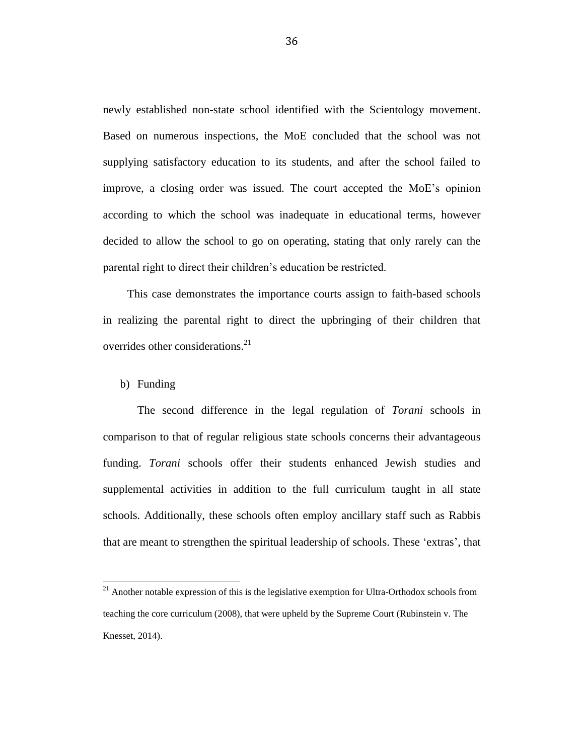newly established non-state school identified with the Scientology movement. Based on numerous inspections, the MoE concluded that the school was not supplying satisfactory education to its students, and after the school failed to improve, a closing order was issued. The court accepted the MoE's opinion according to which the school was inadequate in educational terms, however decided to allow the school to go on operating, stating that only rarely can the parental right to direct their children's education be restricted.

This case demonstrates the importance courts assign to faith-based schools in realizing the parental right to direct the upbringing of their children that overrides other considerations.[21]

b) Funding

The second difference in the legal regulation of *Torani* schools in comparison to that of regular religious state schools concerns their advantageous funding. *Torani* schools offer their students enhanced Jewish studies and supplemental activities in addition to the full curriculum taught in all state schools. Additionally, these schools often employ ancillary staff such as Rabbis that are meant to strengthen the spiritual leadership of schools. These 'extras', that

[21] Another notable expression of this is the legislative exemption for Ultra-Orthodox schools from teaching the core curriculum (2008), that were upheld by the Supreme Court (Rubinstein v. The Knesset, 2014).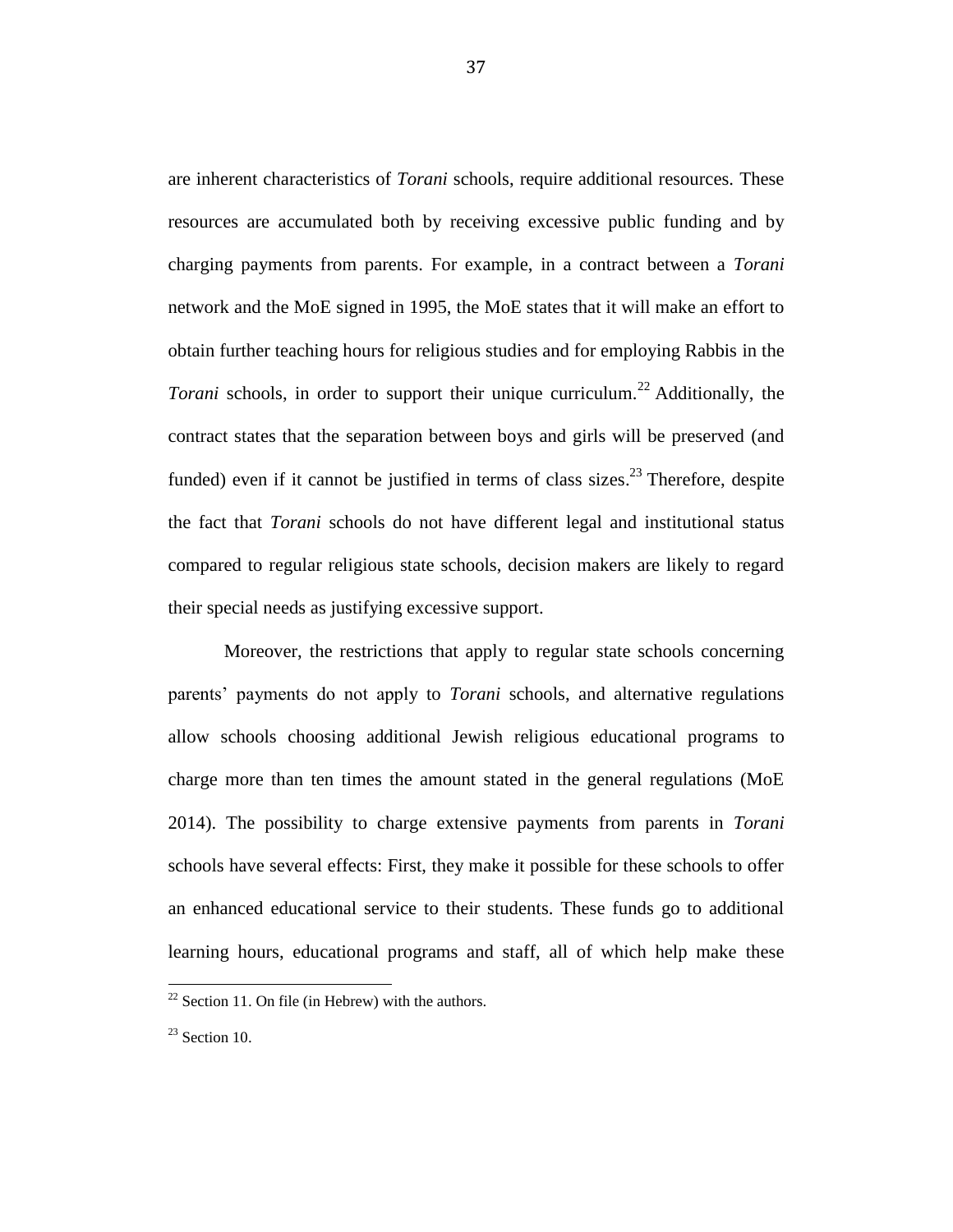are inherent characteristics of *Torani* schools, require additional resources. These resources are accumulated both by receiving excessive public funding and by charging payments from parents. For example, in a contract between a *Torani* network and the MoE signed in 1995, the MoE states that it will make an effort to obtain further teaching hours for religious studies and for employing Rabbis in the *Torani* schools, in order to support their unique curriculum.[22] Additionally, the contract states that the separation between boys and girls will be preserved (and funded) even if it cannot be justified in terms of class sizes.[23] Therefore, despite the fact that *Torani* schools do not have different legal and institutional status compared to regular religious state schools, decision makers are likely to regard their special needs as justifying excessive support.

Moreover, the restrictions that apply to regular state schools concerning parents' payments do not apply to *Torani* schools, and alternative regulations allow schools choosing additional Jewish religious educational programs to charge more than ten times the amount stated in the general regulations (MoE 2014). The possibility to charge extensive payments from parents in *Torani* schools have several effects: First, they make it possible for these schools to offer an enhanced educational service to their students. These funds go to additional learning hours, educational programs and staff, all of which help make these

[22] Section 11. On file (in Hebrew) with the authors.

[23] Section 10.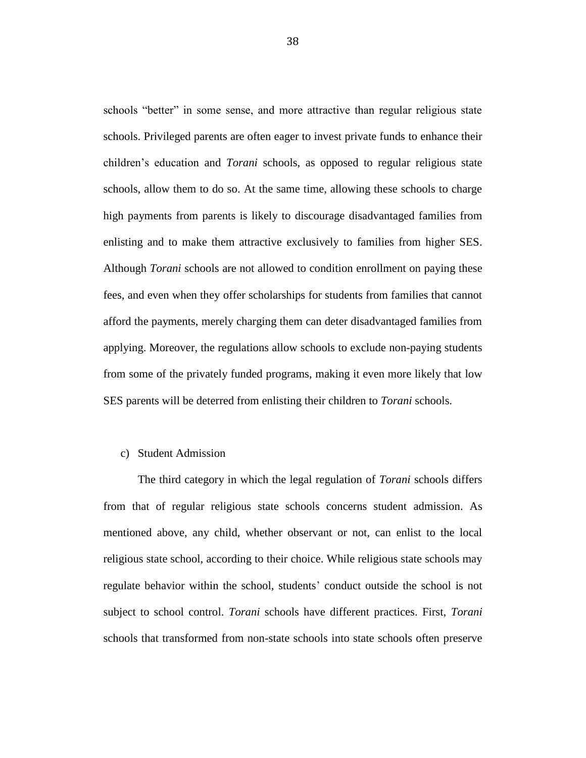schools "better" in some sense, and more attractive than regular religious state schools. Privileged parents are often eager to invest private funds to enhance their children's education and *Torani* schools, as opposed to regular religious state schools, allow them to do so. At the same time, allowing these schools to charge high payments from parents is likely to discourage disadvantaged families from enlisting and to make them attractive exclusively to families from higher SES. Although *Torani* schools are not allowed to condition enrollment on paying these fees, and even when they offer scholarships for students from families that cannot afford the payments, merely charging them can deter disadvantaged families from applying. Moreover, the regulations allow schools to exclude non-paying students from some of the privately funded programs, making it even more likely that low SES parents will be deterred from enlisting their children to *Torani* schools.

c) Student Admission

The third category in which the legal regulation of *Torani* schools differs from that of regular religious state schools concerns student admission. As mentioned above, any child, whether observant or not, can enlist to the local religious state school, according to their choice. While religious state schools may regulate behavior within the school, students' conduct outside the school is not subject to school control. *Torani* schools have different practices. First, *Torani* schools that transformed from non-state schools into state schools often preserve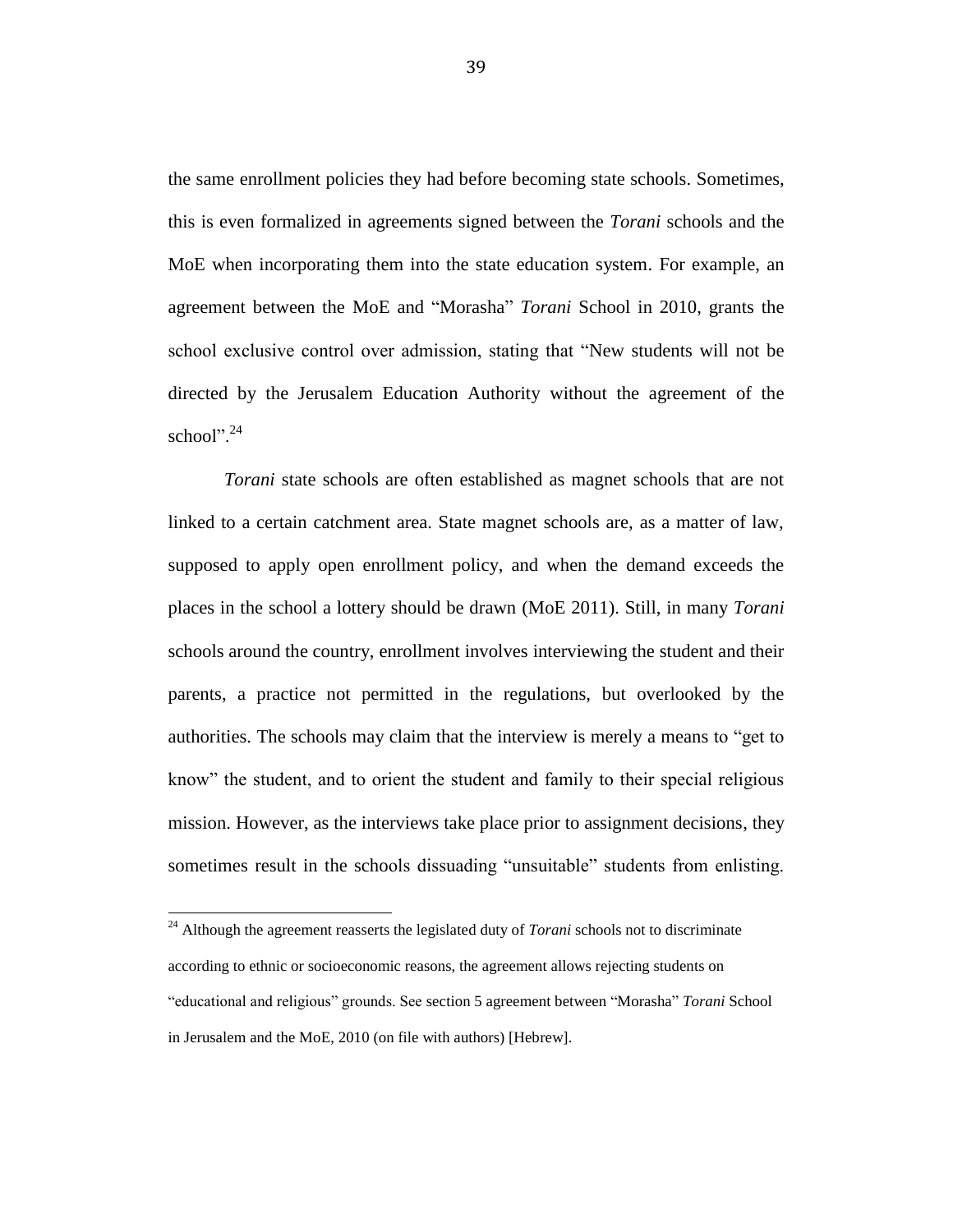the same enrollment policies they had before becoming state schools. Sometimes, this is even formalized in agreements signed between the *Torani* schools and the MoE when incorporating them into the state education system. For example, an agreement between the MoE and "Morasha" *Torani* School in 2010, grants the school exclusive control over admission, stating that "New students will not be directed by the Jerusalem Education Authority without the agreement of the school".[24]

*Torani* state schools are often established as magnet schools that are not linked to a certain catchment area. State magnet schools are, as a matter of law, supposed to apply open enrollment policy, and when the demand exceeds the places in the school a lottery should be drawn (MoE 2011). Still, in many *Torani* schools around the country, enrollment involves interviewing the student and their parents, a practice not permitted in the regulations, but overlooked by the authorities. The schools may claim that the interview is merely a means to "get to know" the student, and to orient the student and family to their special religious mission. However, as the interviews take place prior to assignment decisions, they sometimes result in the schools dissuading "unsuitable" students from enlisting.

---

[24] Although the agreement reasserts the legislated duty of *Torani* schools not to discriminate according to ethnic or socioeconomic reasons, the agreement allows rejecting students on "educational and religious" grounds. See section 5 agreement between "Morasha" *Torani* School in Jerusalem and the MoE, 2010 (on file with authors) [Hebrew].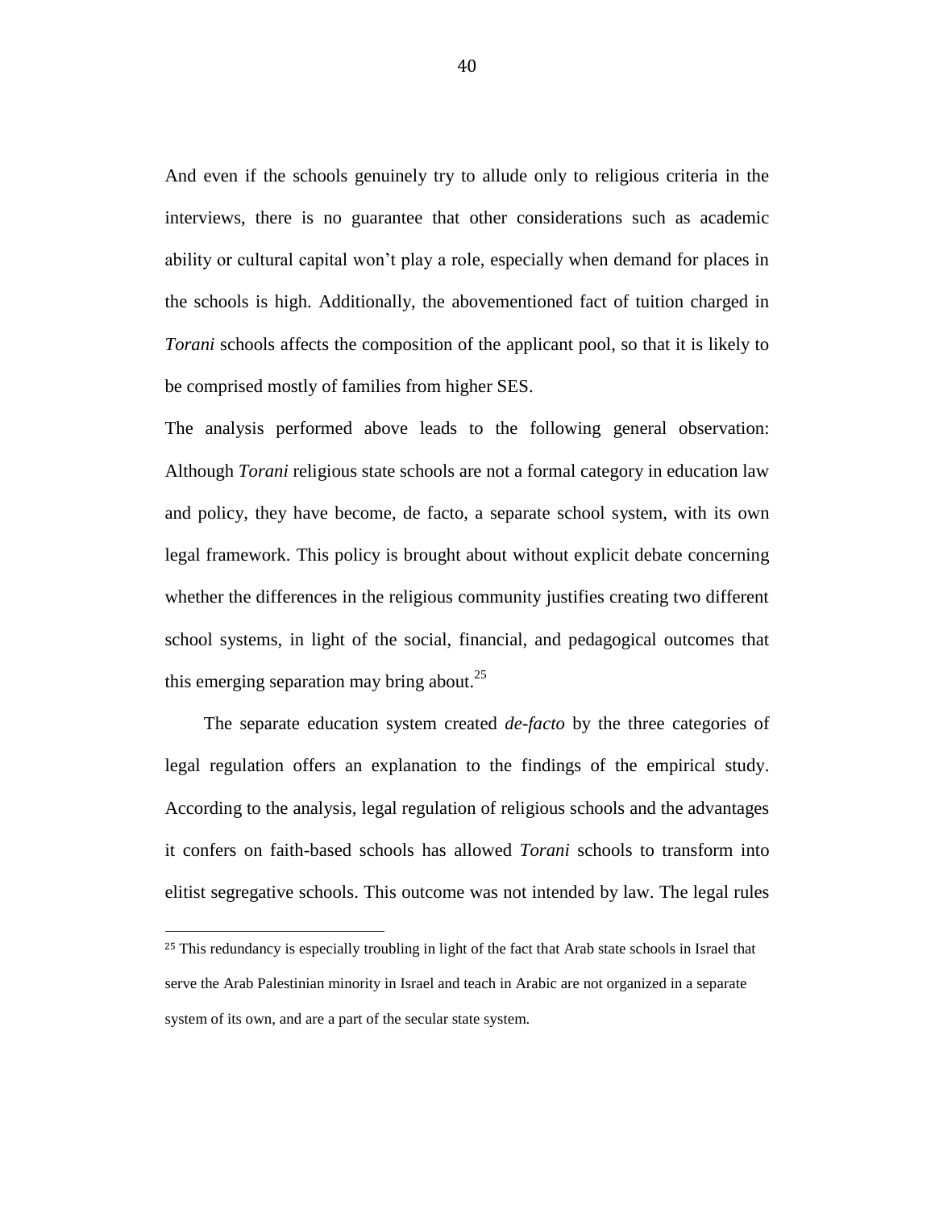And even if the schools genuinely try to allude only to religious criteria in the interviews, there is no guarantee that other considerations such as academic ability or cultural capital won't play a role, especially when demand for places in the schools is high. Additionally, the abovementioned fact of tuition charged in *Torani* schools affects the composition of the applicant pool, so that it is likely to be comprised mostly of families from higher SES.

The analysis performed above leads to the following general observation: Although *Torani* religious state schools are not a formal category in education law and policy, they have become, de facto, a separate school system, with its own legal framework. This policy is brought about without explicit debate concerning whether the differences in the religious community justifies creating two different school systems, in light of the social, financial, and pedagogical outcomes that this emerging separation may bring about.[25]

The separate education system created *de-facto* by the three categories of legal regulation offers an explanation to the findings of the empirical study. According to the analysis, legal regulation of religious schools and the advantages it confers on faith-based schools has allowed *Torani* schools to transform into elitist segregative schools. This outcome was not intended by law. The legal rules

[25] This redundancy is especially troubling in light of the fact that Arab state schools in Israel that serve the Arab Palestinian minority in Israel and teach in Arabic are not organized in a separate system of its own, and are a part of the secular state system.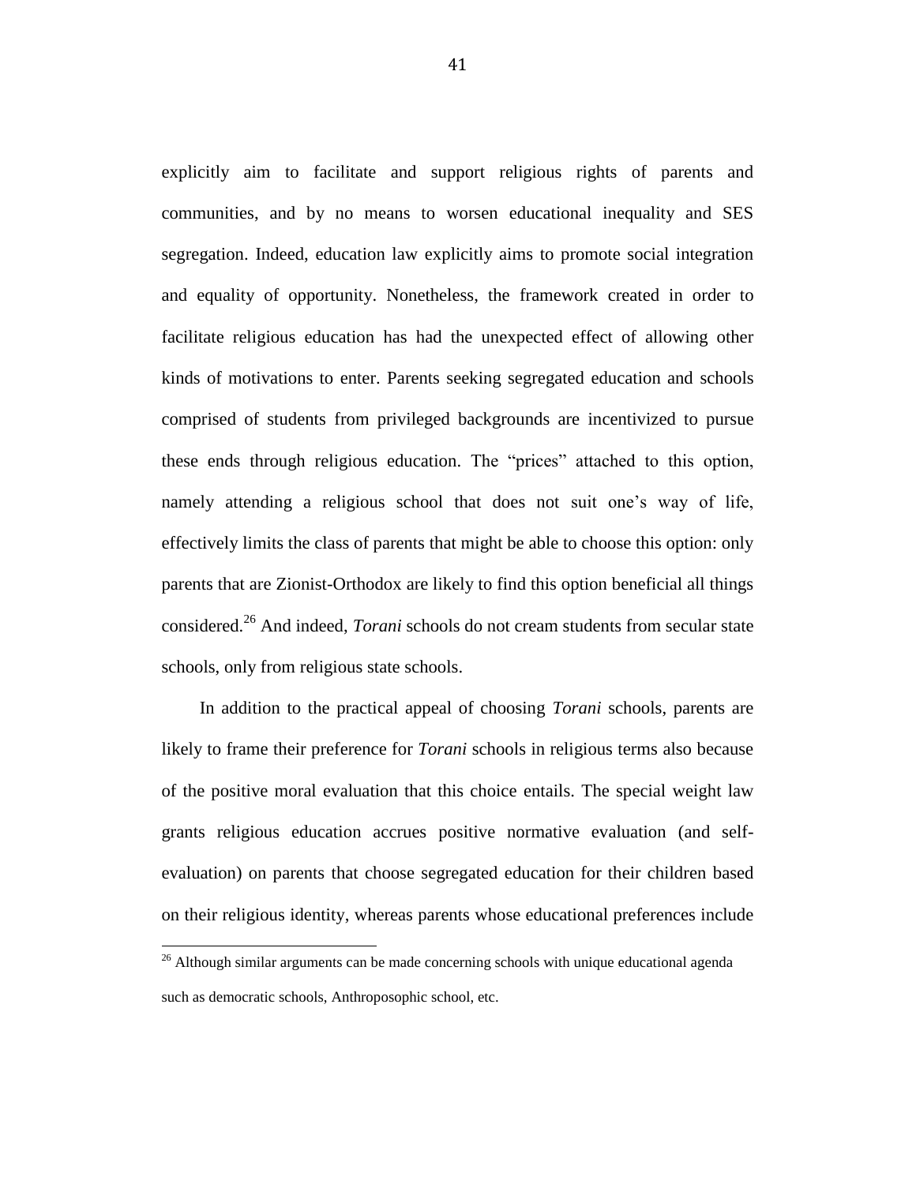explicitly aim to facilitate and support religious rights of parents and communities, and by no means to worsen educational inequality and SES segregation. Indeed, education law explicitly aims to promote social integration and equality of opportunity. Nonetheless, the framework created in order to facilitate religious education has had the unexpected effect of allowing other kinds of motivations to enter. Parents seeking segregated education and schools comprised of students from privileged backgrounds are incentivized to pursue these ends through religious education. The "prices" attached to this option, namely attending a religious school that does not suit one's way of life, effectively limits the class of parents that might be able to choose this option: only parents that are Zionist-Orthodox are likely to find this option beneficial all things considered.[26] And indeed, *Torani* schools do not cream students from secular state schools, only from religious state schools.

In addition to the practical appeal of choosing *Torani* schools, parents are likely to frame their preference for *Torani* schools in religious terms also because of the positive moral evaluation that this choice entails. The special weight law grants religious education accrues positive normative evaluation (and self-evaluation) on parents that choose segregated education for their children based on their religious identity, whereas parents whose educational preferences include

[26] Although similar arguments can be made concerning schools with unique educational agenda such as democratic schools, Anthroposophic school, etc.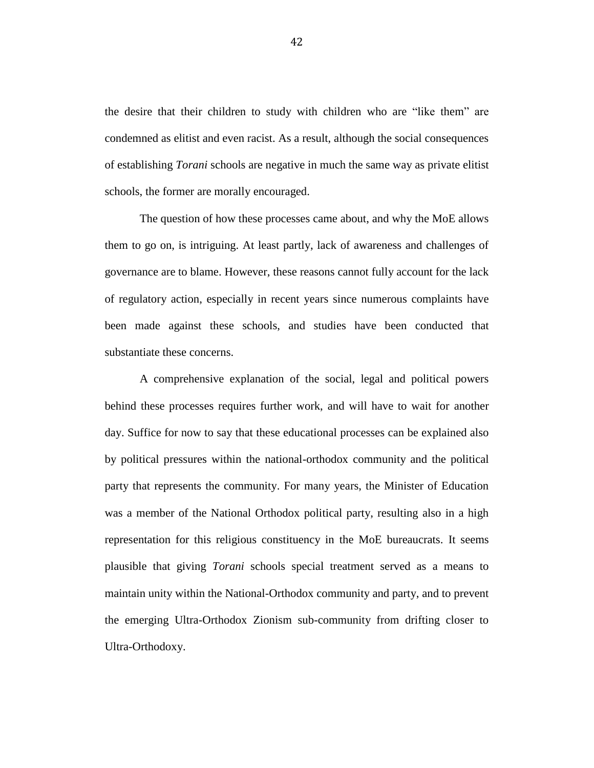the desire that their children to study with children who are "like them" are condemned as elitist and even racist. As a result, although the social consequences of establishing *Torani* schools are negative in much the same way as private elitist schools, the former are morally encouraged.

The question of how these processes came about, and why the MoE allows them to go on, is intriguing. At least partly, lack of awareness and challenges of governance are to blame. However, these reasons cannot fully account for the lack of regulatory action, especially in recent years since numerous complaints have been made against these schools, and studies have been conducted that substantiate these concerns.

A comprehensive explanation of the social, legal and political powers behind these processes requires further work, and will have to wait for another day. Suffice for now to say that these educational processes can be explained also by political pressures within the national-orthodox community and the political party that represents the community. For many years, the Minister of Education was a member of the National Orthodox political party, resulting also in a high representation for this religious constituency in the MoE bureaucrats. It seems plausible that giving *Torani* schools special treatment served as a means to maintain unity within the National-Orthodox community and party, and to prevent the emerging Ultra-Orthodox Zionism sub-community from drifting closer to Ultra-Orthodoxy.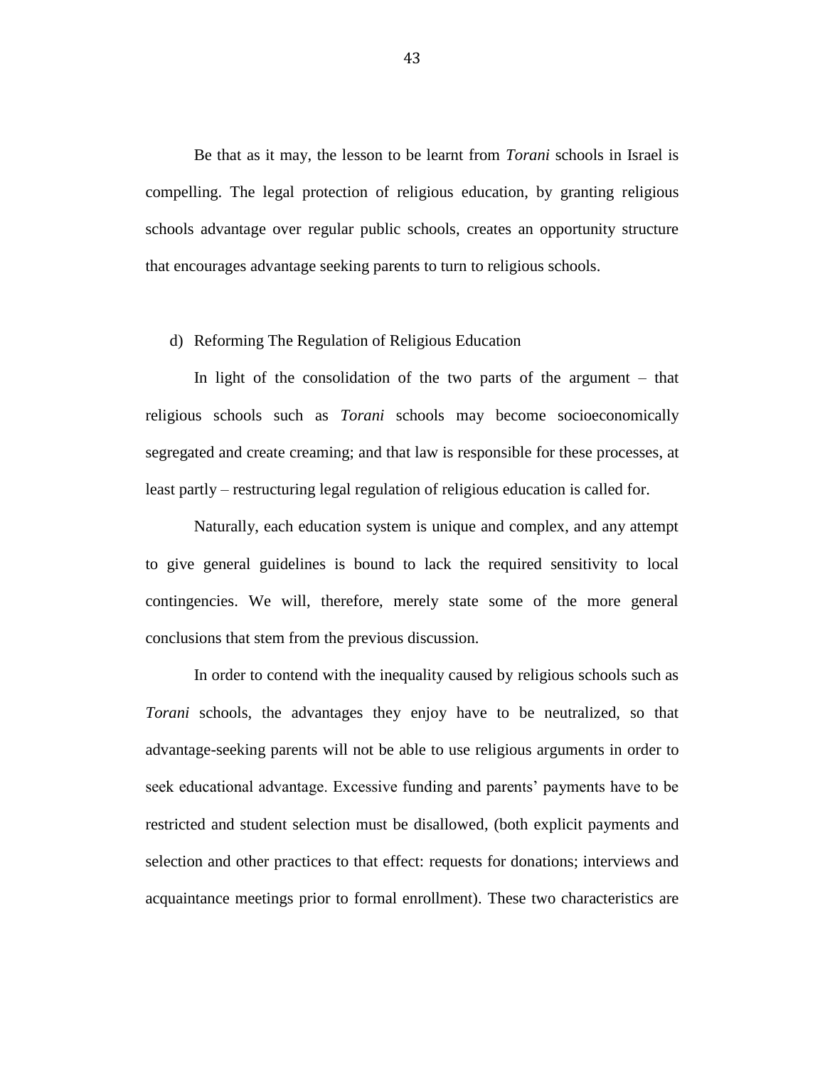Be that as it may, the lesson to be learnt from *Torani* schools in Israel is compelling. The legal protection of religious education, by granting religious schools advantage over regular public schools, creates an opportunity structure that encourages advantage seeking parents to turn to religious schools.

### d) Reforming The Regulation of Religious Education

In light of the consolidation of the two parts of the argument – that religious schools such as *Torani* schools may become socioeconomically segregated and create creaming; and that law is responsible for these processes, at least partly – restructuring legal regulation of religious education is called for.

Naturally, each education system is unique and complex, and any attempt to give general guidelines is bound to lack the required sensitivity to local contingencies. We will, therefore, merely state some of the more general conclusions that stem from the previous discussion.

In order to contend with the inequality caused by religious schools such as *Torani* schools, the advantages they enjoy have to be neutralized, so that advantage-seeking parents will not be able to use religious arguments in order to seek educational advantage. Excessive funding and parents' payments have to be restricted and student selection must be disallowed, (both explicit payments and selection and other practices to that effect: requests for donations; interviews and acquaintance meetings prior to formal enrollment). These two characteristics are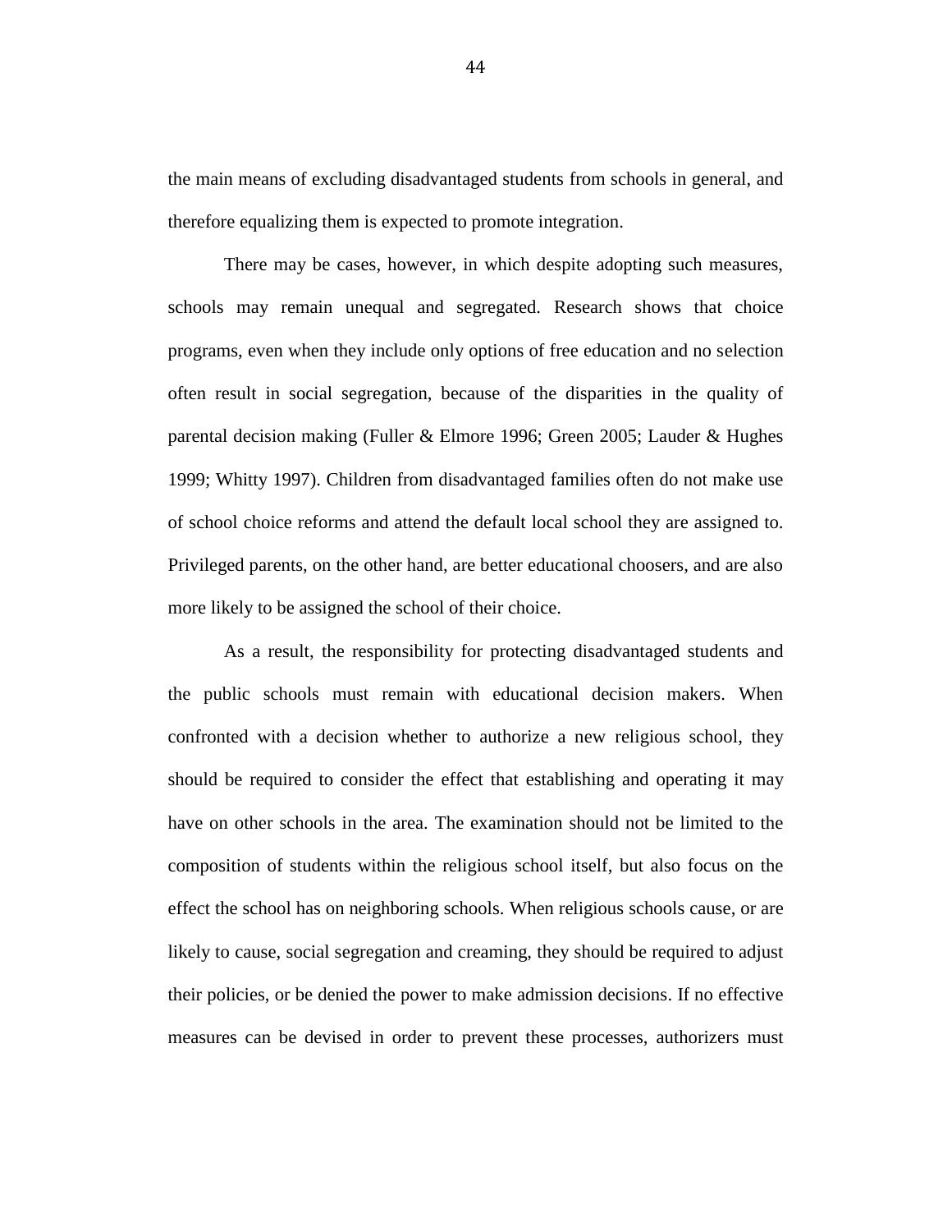the main means of excluding disadvantaged students from schools in general, and therefore equalizing them is expected to promote integration.

There may be cases, however, in which despite adopting such measures, schools may remain unequal and segregated. Research shows that choice programs, even when they include only options of free education and no selection often result in social segregation, because of the disparities in the quality of parental decision making (Fuller & Elmore 1996; Green 2005; Lauder & Hughes 1999; Whitty 1997). Children from disadvantaged families often do not make use of school choice reforms and attend the default local school they are assigned to. Privileged parents, on the other hand, are better educational choosers, and are also more likely to be assigned the school of their choice.

As a result, the responsibility for protecting disadvantaged students and the public schools must remain with educational decision makers. When confronted with a decision whether to authorize a new religious school, they should be required to consider the effect that establishing and operating it may have on other schools in the area. The examination should not be limited to the composition of students within the religious school itself, but also focus on the effect the school has on neighboring schools. When religious schools cause, or are likely to cause, social segregation and creaming, they should be required to adjust their policies, or be denied the power to make admission decisions. If no effective measures can be devised in order to prevent these processes, authorizers must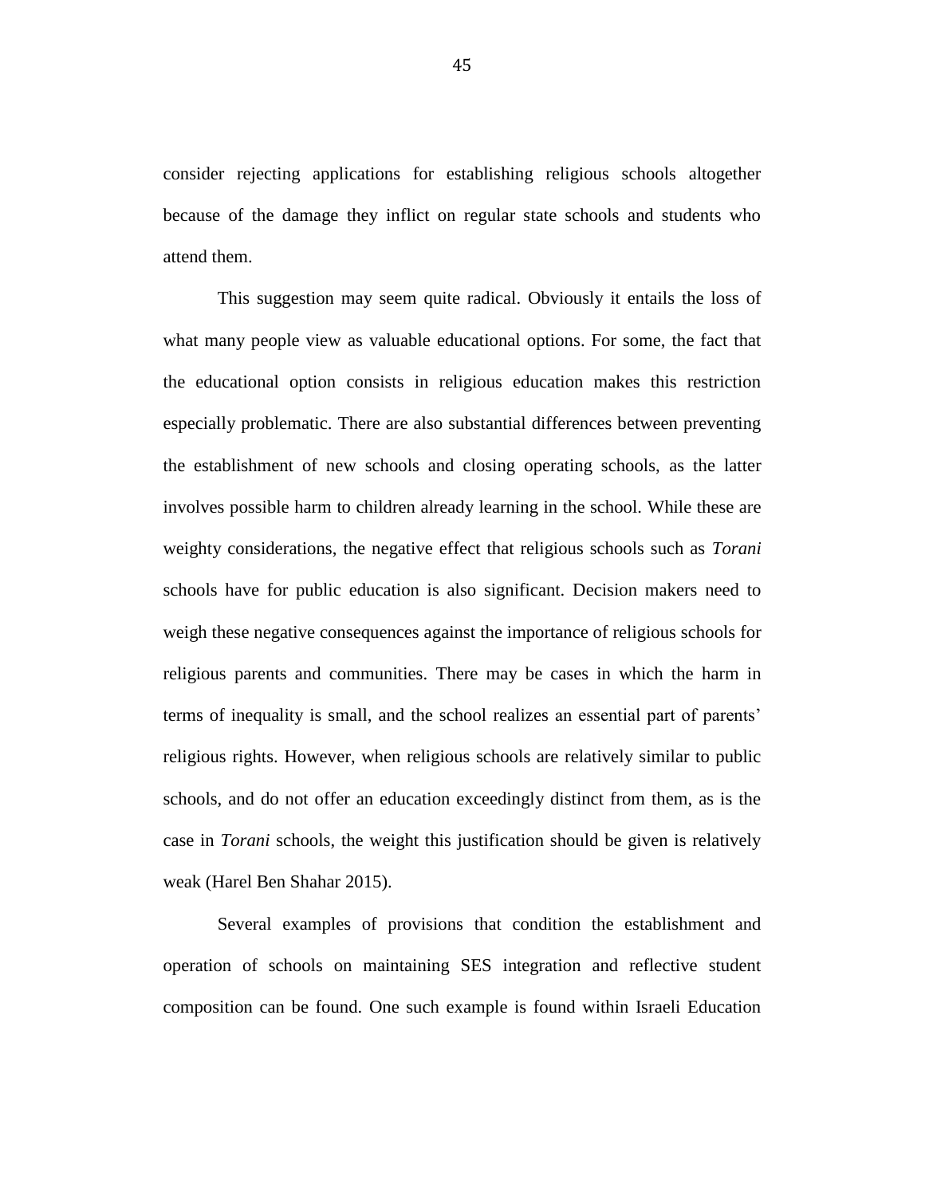consider rejecting applications for establishing religious schools altogether because of the damage they inflict on regular state schools and students who attend them.

This suggestion may seem quite radical. Obviously it entails the loss of what many people view as valuable educational options. For some, the fact that the educational option consists in religious education makes this restriction especially problematic. There are also substantial differences between preventing the establishment of new schools and closing operating schools, as the latter involves possible harm to children already learning in the school. While these are weighty considerations, the negative effect that religious schools such as *Torani* schools have for public education is also significant. Decision makers need to weigh these negative consequences against the importance of religious schools for religious parents and communities. There may be cases in which the harm in terms of inequality is small, and the school realizes an essential part of parents' religious rights. However, when religious schools are relatively similar to public schools, and do not offer an education exceedingly distinct from them, as is the case in *Torani* schools, the weight this justification should be given is relatively weak (Harel Ben Shahar 2015).

Several examples of provisions that condition the establishment and operation of schools on maintaining SES integration and reflective student composition can be found. One such example is found within Israeli Education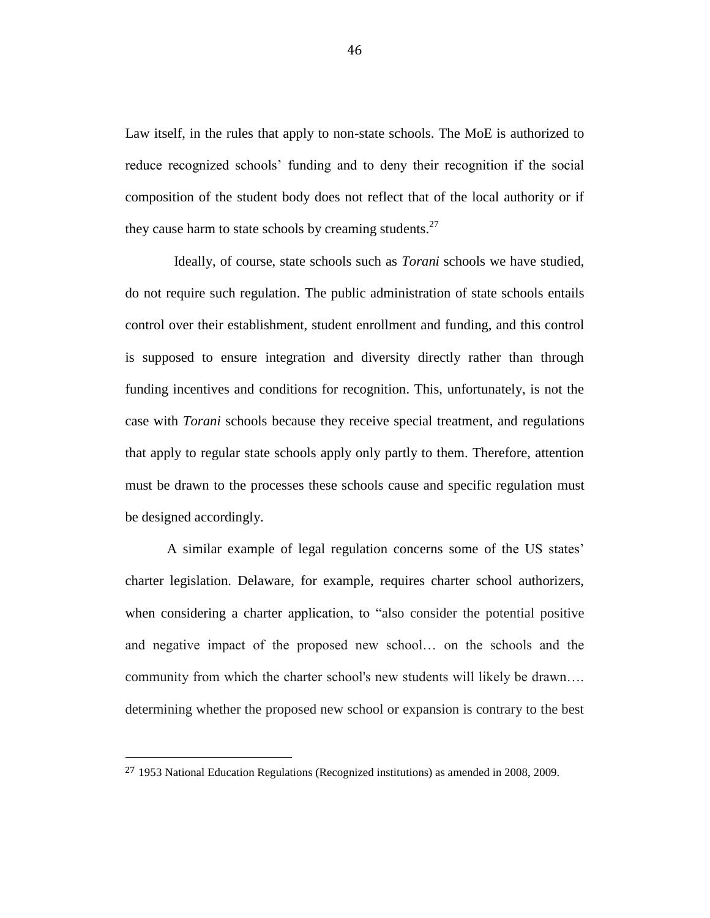Law itself, in the rules that apply to non-state schools. The MoE is authorized to reduce recognized schools' funding and to deny their recognition if the social composition of the student body does not reflect that of the local authority or if they cause harm to state schools by creaming students.[27]

Ideally, of course, state schools such as *Torani* schools we have studied, do not require such regulation. The public administration of state schools entails control over their establishment, student enrollment and funding, and this control is supposed to ensure integration and diversity directly rather than through funding incentives and conditions for recognition. This, unfortunately, is not the case with *Torani* schools because they receive special treatment, and regulations that apply to regular state schools apply only partly to them. Therefore, attention must be drawn to the processes these schools cause and specific regulation must be designed accordingly.

A similar example of legal regulation concerns some of the US states' charter legislation. Delaware, for example, requires charter school authorizers, when considering a charter application, to "also consider the potential positive and negative impact of the proposed new school… on the schools and the community from which the charter school's new students will likely be drawn…. determining whether the proposed new school or expansion is contrary to the best

[27] 1953 National Education Regulations (Recognized institutions) as amended in 2008, 2009.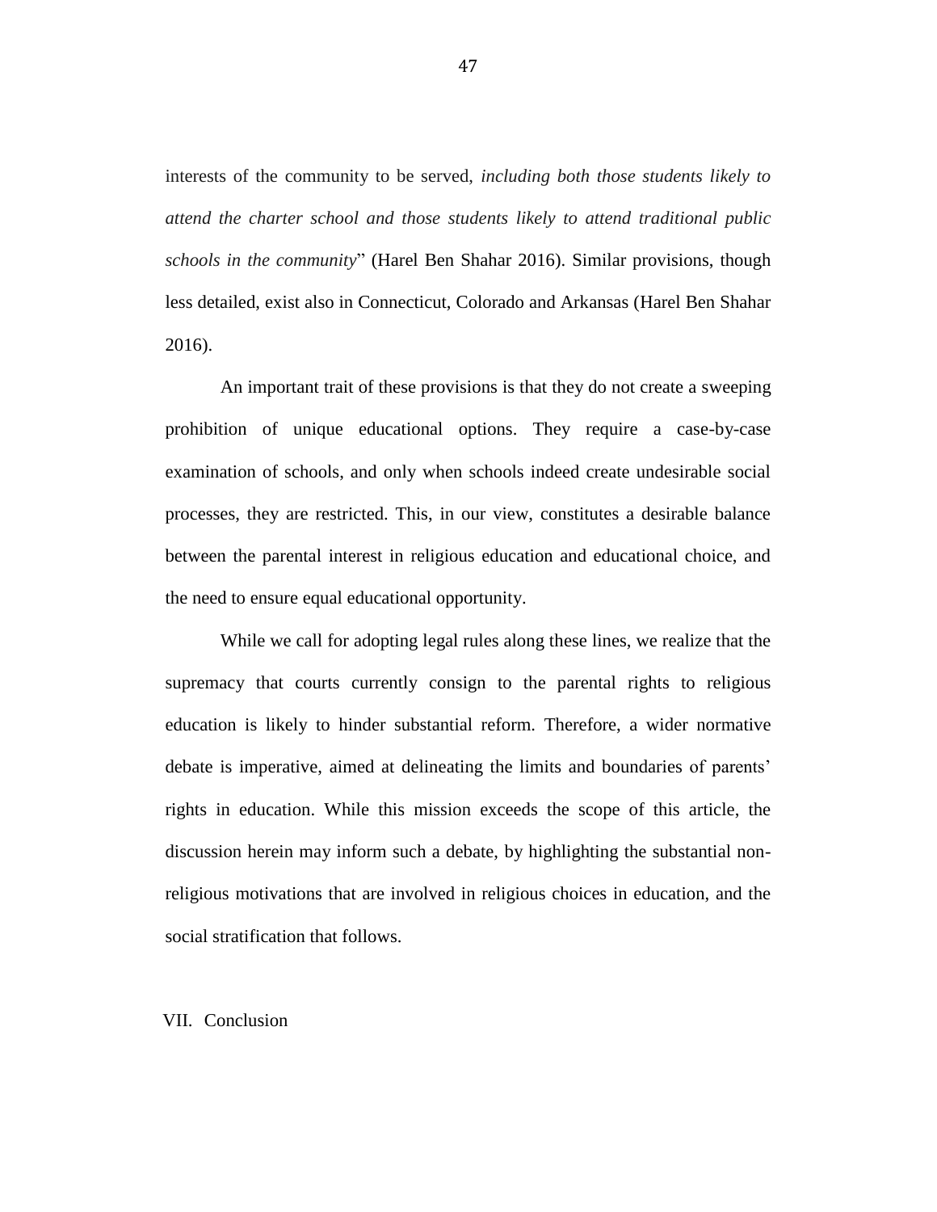interests of the community to be served, *including both those students likely to attend the charter school and those students likely to attend traditional public schools in the community*" (Harel Ben Shahar 2016). Similar provisions, though less detailed, exist also in Connecticut, Colorado and Arkansas (Harel Ben Shahar 2016).

An important trait of these provisions is that they do not create a sweeping prohibition of unique educational options. They require a case-by-case examination of schools, and only when schools indeed create undesirable social processes, they are restricted. This, in our view, constitutes a desirable balance between the parental interest in religious education and educational choice, and the need to ensure equal educational opportunity.

While we call for adopting legal rules along these lines, we realize that the supremacy that courts currently consign to the parental rights to religious education is likely to hinder substantial reform. Therefore, a wider normative debate is imperative, aimed at delineating the limits and boundaries of parents' rights in education. While this mission exceeds the scope of this article, the discussion herein may inform such a debate, by highlighting the substantial non-religious motivations that are involved in religious choices in education, and the social stratification that follows.

## VII. Conclusion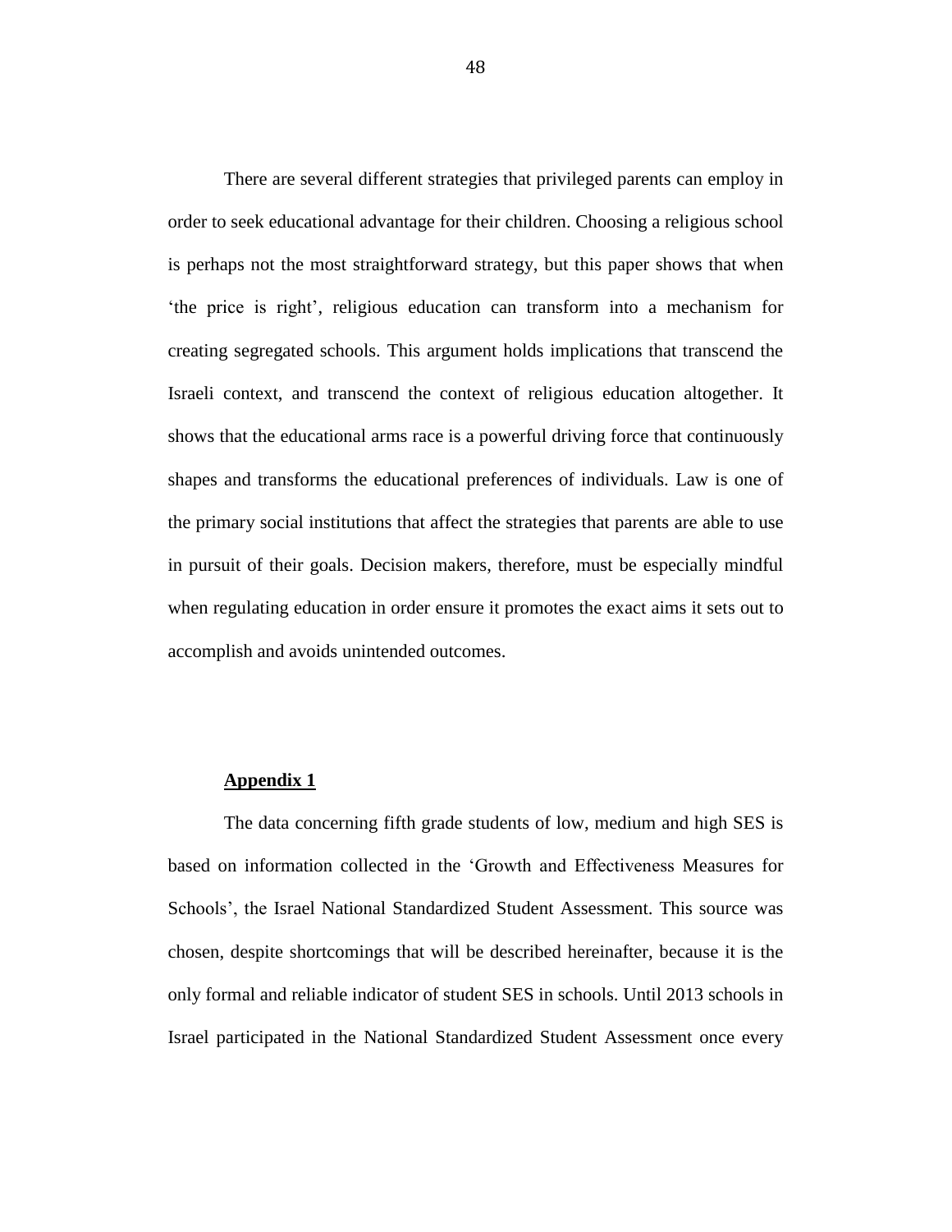There are several different strategies that privileged parents can employ in order to seek educational advantage for their children. Choosing a religious school is perhaps not the most straightforward strategy, but this paper shows that when 'the price is right', religious education can transform into a mechanism for creating segregated schools. This argument holds implications that transcend the Israeli context, and transcend the context of religious education altogether. It shows that the educational arms race is a powerful driving force that continuously shapes and transforms the educational preferences of individuals. Law is one of the primary social institutions that affect the strategies that parents are able to use in pursuit of their goals. Decision makers, therefore, must be especially mindful when regulating education in order ensure it promotes the exact aims it sets out to accomplish and avoids unintended outcomes.

**Appendix 1**

The data concerning fifth grade students of low, medium and high SES is based on information collected in the 'Growth and Effectiveness Measures for Schools', the Israel National Standardized Student Assessment. This source was chosen, despite shortcomings that will be described hereinafter, because it is the only formal and reliable indicator of student SES in schools. Until 2013 schools in Israel participated in the National Standardized Student Assessment once every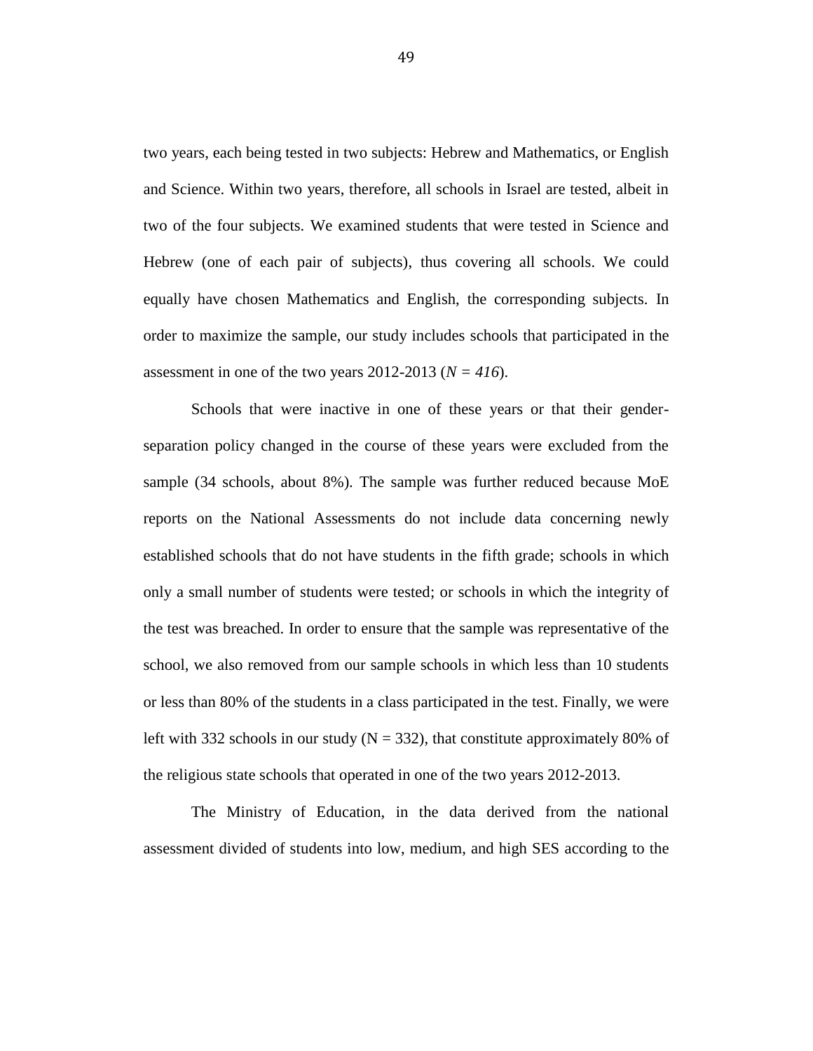two years, each being tested in two subjects: Hebrew and Mathematics, or English and Science. Within two years, therefore, all schools in Israel are tested, albeit in two of the four subjects. We examined students that were tested in Science and Hebrew (one of each pair of subjects), thus covering all schools. We could equally have chosen Mathematics and English, the corresponding subjects. In order to maximize the sample, our study includes schools that participated in the assessment in one of the two years 2012-2013 ($N = 416$).

Schools that were inactive in one of these years or that their gender-separation policy changed in the course of these years were excluded from the sample (34 schools, about 8%). The sample was further reduced because MoE reports on the National Assessments do not include data concerning newly established schools that do not have students in the fifth grade; schools in which only a small number of students were tested; or schools in which the integrity of the test was breached. In order to ensure that the sample was representative of the school, we also removed from our sample schools in which less than 10 students or less than 80% of the students in a class participated in the test. Finally, we were left with 332 schools in our study (N = 332), that constitute approximately 80% of the religious state schools that operated in one of the two years 2012-2013.

The Ministry of Education, in the data derived from the national assessment divided of students into low, medium, and high SES according to the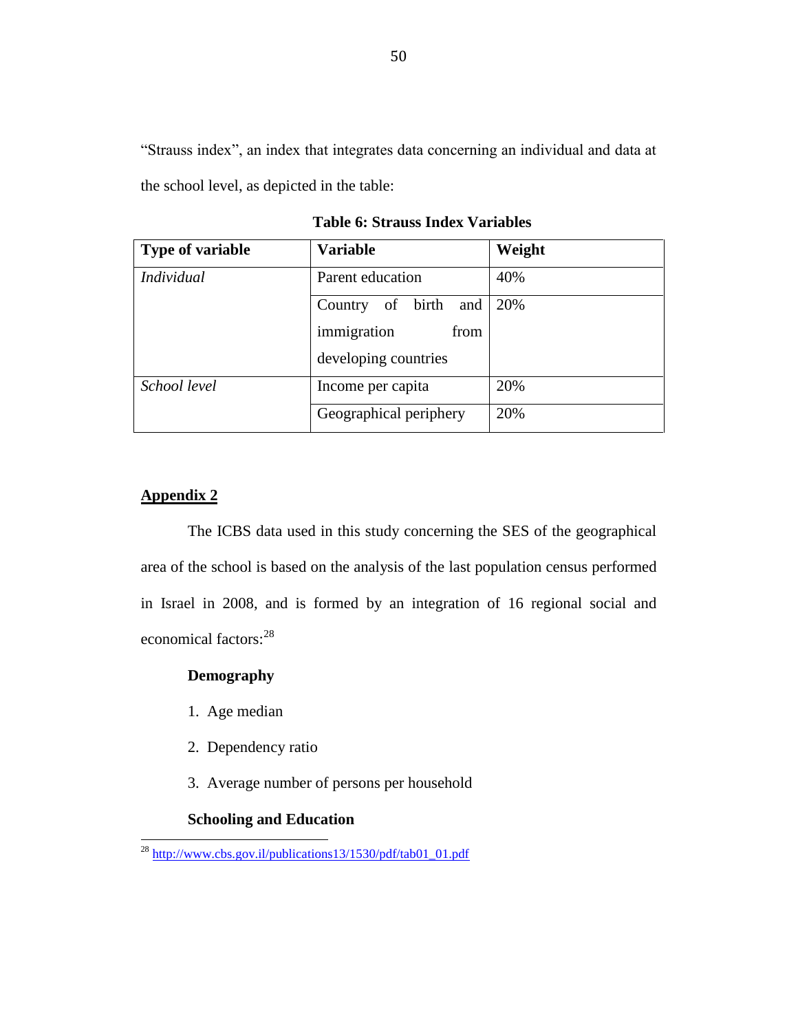"Strauss index", an index that integrates data concerning an individual and data at the school level, as depicted in the table:

**Table 6: Strauss Index Variables**

| Type of variable | Variable | Weight |
|---|---|---|
| *Individual* | Parent education | 40% |
| | Country of birth and immigration from developing countries | 20% |
| *School level* | Income per capita | 20% |
| | Geographical periphery | 20% |

## Appendix 2

The ICBS data used in this study concerning the SES of the geographical area of the school is based on the analysis of the last population census performed in Israel in 2008, and is formed by an integration of 16 regional social and economical factors:[28]

**Demography**

1. Age median
2. Dependency ratio
3. Average number of persons per household

**Schooling and Education**

[28] http://www.cbs.gov.il/publications13/1530/pdf/tab01_01.pdf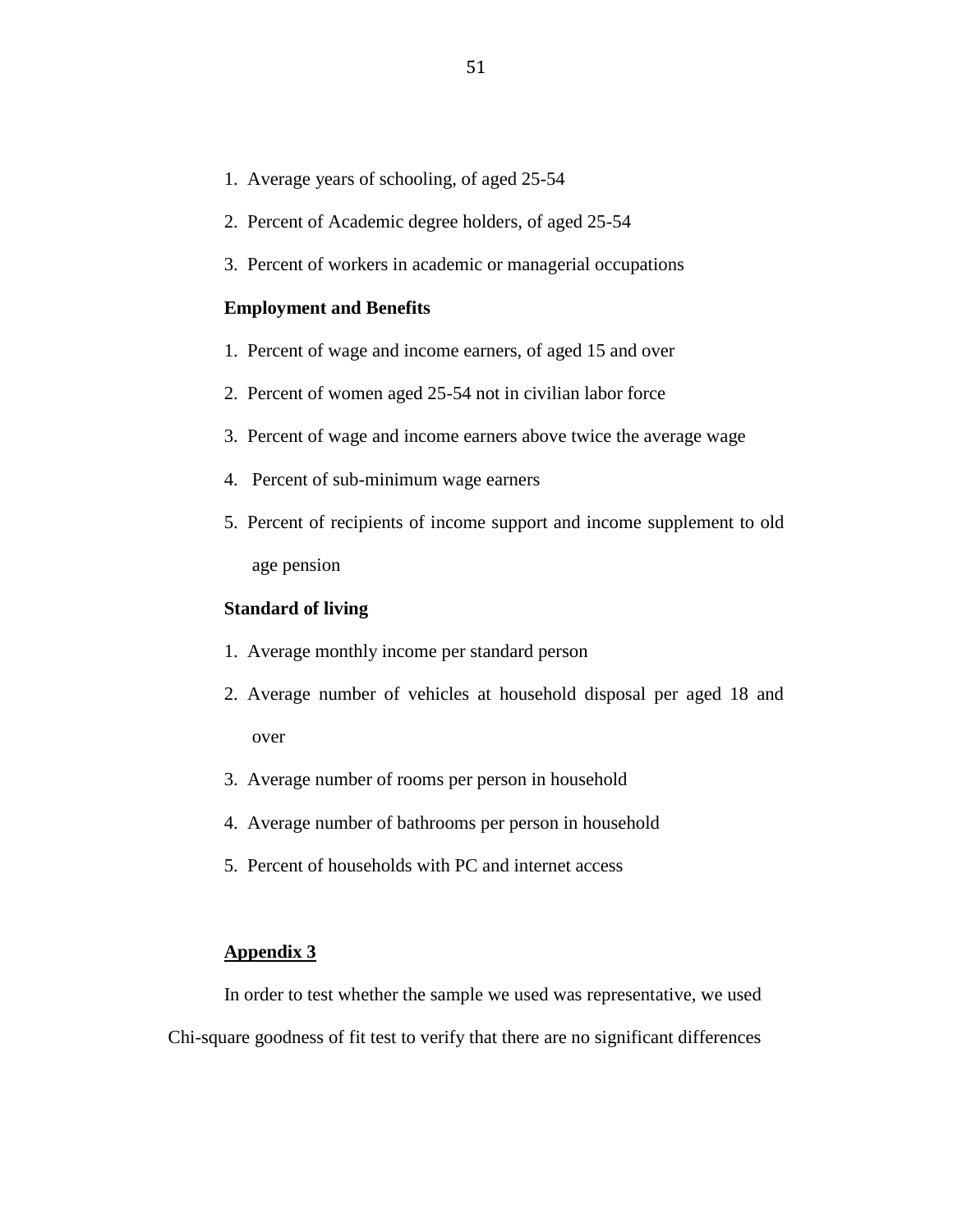1. Average years of schooling, of aged 25-54
2. Percent of Academic degree holders, of aged 25-54
3. Percent of workers in academic or managerial occupations

**Employment and Benefits**

1. Percent of wage and income earners, of aged 15 and over
2. Percent of women aged 25-54 not in civilian labor force
3. Percent of wage and income earners above twice the average wage
4. Percent of sub-minimum wage earners
5. Percent of recipients of income support and income supplement to old age pension

**Standard of living**

1. Average monthly income per standard person
2. Average number of vehicles at household disposal per aged 18 and over
3. Average number of rooms per person in household
4. Average number of bathrooms per person in household
5. Percent of households with PC and internet access

**Appendix 3**

In order to test whether the sample we used was representative, we used Chi-square goodness of fit test to verify that there are no significant differences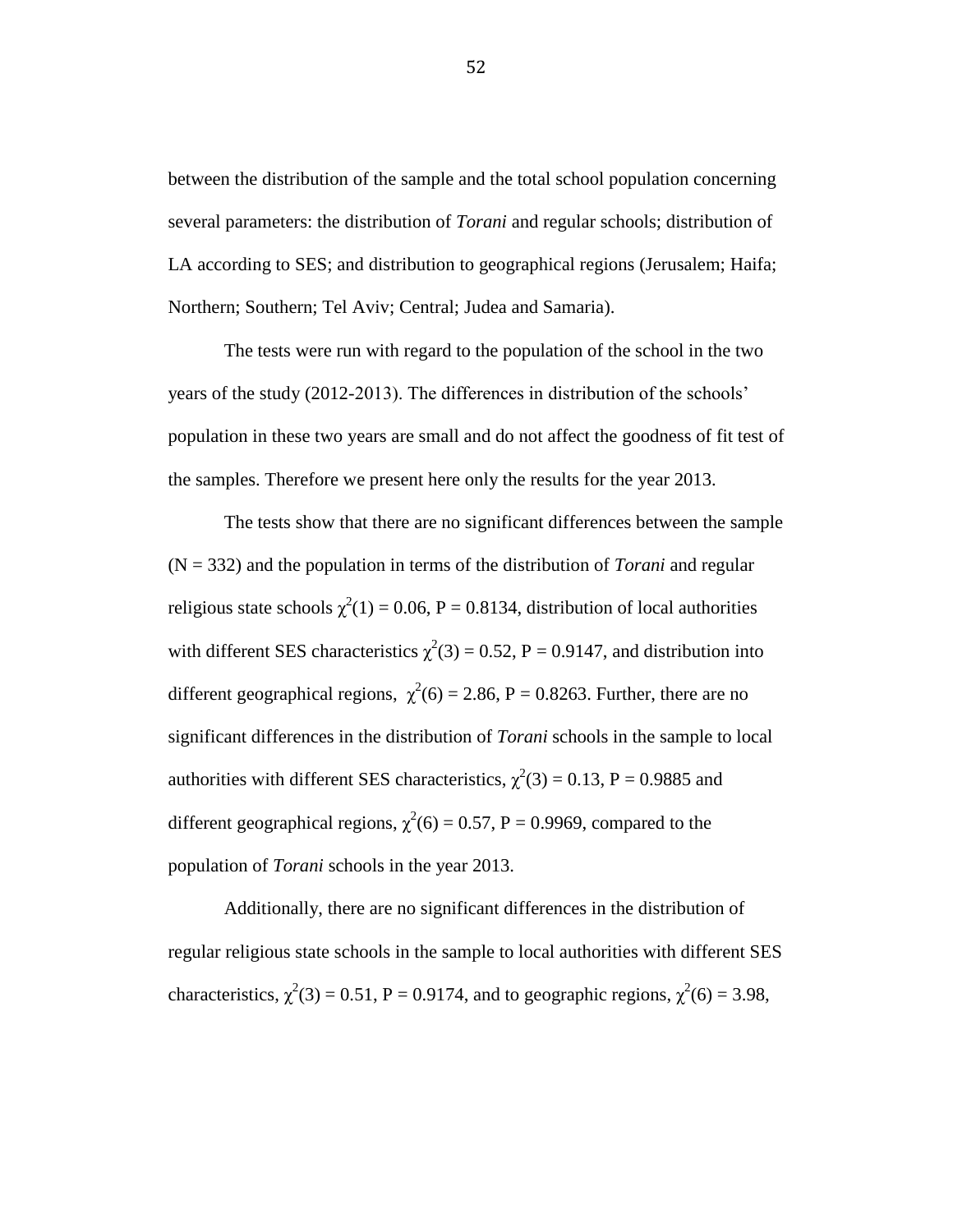between the distribution of the sample and the total school population concerning several parameters: the distribution of *Torani* and regular schools; distribution of LA according to SES; and distribution to geographical regions (Jerusalem; Haifa; Northern; Southern; Tel Aviv; Central; Judea and Samaria).

The tests were run with regard to the population of the school in the two years of the study (2012-2013). The differences in distribution of the schools' population in these two years are small and do not affect the goodness of fit test of the samples. Therefore we present here only the results for the year 2013.

The tests show that there are no significant differences between the sample ($N = 332$) and the population in terms of the distribution of *Torani* and regular religious state schools $\chi^2(1) = 0.06$, $P = 0.8134$, distribution of local authorities with different SES characteristics $\chi^2(3) = 0.52$, $P = 0.9147$, and distribution into different geographical regions, $\chi^2(6) = 2.86$, $P = 0.8263$. Further, there are no significant differences in the distribution of *Torani* schools in the sample to local authorities with different SES characteristics, $\chi^2(3) = 0.13$, $P = 0.9885$ and different geographical regions, $\chi^2(6) = 0.57$, $P = 0.9969$, compared to the population of *Torani* schools in the year 2013.

Additionally, there are no significant differences in the distribution of regular religious state schools in the sample to local authorities with different SES characteristics, $\chi^2(3) = 0.51$, $P = 0.9174$, and to geographic regions, $\chi^2(6) = 3.98$,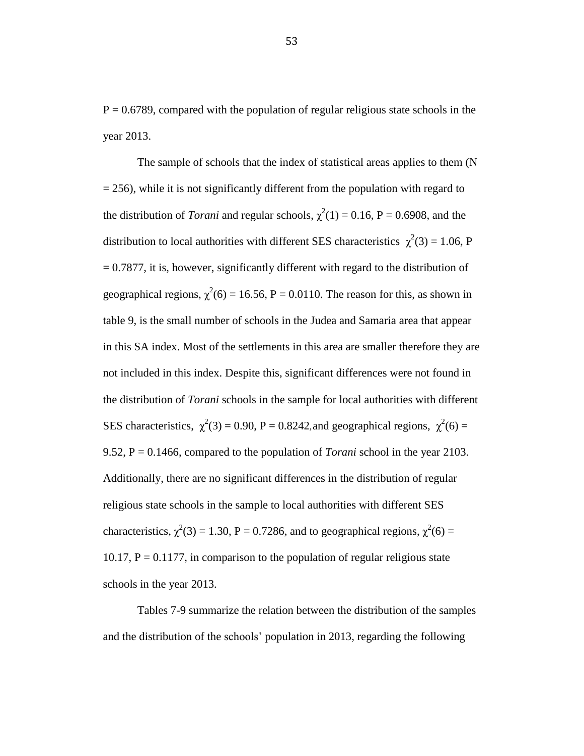P = 0.6789, compared with the population of regular religious state schools in the year 2013.

The sample of schools that the index of statistical areas applies to them (N = 256), while it is not significantly different from the population with regard to the distribution of *Torani* and regular schools, $\chi^2(1) = 0.16$, P = 0.6908, and the distribution to local authorities with different SES characteristics $\chi^2(3) = 1.06$, P = 0.7877, it is, however, significantly different with regard to the distribution of geographical regions, $\chi^2(6) = 16.56$, P = 0.0110. The reason for this, as shown in table 9, is the small number of schools in the Judea and Samaria area that appear in this SA index. Most of the settlements in this area are smaller therefore they are not included in this index. Despite this, significant differences were not found in the distribution of *Torani* schools in the sample for local authorities with different SES characteristics, $\chi^2(3) = 0.90$, P = 0.8242, and geographical regions, $\chi^2(6) = 9.52$, P = 0.1466, compared to the population of *Torani* school in the year 2103. Additionally, there are no significant differences in the distribution of regular religious state schools in the sample to local authorities with different SES characteristics, $\chi^2(3) = 1.30$, P = 0.7286, and to geographical regions, $\chi^2(6) = 10.17$, P = 0.1177, in comparison to the population of regular religious state schools in the year 2013.

Tables 7-9 summarize the relation between the distribution of the samples and the distribution of the schools' population in 2013, regarding the following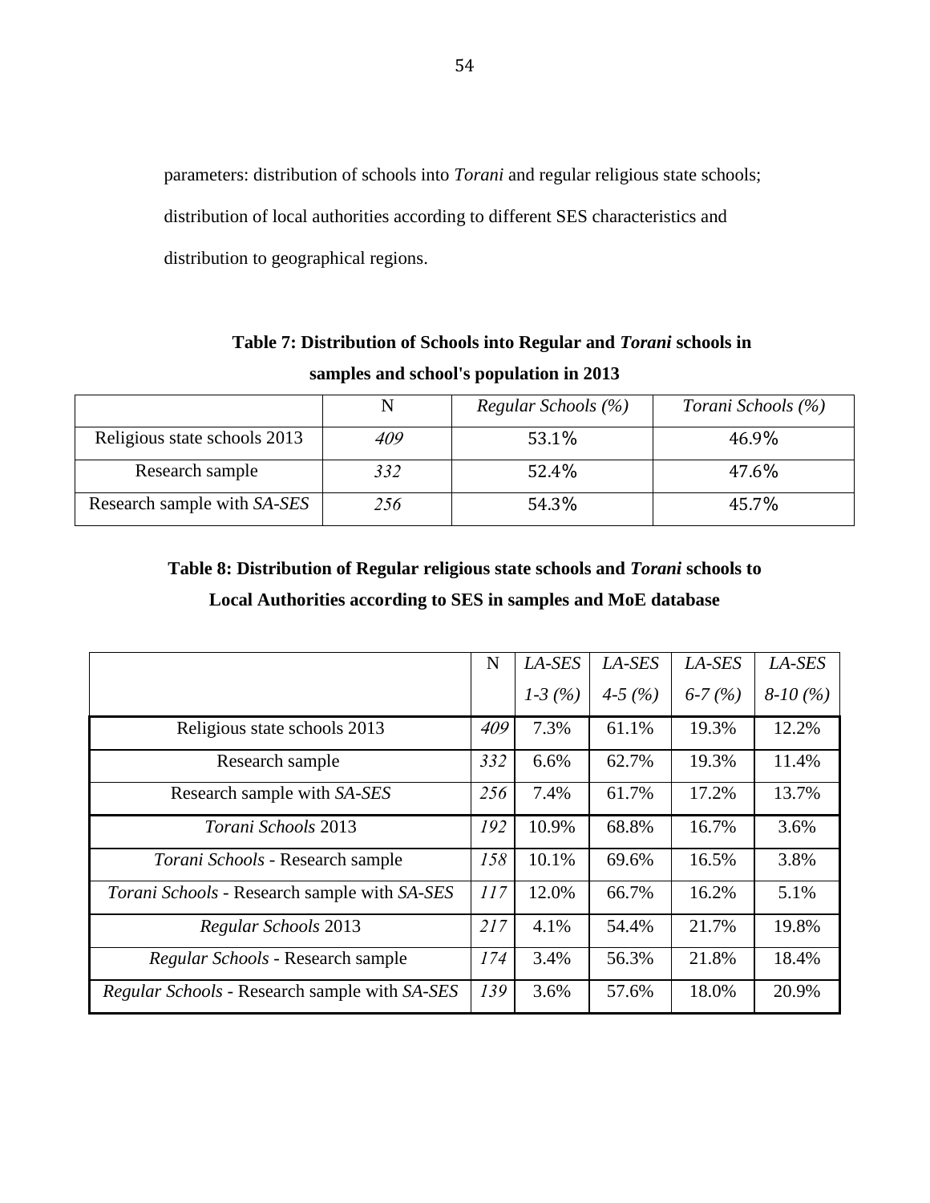parameters: distribution of schools into *Torani* and regular religious state schools; distribution of local authorities according to different SES characteristics and distribution to geographical regions.

**Table 7: Distribution of Schools into Regular and *Torani* schools in samples and school's population in 2013**

| | N | *Regular Schools (%)* | *Torani Schools (%)* |
|---|---|---|---|
| Religious state schools 2013 | *409* | 53.1% | 46.9% |
| Research sample | *332* | 52.4% | 47.6% |
| Research sample with *SA-SES* | *256* | 54.3% | 45.7% |

**Table 8: Distribution of Regular religious state schools and *Torani* schools to Local Authorities according to SES in samples and MoE database**

| | N | *LA-SES 1-3 (%)* | *LA-SES 4-5 (%)* | *LA-SES 6-7 (%)* | *LA-SES 8-10 (%)* |
|---|---|---|---|---|---|
| Religious state schools 2013 | *409* | 7.3% | 61.1% | 19.3% | 12.2% |
| Research sample | *332* | 6.6% | 62.7% | 19.3% | 11.4% |
| Research sample with *SA-SES* | *256* | 7.4% | 61.7% | 17.2% | 13.7% |
| *Torani Schools* 2013 | *192* | 10.9% | 68.8% | 16.7% | 3.6% |
| *Torani Schools* - Research sample | *158* | 10.1% | 69.6% | 16.5% | 3.8% |
| *Torani Schools* - Research sample with *SA-SES* | *117* | 12.0% | 66.7% | 16.2% | 5.1% |
| *Regular Schools* 2013 | *217* | 4.1% | 54.4% | 21.7% | 19.8% |
| *Regular Schools* - Research sample | *174* | 3.4% | 56.3% | 21.8% | 18.4% |
| *Regular Schools* - Research sample with *SA-SES* | *139* | 3.6% | 57.6% | 18.0% | 20.9% |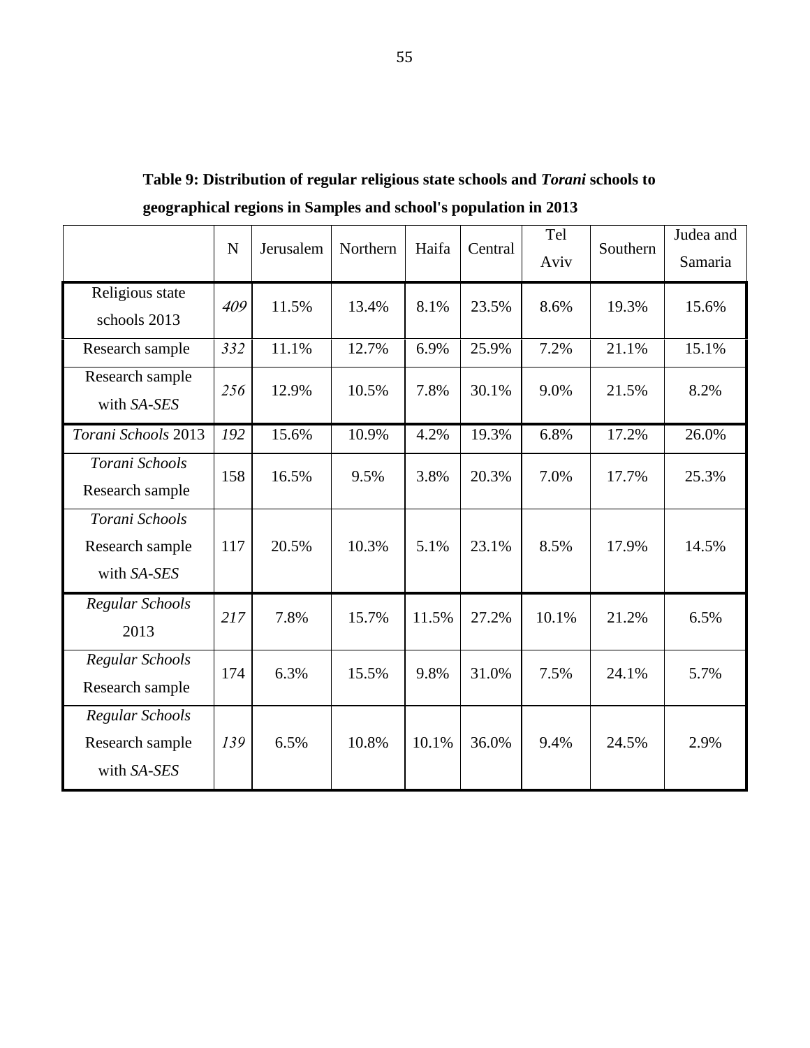**Table 9: Distribution of regular religious state schools and *Torani* schools to geographical regions in Samples and school's population in 2013**

| | N | Jerusalem | Northern | Haifa | Central | Tel Aviv | Southern | Judea and Samaria |
|---|---|---|---|---|---|---|---|---|
| Religious state schools 2013 | *409* | 11.5% | 13.4% | 8.1% | 23.5% | 8.6% | 19.3% | 15.6% |
| Research sample | *332* | 11.1% | 12.7% | 6.9% | 25.9% | 7.2% | 21.1% | 15.1% |
| Research sample with *SA-SES* | *256* | 12.9% | 10.5% | 7.8% | 30.1% | 9.0% | 21.5% | 8.2% |
| *Torani Schools* 2013 | *192* | 15.6% | 10.9% | 4.2% | 19.3% | 6.8% | 17.2% | 26.0% |
| *Torani Schools* Research sample | 158 | 16.5% | 9.5% | 3.8% | 20.3% | 7.0% | 17.7% | 25.3% |
| *Torani Schools* Research sample with *SA-SES* | 117 | 20.5% | 10.3% | 5.1% | 23.1% | 8.5% | 17.9% | 14.5% |
| *Regular Schools* 2013 | *217* | 7.8% | 15.7% | 11.5% | 27.2% | 10.1% | 21.2% | 6.5% |
| *Regular Schools* Research sample | 174 | 6.3% | 15.5% | 9.8% | 31.0% | 7.5% | 24.1% | 5.7% |
| *Regular Schools* Research sample with *SA-SES* | *139* | 6.5% | 10.8% | 10.1% | 36.0% | 9.4% | 24.5% | 2.9% |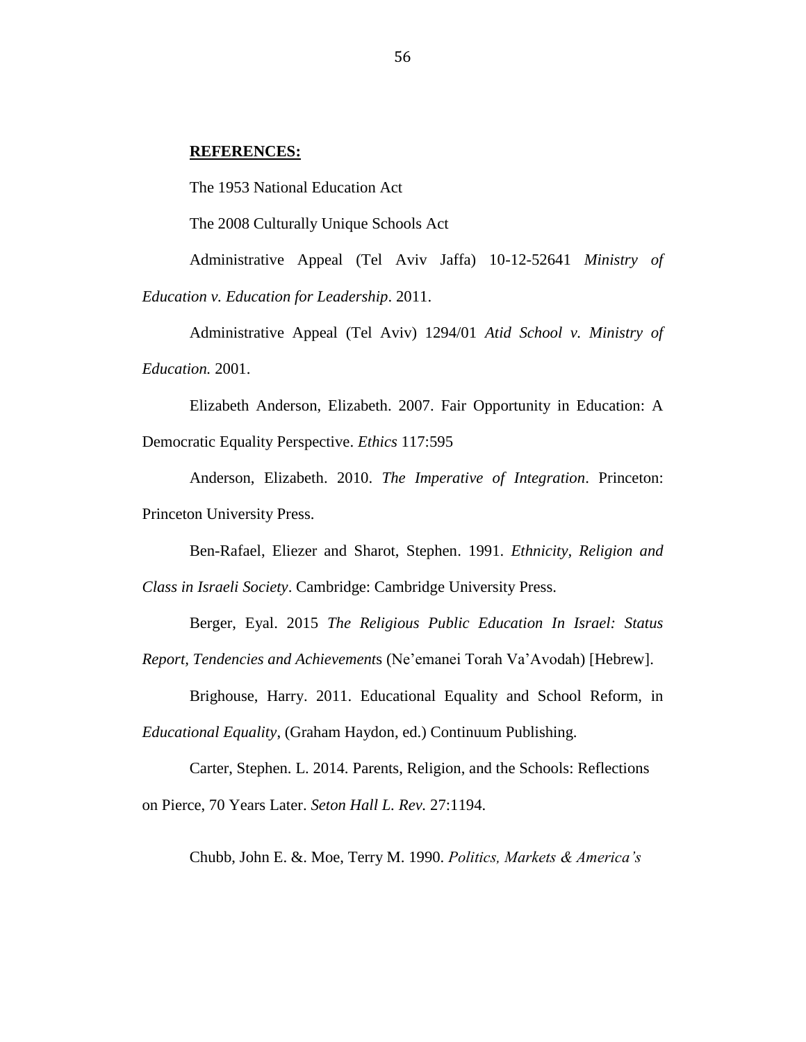**REFERENCES:**

The 1953 National Education Act

The 2008 Culturally Unique Schools Act

Administrative Appeal (Tel Aviv Jaffa) 10-12-52641 *Ministry of Education v. Education for Leadership*. 2011.

Administrative Appeal (Tel Aviv) 1294/01 *Atid School v. Ministry of Education.* 2001.

Elizabeth Anderson, Elizabeth. 2007. Fair Opportunity in Education: A Democratic Equality Perspective. *Ethics* 117:595

Anderson, Elizabeth. 2010. *The Imperative of Integration*. Princeton: Princeton University Press.

Ben-Rafael, Eliezer and Sharot, Stephen. 1991. *Ethnicity, Religion and Class in Israeli Society*. Cambridge: Cambridge University Press.

Berger, Eyal. 2015 *The Religious Public Education In Israel: Status Report, Tendencies and Achievements* (Ne'emanei Torah Va'Avodah) [Hebrew].

Brighouse, Harry. 2011. Educational Equality and School Reform, in *Educational Equality*, (Graham Haydon, ed.) Continuum Publishing.

Carter, Stephen. L. 2014. Parents, Religion, and the Schools: Reflections on Pierce, 70 Years Later. *Seton Hall L. Rev.* 27:1194.

Chubb, John E. &. Moe, Terry M. 1990. *Politics, Markets & America's*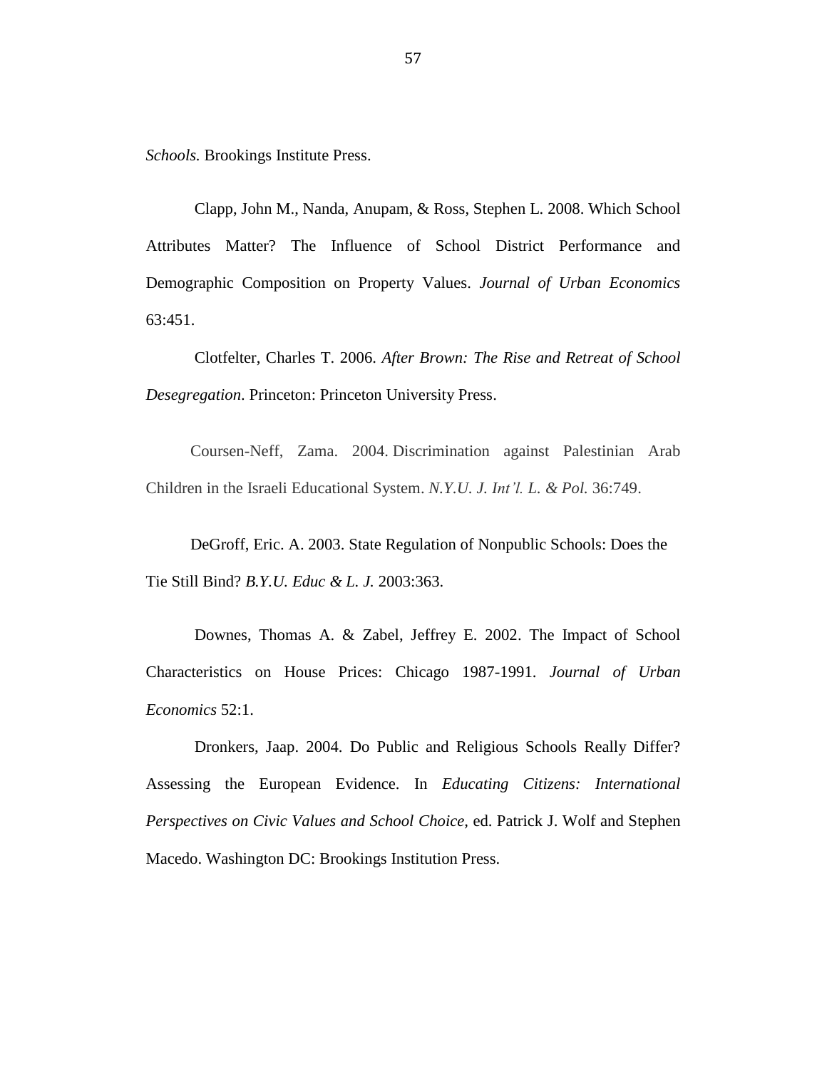*Schools*. Brookings Institute Press.

Clapp, John M., Nanda, Anupam, & Ross, Stephen L. 2008. Which School Attributes Matter? The Influence of School District Performance and Demographic Composition on Property Values. *Journal of Urban Economics* 63:451.

Clotfelter, Charles T. 2006. *After Brown: The Rise and Retreat of School Desegregation*. Princeton: Princeton University Press.

Coursen-Neff, Zama. 2004. Discrimination against Palestinian Arab Children in the Israeli Educational System. *N.Y.U. J. Int'l. L. & Pol.* 36:749.

DeGroff, Eric. A. 2003. State Regulation of Nonpublic Schools: Does the Tie Still Bind? *B.Y.U. Educ & L. J.* 2003:363.

Downes, Thomas A. & Zabel, Jeffrey E. 2002. The Impact of School Characteristics on House Prices: Chicago 1987-1991. *Journal of Urban Economics* 52:1.

Dronkers, Jaap. 2004. Do Public and Religious Schools Really Differ? Assessing the European Evidence. In *Educating Citizens: International Perspectives on Civic Values and School Choice,* ed. Patrick J. Wolf and Stephen Macedo. Washington DC: Brookings Institution Press.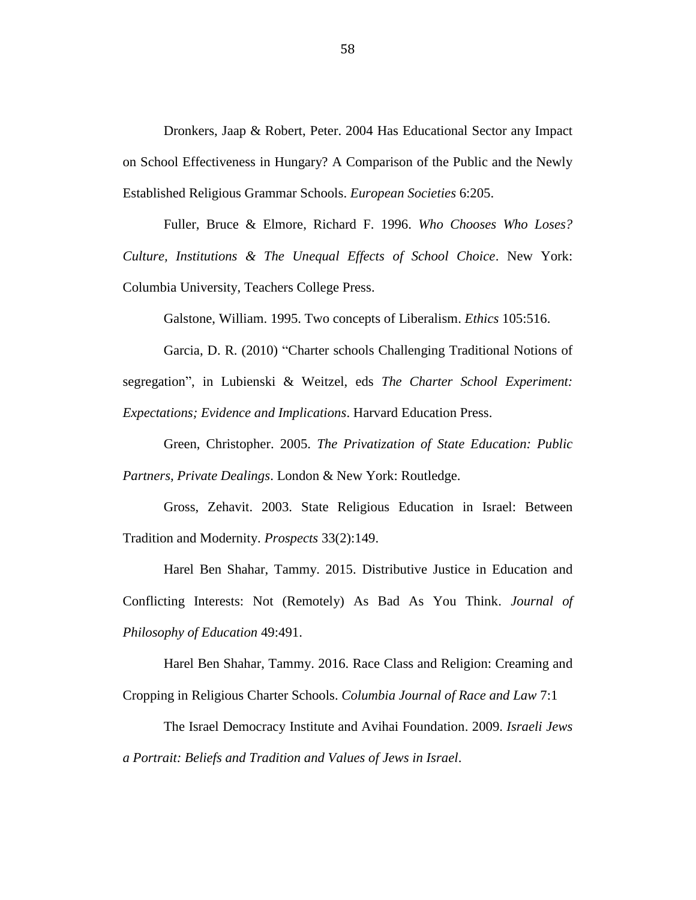Dronkers, Jaap & Robert, Peter. 2004 Has Educational Sector any Impact on School Effectiveness in Hungary? A Comparison of the Public and the Newly Established Religious Grammar Schools. *European Societies* 6:205.

Fuller, Bruce & Elmore, Richard F. 1996. *Who Chooses Who Loses? Culture, Institutions & The Unequal Effects of School Choice*. New York: Columbia University, Teachers College Press.

Galstone, William. 1995. Two concepts of Liberalism. *Ethics* 105:516.

Garcia, D. R. (2010) "Charter schools Challenging Traditional Notions of segregation", in Lubienski & Weitzel, eds *The Charter School Experiment: Expectations; Evidence and Implications*. Harvard Education Press.

Green, Christopher. 2005. *The Privatization of State Education: Public Partners, Private Dealings*. London & New York: Routledge.

Gross, Zehavit. 2003. State Religious Education in Israel: Between Tradition and Modernity. *Prospects* 33(2):149.

Harel Ben Shahar, Tammy. 2015. Distributive Justice in Education and Conflicting Interests: Not (Remotely) As Bad As You Think. *Journal of Philosophy of Education* 49:491.

Harel Ben Shahar, Tammy. 2016. Race Class and Religion: Creaming and Cropping in Religious Charter Schools. *Columbia Journal of Race and Law* 7:1

The Israel Democracy Institute and Avihai Foundation. 2009. *Israeli Jews a Portrait: Beliefs and Tradition and Values of Jews in Israel*.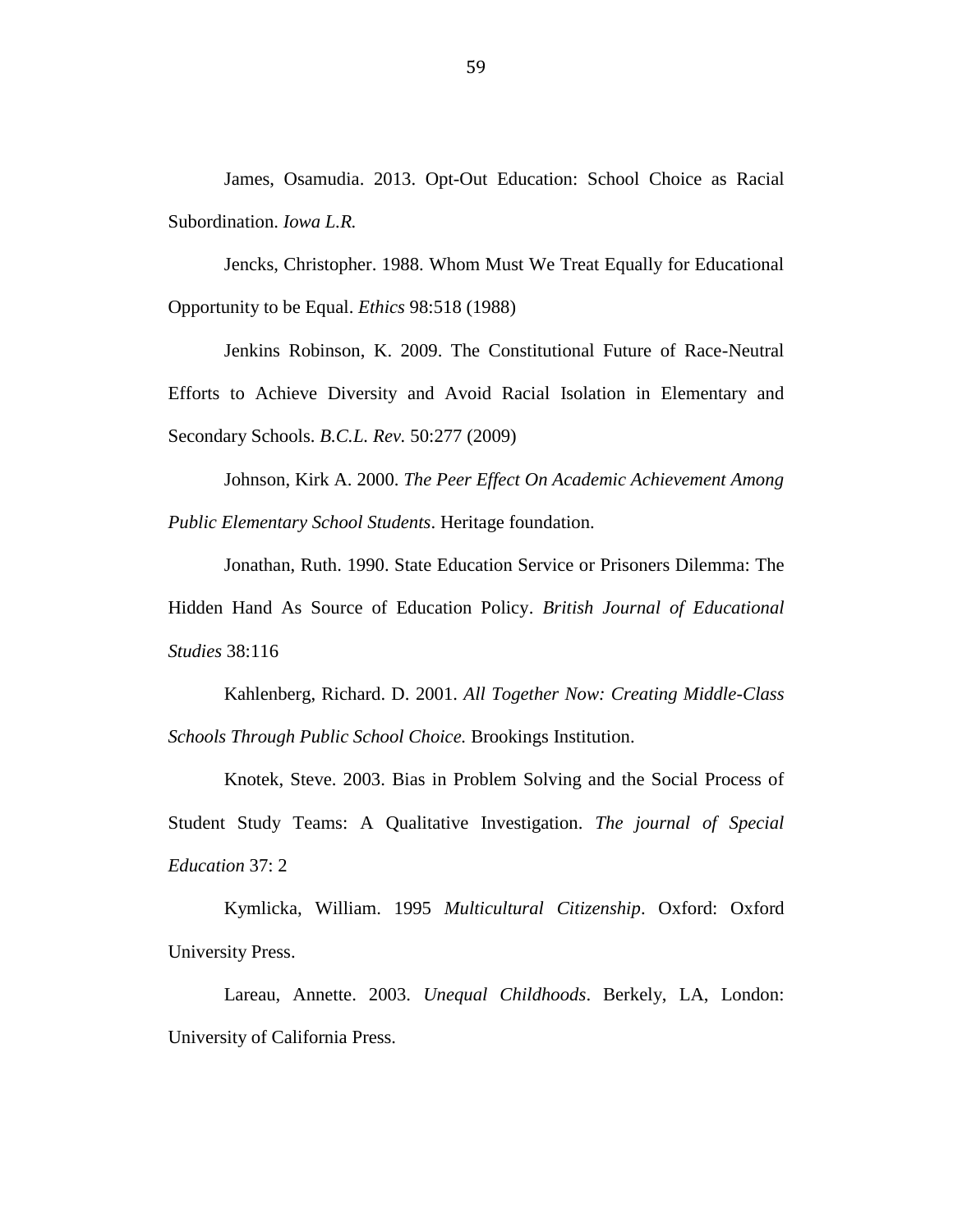James, Osamudia. 2013. Opt-Out Education: School Choice as Racial Subordination. *Iowa L.R.*

Jencks, Christopher. 1988. Whom Must We Treat Equally for Educational Opportunity to be Equal. *Ethics* 98:518 (1988)

Jenkins Robinson, K. 2009. The Constitutional Future of Race-Neutral Efforts to Achieve Diversity and Avoid Racial Isolation in Elementary and Secondary Schools. *B.C.L. Rev.* 50:277 (2009)

Johnson, Kirk A. 2000. *The Peer Effect On Academic Achievement Among Public Elementary School Students*. Heritage foundation.

Jonathan, Ruth. 1990. State Education Service or Prisoners Dilemma: The Hidden Hand As Source of Education Policy. *British Journal of Educational Studies* 38:116

Kahlenberg, Richard. D. 2001. *All Together Now: Creating Middle-Class Schools Through Public School Choice.* Brookings Institution.

Knotek, Steve. 2003. Bias in Problem Solving and the Social Process of Student Study Teams: A Qualitative Investigation. *The journal of Special Education* 37: 2

Kymlicka, William. 1995 *Multicultural Citizenship*. Oxford: Oxford University Press.

Lareau, Annette. 2003. *Unequal Childhoods*. Berkely, LA, London: University of California Press.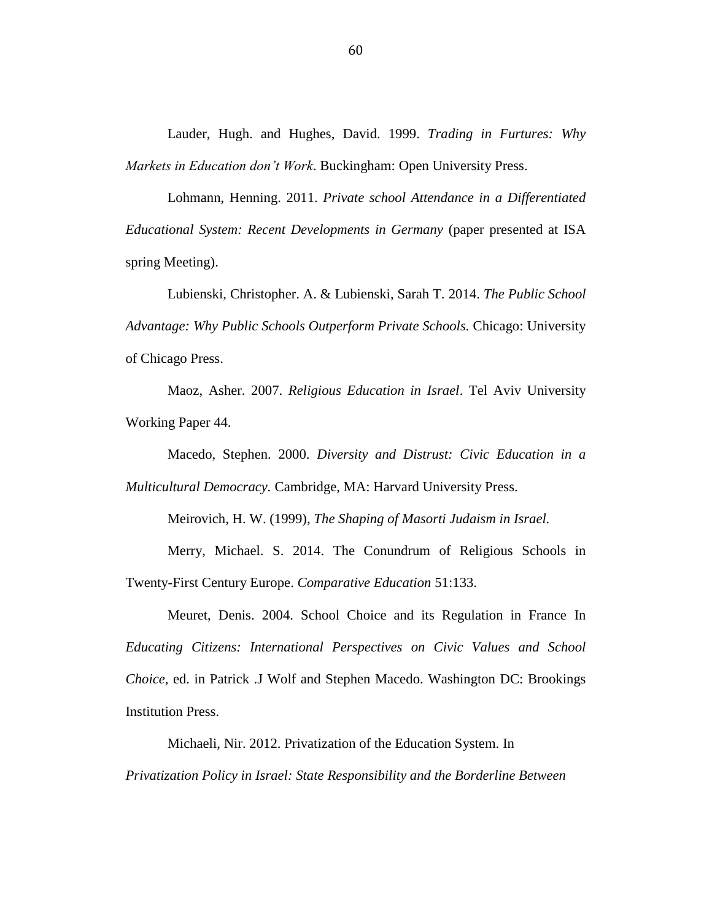Lauder, Hugh. and Hughes, David. 1999. *Trading in Furtures: Why Markets in Education don't Work*. Buckingham: Open University Press.

Lohmann, Henning. 2011. *Private school Attendance in a Differentiated Educational System: Recent Developments in Germany* (paper presented at ISA spring Meeting).

Lubienski, Christopher. A. & Lubienski, Sarah T. 2014. *The Public School Advantage: Why Public Schools Outperform Private Schools.* Chicago: University of Chicago Press.

Maoz, Asher. 2007. *Religious Education in Israel*. Tel Aviv University Working Paper 44.

Macedo, Stephen. 2000. *Diversity and Distrust: Civic Education in a Multicultural Democracy.* Cambridge, MA: Harvard University Press.

Meirovich, H. W. (1999), *The Shaping of Masorti Judaism in Israel.*

Merry, Michael. S. 2014. The Conundrum of Religious Schools in Twenty-First Century Europe. *Comparative Education* 51:133.

Meuret, Denis. 2004. School Choice and its Regulation in France In *Educating Citizens: International Perspectives on Civic Values and School Choice,* ed. in Patrick .J Wolf and Stephen Macedo. Washington DC: Brookings Institution Press.

Michaeli, Nir. 2012. Privatization of the Education System. In *Privatization Policy in Israel: State Responsibility and the Borderline Between*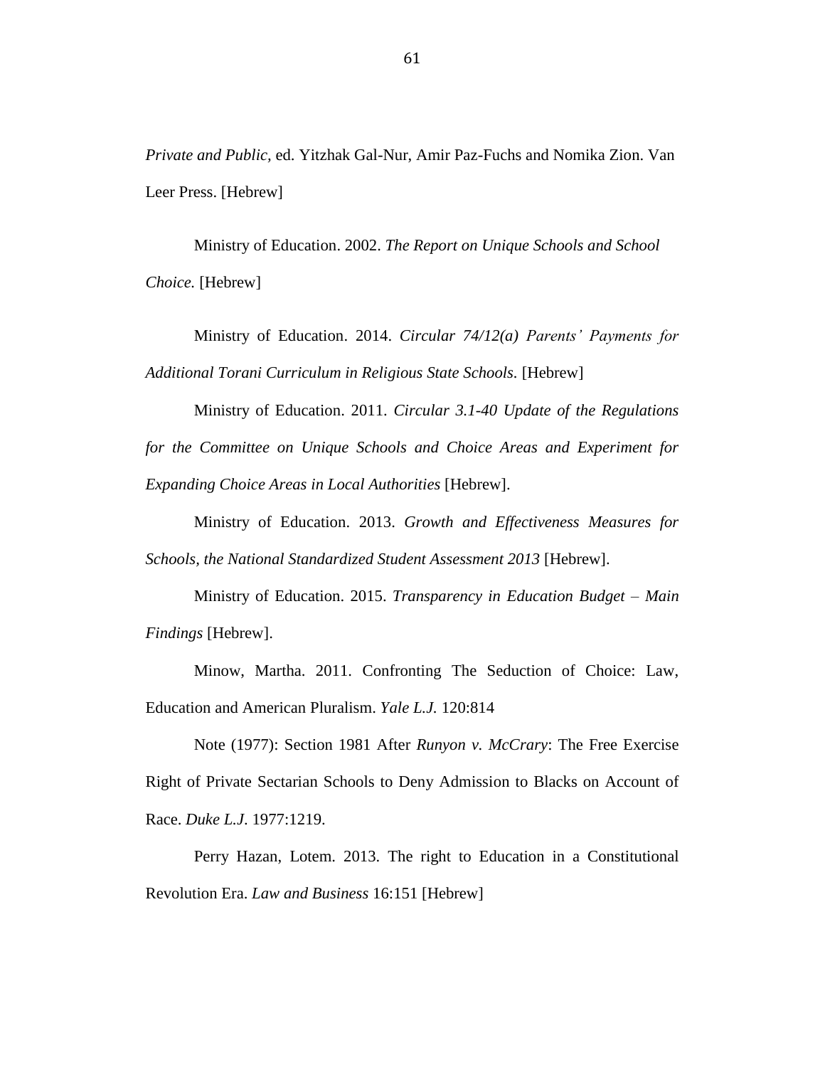*Private and Public*, ed. Yitzhak Gal-Nur, Amir Paz-Fuchs and Nomika Zion. Van Leer Press. [Hebrew]

Ministry of Education. 2002. *The Report on Unique Schools and School Choice.* [Hebrew]

Ministry of Education. 2014. *Circular 74/12(a) Parents' Payments for Additional Torani Curriculum in Religious State Schools*. [Hebrew]

Ministry of Education. 2011. *Circular 3.1-40 Update of the Regulations for the Committee on Unique Schools and Choice Areas and Experiment for Expanding Choice Areas in Local Authorities* [Hebrew].

Ministry of Education. 2013. *Growth and Effectiveness Measures for Schools, the National Standardized Student Assessment 2013* [Hebrew].

Ministry of Education. 2015. *Transparency in Education Budget – Main Findings* [Hebrew].

Minow, Martha. 2011. Confronting The Seduction of Choice: Law, Education and American Pluralism. *Yale L.J.* 120:814

Note (1977): Section 1981 After *Runyon v. McCrary*: The Free Exercise Right of Private Sectarian Schools to Deny Admission to Blacks on Account of Race. *Duke L.J*. 1977:1219.

Perry Hazan, Lotem. 2013. The right to Education in a Constitutional Revolution Era. *Law and Business* 16:151 [Hebrew]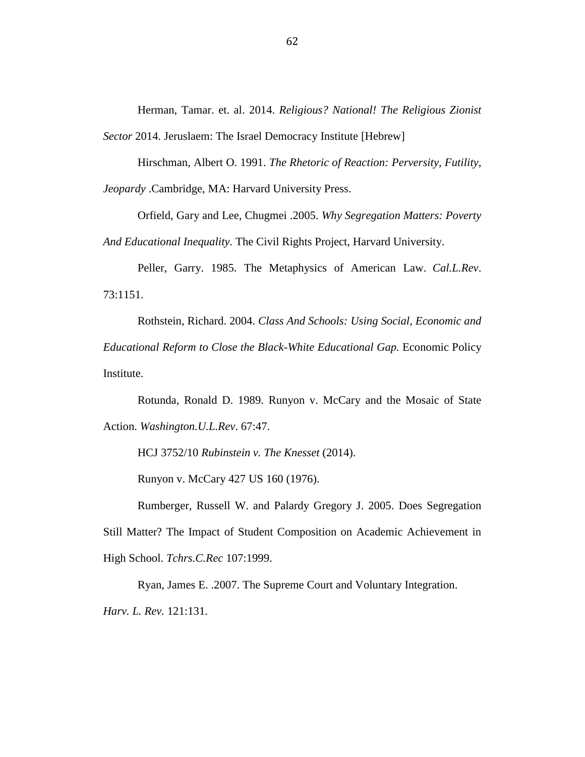Herman, Tamar. et. al. 2014. *Religious? National! The Religious Zionist Sector* 2014. Jeruslaem: The Israel Democracy Institute [Hebrew]

Hirschman, Albert O. 1991. *The Rhetoric of Reaction: Perversity, Futility, Jeopardy* .Cambridge, MA: Harvard University Press.

Orfield, Gary and Lee, Chugmei .2005. *Why Segregation Matters: Poverty And Educational Inequality.* The Civil Rights Project, Harvard University.

Peller, Garry. 1985. The Metaphysics of American Law. *Cal.L.Rev*. 73:1151.

Rothstein, Richard. 2004. *Class And Schools: Using Social, Economic and Educational Reform to Close the Black-White Educational Gap.* Economic Policy Institute.

Rotunda, Ronald D. 1989. Runyon v. McCary and the Mosaic of State Action. *Washington.U.L.Rev*. 67:47.

HCJ 3752/10 *Rubinstein v. The Knesset* (2014).

Runyon v. McCary 427 US 160 (1976).

Rumberger, Russell W. and Palardy Gregory J. 2005. Does Segregation Still Matter? The Impact of Student Composition on Academic Achievement in High School. *Tchrs.C.Rec* 107:1999.

Ryan, James E. .2007. The Supreme Court and Voluntary Integration. *Harv. L. Rev.* 121:131.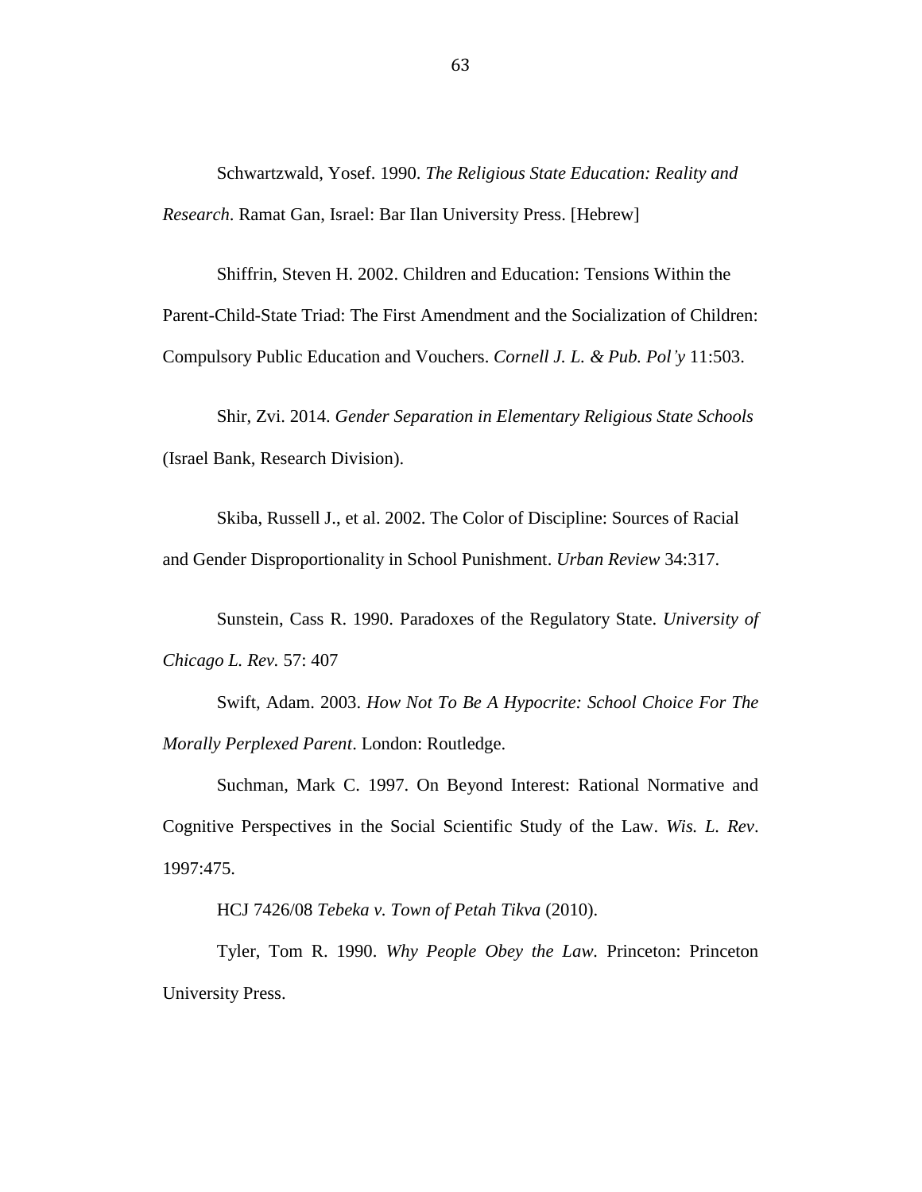Schwartzwald, Yosef. 1990. *The Religious State Education: Reality and Research*. Ramat Gan, Israel: Bar Ilan University Press. [Hebrew]

Shiffrin, Steven H. 2002. Children and Education: Tensions Within the Parent-Child-State Triad: The First Amendment and the Socialization of Children: Compulsory Public Education and Vouchers. *Cornell J. L. & Pub. Pol'y* 11:503.

Shir, Zvi. 2014. *Gender Separation in Elementary Religious State Schools* (Israel Bank, Research Division).

Skiba, Russell J., et al. 2002. The Color of Discipline: Sources of Racial and Gender Disproportionality in School Punishment. *Urban Review* 34:317.

Sunstein, Cass R. 1990. Paradoxes of the Regulatory State. *University of Chicago L. Rev.* 57: 407

Swift, Adam. 2003. *How Not To Be A Hypocrite: School Choice For The Morally Perplexed Parent*. London: Routledge.

Suchman, Mark C. 1997. On Beyond Interest: Rational Normative and Cognitive Perspectives in the Social Scientific Study of the Law. *Wis. L. Rev*. 1997:475.

HCJ 7426/08 *Tebeka v. Town of Petah Tikva* (2010).

Tyler, Tom R. 1990. *Why People Obey the Law.* Princeton: Princeton University Press.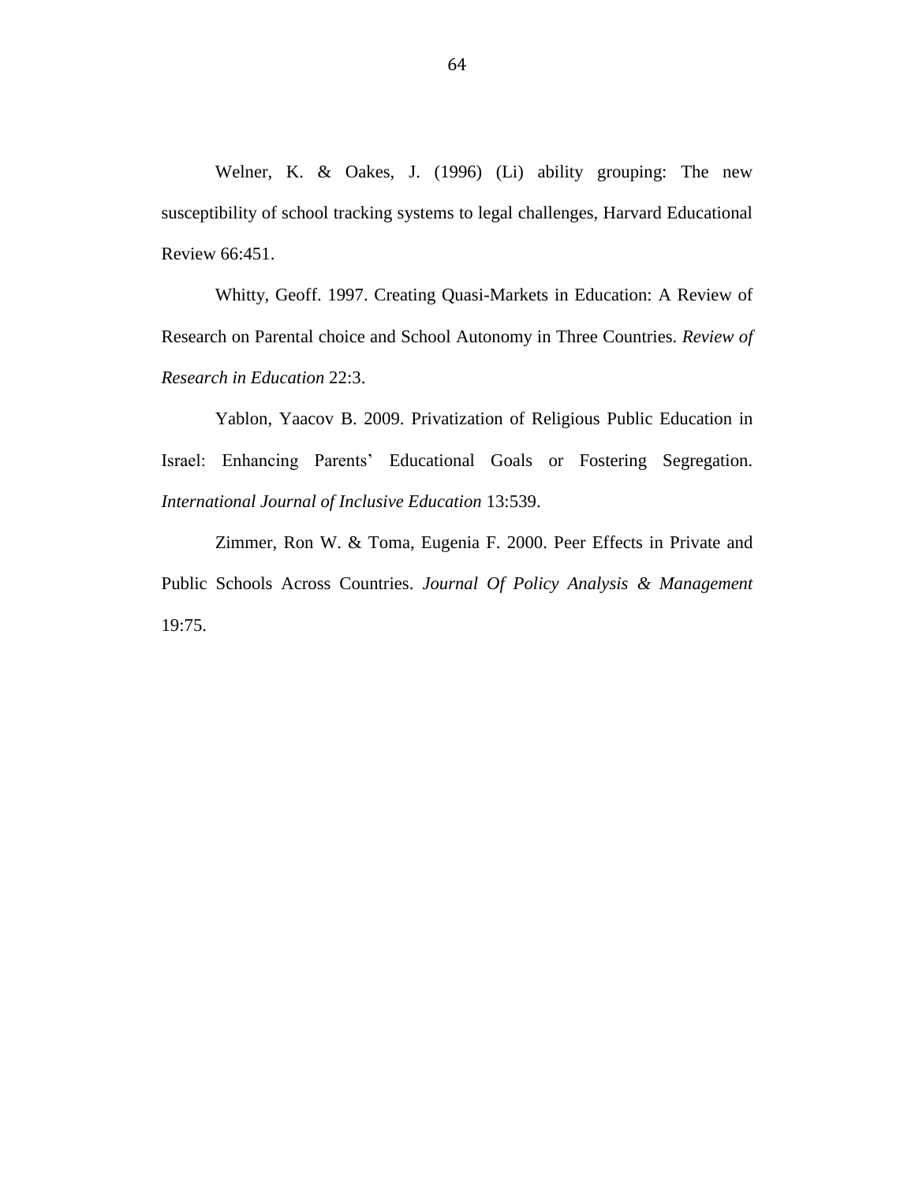Welner, K. & Oakes, J. (1996) (Li) ability grouping: The new susceptibility of school tracking systems to legal challenges, Harvard Educational Review 66:451.

Whitty, Geoff. 1997. Creating Quasi-Markets in Education: A Review of Research on Parental choice and School Autonomy in Three Countries. *Review of Research in Education* 22:3.

Yablon, Yaacov B. 2009. Privatization of Religious Public Education in Israel: Enhancing Parents' Educational Goals or Fostering Segregation. *International Journal of Inclusive Education* 13:539.

Zimmer, Ron W. & Toma, Eugenia F. 2000. Peer Effects in Private and Public Schools Across Countries. *Journal Of Policy Analysis & Management* 19:75.